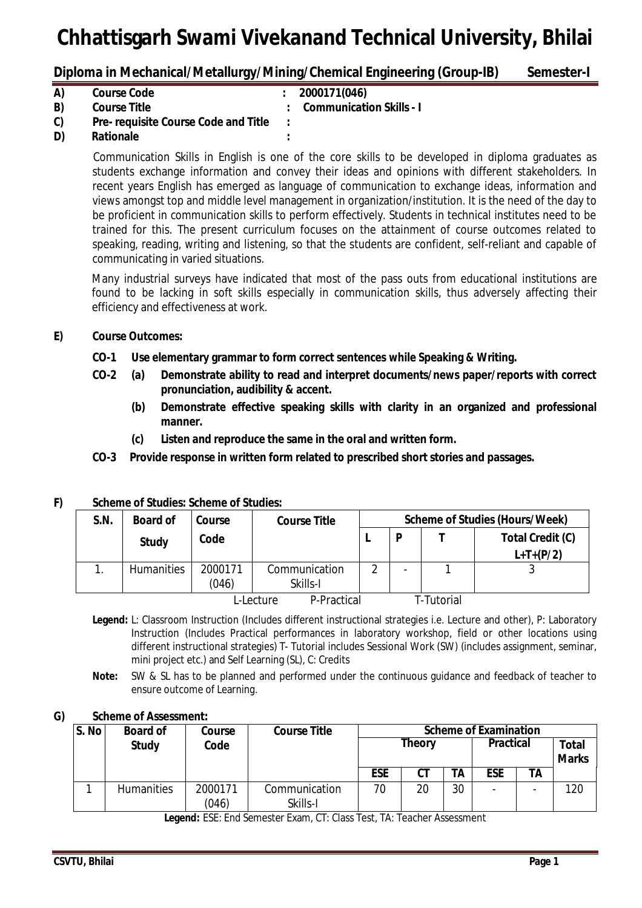# Chhattisgarh Swami Vivekanand Technical University, Bhilai

**Diploma in Mechanical/Metallurgy/Mining/Chemical Engineering (Group-IB) Semester-I**

**A) Course Code : 2000171(046)**

**B) Course Title : Communication Skills - I**

**C) Pre- requisite Course Code and Title :**

**D) Rationale :**

Communication Skills in English is one of the core skills to be developed in diploma graduates as students exchange information and convey their ideas and opinions with different stakeholders. In recent years English has emerged as language of communication to exchange ideas, information and views amongst top and middle level management in organization/institution. It is the need of the day to be proficient in communication skills to perform effectively. Students in technical institutes need to be trained for this. The present curriculum focuses on the attainment of course outcomes related to speaking, reading, writing and listening, so that the students are confident, self-reliant and capable of communicating in varied situations.

Many industrial surveys have indicated that most of the pass outs from educational institutions are found to be lacking in soft skills especially in communication skills, thus adversely affecting their efficiency and effectiveness at work.

**E) Course Outcomes:**

- **CO-1 Use elementary grammar to form correct sentences while Speaking & Writing.**
- **CO-2 (a) Demonstrate ability to read and interpret documents/news paper/reports with correct pronunciation, audibility & accent.**
  - **(b) Demonstrate effective speaking skills with clarity in an organized and professional manner.**
  - **(c) Listen and reproduce the same in the oral and written form.**
- **CO-3 Provide response in written form related to prescribed short stories and passages.**

**F) Scheme of Studies: Scheme of Studies:**

| S.N. | Board of Study | Course Code | Course Title | Scheme of Studies (Hours/Week) | | | |
|---|---|---|---|---|---|---|---|
| | | | | L | P | T | Total Credit (C) L+T+(P/2) |
| 1. | Humanities | 2000171 (046) | Communication Skills-I | 2 | - | 1 | 3 |

L-Lecture P-Practical T-Tutorial

**Legend:** L: Classroom Instruction (Includes different instructional strategies i.e. Lecture and other), P: Laboratory Instruction (Includes Practical performances in laboratory workshop, field or other locations using different instructional strategies) T- Tutorial includes Sessional Work (SW) (includes assignment, seminar, mini project etc.) and Self Learning (SL), C: Credits

**Note:** SW & SL has to be planned and performed under the continuous guidance and feedback of teacher to ensure outcome of Learning.

**G) Scheme of Assessment:**

| S. No | Board of Study | Course Code | Course Title | Scheme of Examination | | | | | |
|---|---|---|---|---|---|---|---|---|---|
| | | | | Theory | | | Practical | | Total Marks |
| | | | | ESE | CT | TA | ESE | TA | |
| 1 | Humanities | 2000171 (046) | Communication Skills-I | 70 | 20 | 30 | - | - | 120 |

**Legend:** ESE: End Semester Exam, CT: Class Test, TA: Teacher Assessment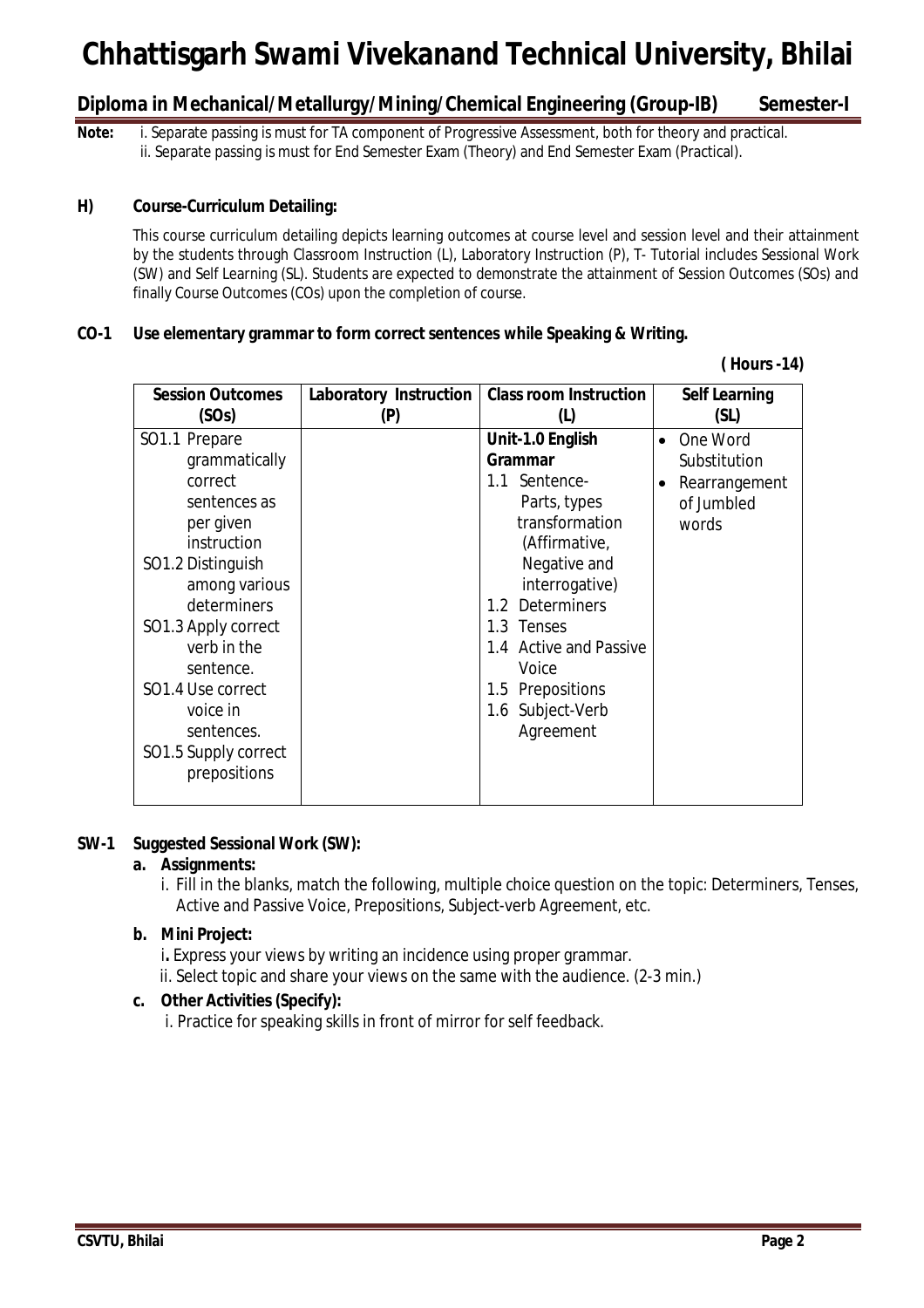# Chhattisgarh Swami Vivekanand Technical University, Bhilai

## Diploma in Mechanical/Metallurgy/Mining/Chemical Engineering (Group-IB) Semester-I

**Note:** i. Separate passing is must for TA component of Progressive Assessment, both for theory and practical.
ii. Separate passing is must for End Semester Exam (Theory) and End Semester Exam (Practical).

### H) Course-Curriculum Detailing:

This course curriculum detailing depicts learning outcomes at course level and session level and their attainment by the students through Classroom Instruction (L), Laboratory Instruction (P), T- Tutorial includes Sessional Work (SW) and Self Learning (SL). Students are expected to demonstrate the attainment of Session Outcomes (SOs) and finally Course Outcomes (COs) upon the completion of course.

### CO-1 Use elementary grammar to form correct sentences while Speaking & Writing.

**( Hours -14)**

| Session Outcomes (SOs) | Laboratory Instruction (P) | Class room Instruction (L) | Self Learning (SL) |
|---|---|---|---|
| SO1.1 Prepare grammatically correct sentences as per given instruction<br>SO1.2 Distinguish among various determiners<br>SO1.3 Apply correct verb in the sentence.<br>SO1.4 Use correct voice in sentences.<br>SO1.5 Supply correct prepositions | | **Unit-1.0 English Grammar**<br>1.1 Sentence- Parts, types transformation (Affirmative, Negative and interrogative)<br>1.2 Determiners<br>1.3 Tenses<br>1.4 Active and Passive Voice<br>1.5 Prepositions<br>1.6 Subject-Verb Agreement | • One Word Substitution<br>• Rearrangement of Jumbled words |

### SW-1 Suggested Sessional Work (SW):

**a. Assignments:**

i. Fill in the blanks, match the following, multiple choice question on the topic: Determiners, Tenses, Active and Passive Voice, Prepositions, Subject-verb Agreement, etc.

**b. Mini Project:**

i. Express your views by writing an incidence using proper grammar.
ii. Select topic and share your views on the same with the audience. (2-3 min.)

**c. Other Activities (Specify):**

i. Practice for speaking skills in front of mirror for self feedback.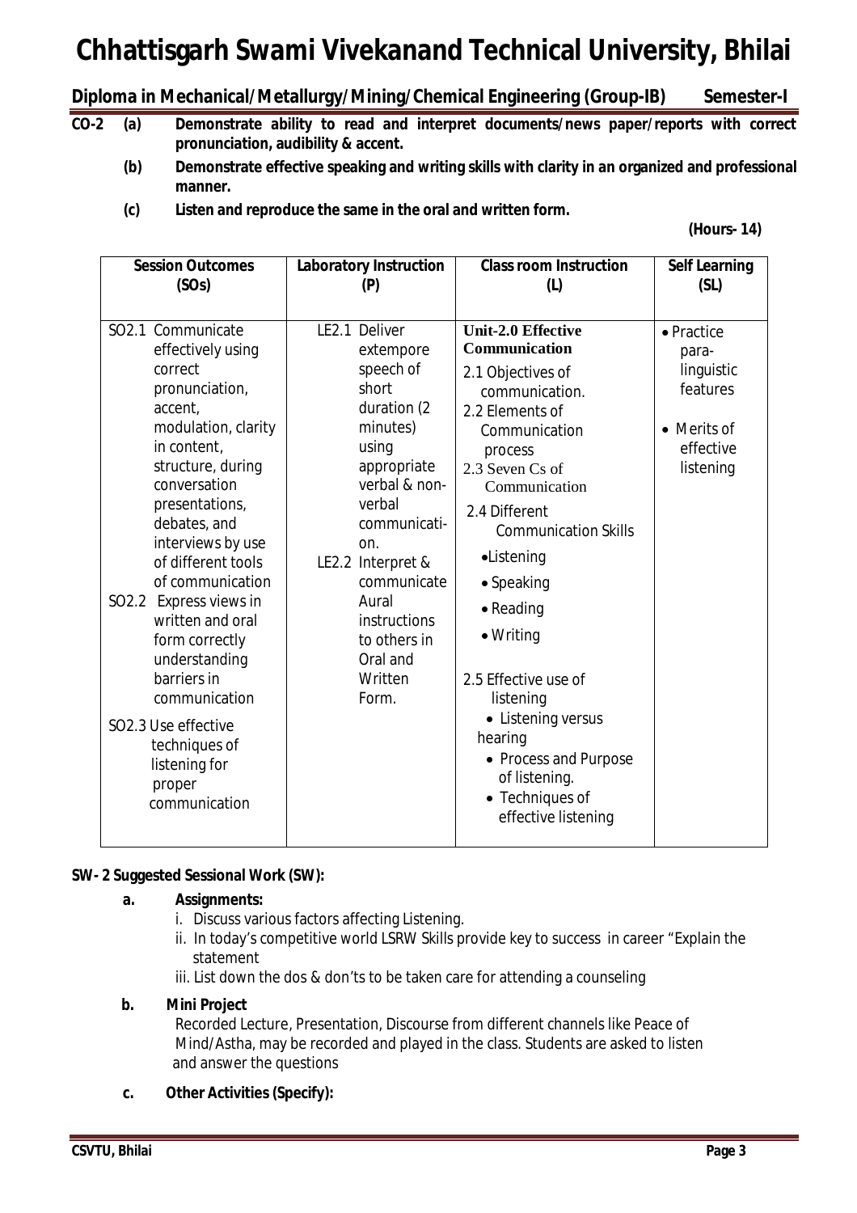**CO-2 (a)** Demonstrate ability to read and interpret documents/news paper/reports with correct pronunciation, audibility & accent.

**(b)** Demonstrate effective speaking and writing skills with clarity in an organized and professional manner.

**(c)** Listen and reproduce the same in the oral and written form.

**(Hours- 14)**

| Session Outcomes (SOs) | Laboratory Instruction (P) | Class room Instruction (L) | Self Learning (SL) |
|---|---|---|---|
| SO2.1 Communicate effectively using correct pronunciation, accent, modulation, clarity in content, structure, during conversation presentations, debates, and interviews by use of different tools of communication<br>SO2.2 Express views in written and oral form correctly understanding barriers in communication<br>SO2.3 Use effective techniques of listening for proper communication | LE2.1 Deliver extempore speech of short duration (2 minutes) using appropriate verbal & non-verbal communication.<br>LE2.2 Interpret & communicate Aural instructions to others in Oral and Written Form. | **Unit-2.0 Effective Communication**<br>2.1 Objectives of communication.<br>2.2 Elements of Communication process<br>2.3 Seven Cs of Communication<br>2.4 Different Communication Skills<br>• Listening<br>• Speaking<br>• Reading<br>• Writing<br>2.5 Effective use of listening<br>• Listening versus hearing<br>• Process and Purpose of listening.<br>• Techniques of effective listening | • Practice para-linguistic features<br>• Merits of effective listening |

**SW- 2 Suggested Sessional Work (SW):**

**a. Assignments:**

i. Discuss various factors affecting Listening.

ii. In today's competitive world LSRW Skills provide key to success in career "Explain the statement

iii. List down the dos & don'ts to be taken care for attending a counseling

**b. Mini Project**

Recorded Lecture, Presentation, Discourse from different channels like Peace of Mind/Astha, may be recorded and played in the class. Students are asked to listen and answer the questions

**c. Other Activities (Specify):**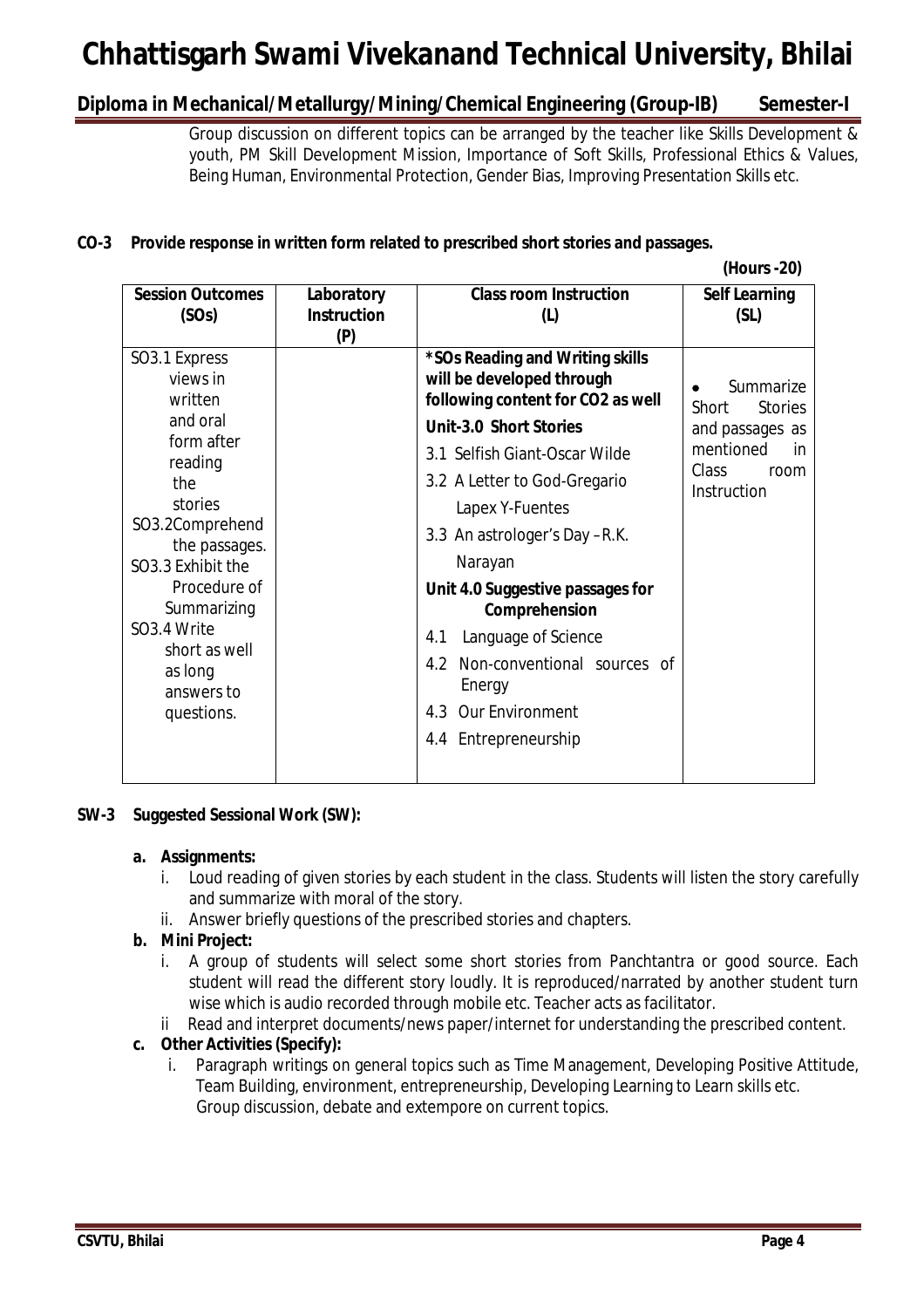Group discussion on different topics can be arranged by the teacher like Skills Development & youth, PM Skill Development Mission, Importance of Soft Skills, Professional Ethics & Values, Being Human, Environmental Protection, Gender Bias, Improving Presentation Skills etc.

**CO-3 Provide response in written form related to prescribed short stories and passages.**

**(Hours -20)**

| **Session Outcomes (SOs)** | **Laboratory Instruction (P)** | **Class room Instruction (L)** | **Self Learning (SL)** |
|---|---|---|---|
| SO3.1 Express views in written and oral form after reading the stories<br>SO3.2Comprehend the passages.<br>SO3.3 Exhibit the Procedure of Summarizing<br>SO3.4 Write short as well as long answers to questions. | | ***SOs Reading and Writing skills will be developed through following content for CO2 as well**<br>**Unit-3.0 Short Stories**<br>3.1 Selfish Giant-Oscar Wilde<br>3.2 A Letter to God-Gregario Lapex Y-Fuentes<br>3.3 An astrologer's Day –R.K. Narayan<br>**Unit 4.0 Suggestive passages for Comprehension**<br>4.1 Language of Science<br>4.2 Non-conventional sources of Energy<br>4.3 Our Environment<br>4.4 Entrepreneurship | • Summarize Short Stories and passages as mentioned in Class room Instruction |

**SW-3 Suggested Sessional Work (SW):**

**a. Assignments:**

i. Loud reading of given stories by each student in the class. Students will listen the story carefully and summarize with moral of the story.

ii. Answer briefly questions of the prescribed stories and chapters.

**b. Mini Project:**

i. A group of students will select some short stories from Panchtantra or good source. Each student will read the different story loudly. It is reproduced/narrated by another student turn wise which is audio recorded through mobile etc. Teacher acts as facilitator.

ii Read and interpret documents/news paper/internet for understanding the prescribed content.

**c. Other Activities (Specify):**

i. Paragraph writings on general topics such as Time Management, Developing Positive Attitude, Team Building, environment, entrepreneurship, Developing Learning to Learn skills etc. Group discussion, debate and extempore on current topics.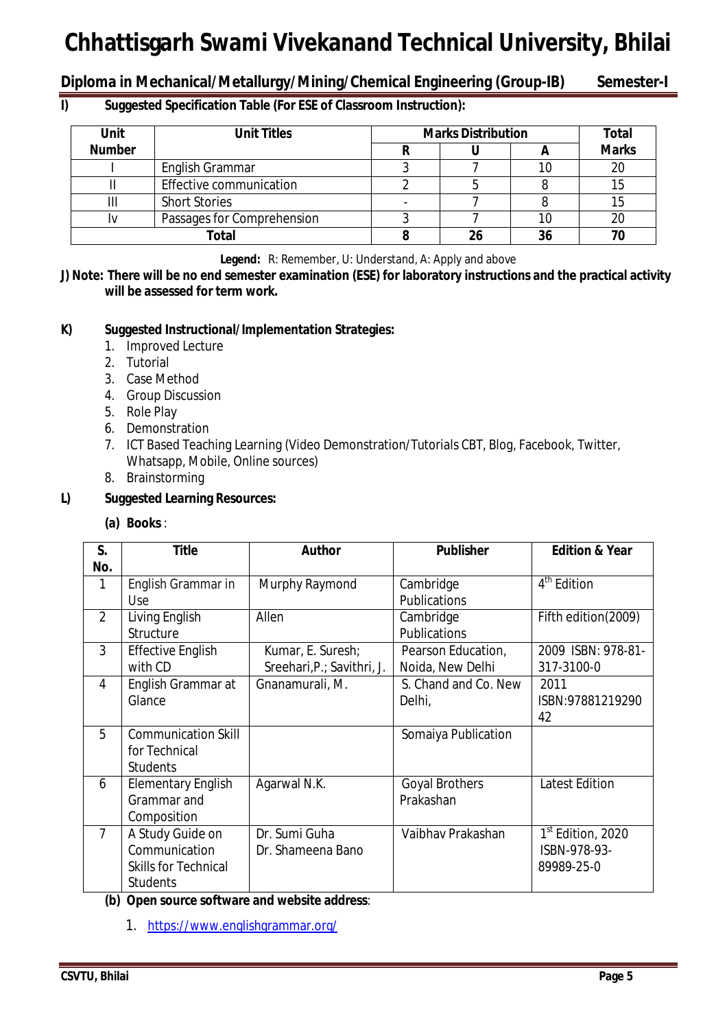**I) Suggested Specification Table (For ESE of Classroom Instruction):**

| Unit Number | Unit Titles | Marks Distribution | | | Total Marks |
|---|---|---|---|---|---|
| | | R | U | A | |
| I | English Grammar | 3 | 7 | 10 | 20 |
| II | Effective communication | 2 | 5 | 8 | 15 |
| III | Short Stories | - | 7 | 8 | 15 |
| Iv | Passages for Comprehension | 3 | 7 | 10 | 20 |
| Total | | 8 | 26 | 36 | 70 |

**Legend:** R: Remember, U: Understand, A: Apply and above

**J) Note: There will be no end semester examination (ESE) for laboratory instructions and the practical activity will be assessed for term work.**

**K) Suggested Instructional/Implementation Strategies:**

1. Improved Lecture
2. Tutorial
3. Case Method
4. Group Discussion
5. Role Play
6. Demonstration
7. ICT Based Teaching Learning (Video Demonstration/Tutorials CBT, Blog, Facebook, Twitter, Whatsapp, Mobile, Online sources)
8. Brainstorming

**L) Suggested Learning Resources:**

**(a) Books** :

| S. No. | Title | Author | Publisher | Edition & Year |
|---|---|---|---|---|
| 1 | English Grammar in Use | Murphy Raymond | Cambridge Publications | 4th Edition |
| 2 | Living English Structure | Allen | Cambridge Publications | Fifth edition(2009) |
| 3 | Effective English with CD | Kumar, E. Suresh; Sreehari,P.; Savithri, J. | Pearson Education, Noida, New Delhi | 2009 ISBN: 978-81-317-3100-0 |
| 4 | English Grammar at Glance | Gnanamurali, M. | S. Chand and Co. New Delhi, | 2011 ISBN:9788121929042 |
| 5 | Communication Skill for Technical Students | | Somaiya Publication | |
| 6 | Elementary English Grammar and Composition | Agarwal N.K. | Goyal Brothers Prakashan | Latest Edition |
| 7 | A Study Guide on Communication Skills for Technical Students | Dr. Sumi Guha Dr. Shameena Bano | Vaibhav Prakashan | 1st Edition, 2020 ISBN-978-93-89989-25-0 |

**(b) Open source software and website address**:

1. https://www.englishgrammar.org/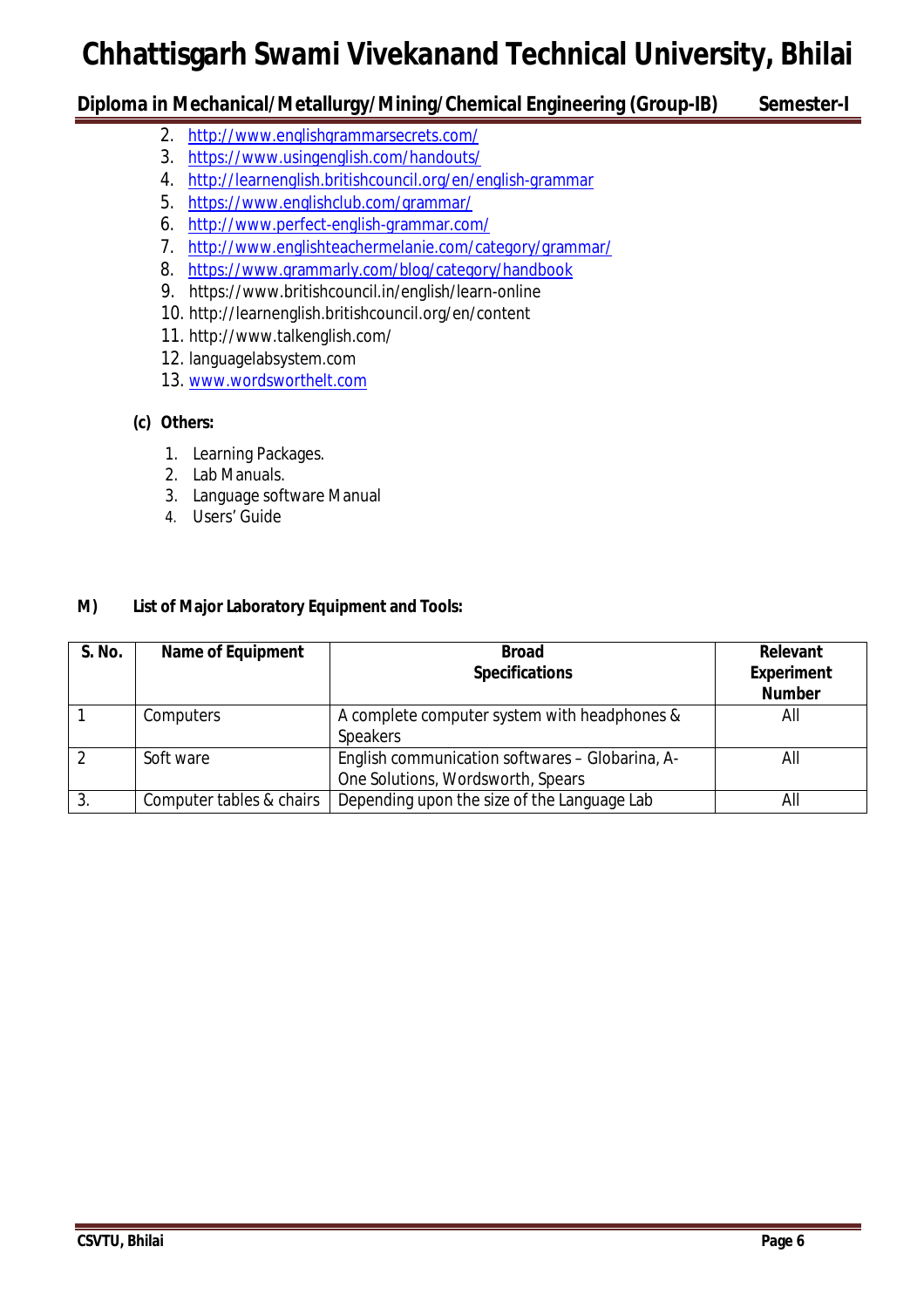2. http://www.englishgrammarsecrets.com/
3. https://www.usingenglish.com/handouts/
4. http://learnenglish.britishcouncil.org/en/english-grammar
5. https://www.englishclub.com/grammar/
6. http://www.perfect-english-grammar.com/
7. http://www.englishteachermelanie.com/category/grammar/
8. https://www.grammarly.com/blog/category/handbook
9. https://www.britishcouncil.in/english/learn-online
10. http://learnenglish.britishcouncil.org/en/content
11. http://www.talkenglish.com/
12. languagelabsystem.com
13. www.wordsworthelt.com

**(c) Others:**

1. Learning Packages.
2. Lab Manuals.
3. Language software Manual
4. Users' Guide

**M) List of Major Laboratory Equipment and Tools:**

| S. No. | Name of Equipment | Broad Specifications | Relevant Experiment Number |
|---|---|---|---|
| 1 | Computers | A complete computer system with headphones & Speakers | All |
| 2 | Soft ware | English communication softwares – Globarina, A-One Solutions, Wordsworth, Spears | All |
| 3. | Computer tables & chairs | Depending upon the size of the Language Lab | All |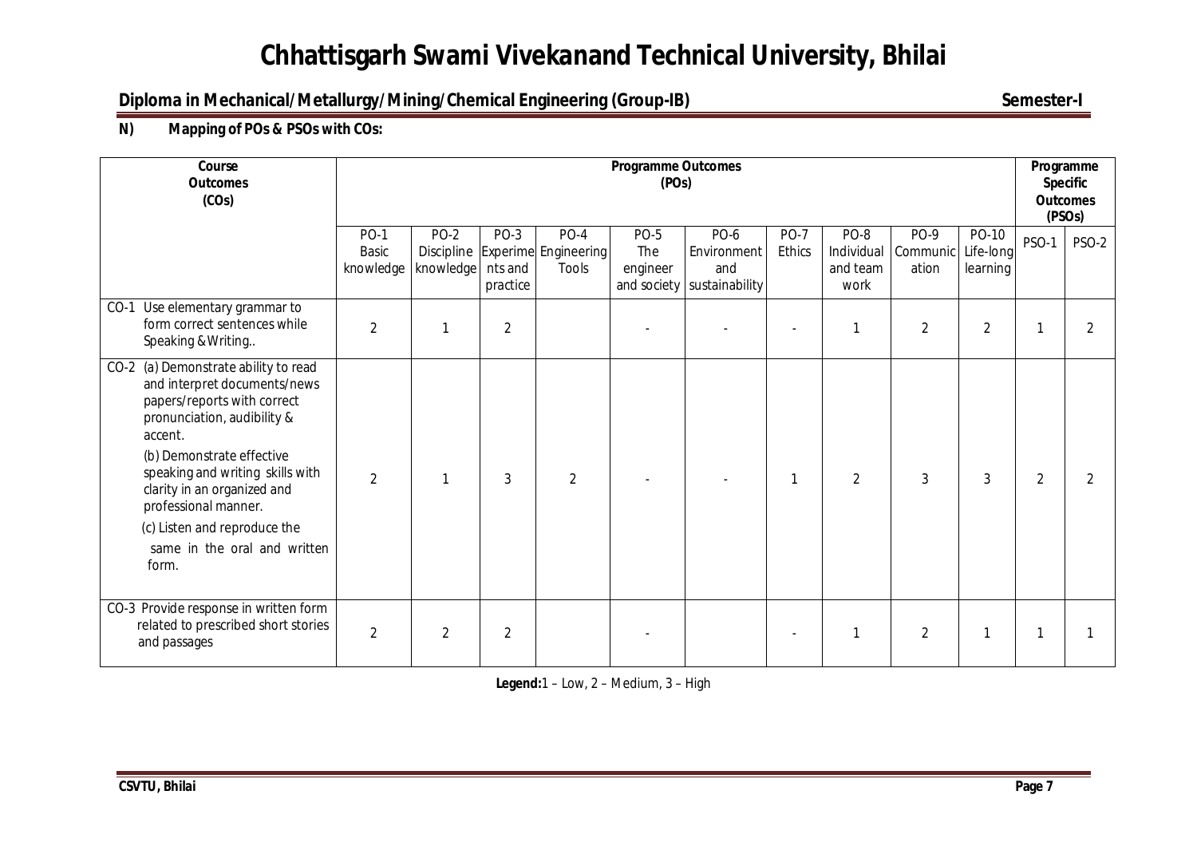# Chhattisgarh Swami Vivekanand Technical University, Bhilai

## Diploma in Mechanical/Metallurgy/Mining/Chemical Engineering (Group-IB) Semester-I

**N) Mapping of POs & PSOs with COs:**

| Course Outcomes (COs) | Programme Outcomes (POs) | | | | | | | | | | Programme Specific Outcomes (PSOs) | |
|---|---|---|---|---|---|---|---|---|---|---|---|---|
| | PO-1 Basic knowledge | PO-2 Discipline knowledge | PO-3 Experiments and practice | PO-4 Engineering Tools | PO-5 The engineer and society | PO-6 Environment and sustainability | PO-7 Ethics | PO-8 Individual and team work | PO-9 Communication | PO-10 Life-long learning | PSO-1 | PSO-2 |
| CO-1 Use elementary grammar to form correct sentences while Speaking & Writing.. | 2 | 1 | 2 | | - | - | - | 1 | 2 | 2 | 1 | 2 |
| CO-2 (a) Demonstrate ability to read and interpret documents/news papers/reports with correct pronunciation, audibility & accent. (b) Demonstrate effective speaking and writing skills with clarity in an organized and professional manner. (c) Listen and reproduce the same in the oral and written form. | 2 | 1 | 3 | 2 | - | - | 1 | 2 | 3 | 3 | 2 | 2 |
| CO-3 Provide response in written form related to prescribed short stories and passages | 2 | 2 | 2 | | - | | - | 1 | 2 | 1 | 1 | 1 |

**Legend:** 1 – Low, 2 – Medium, 3 – High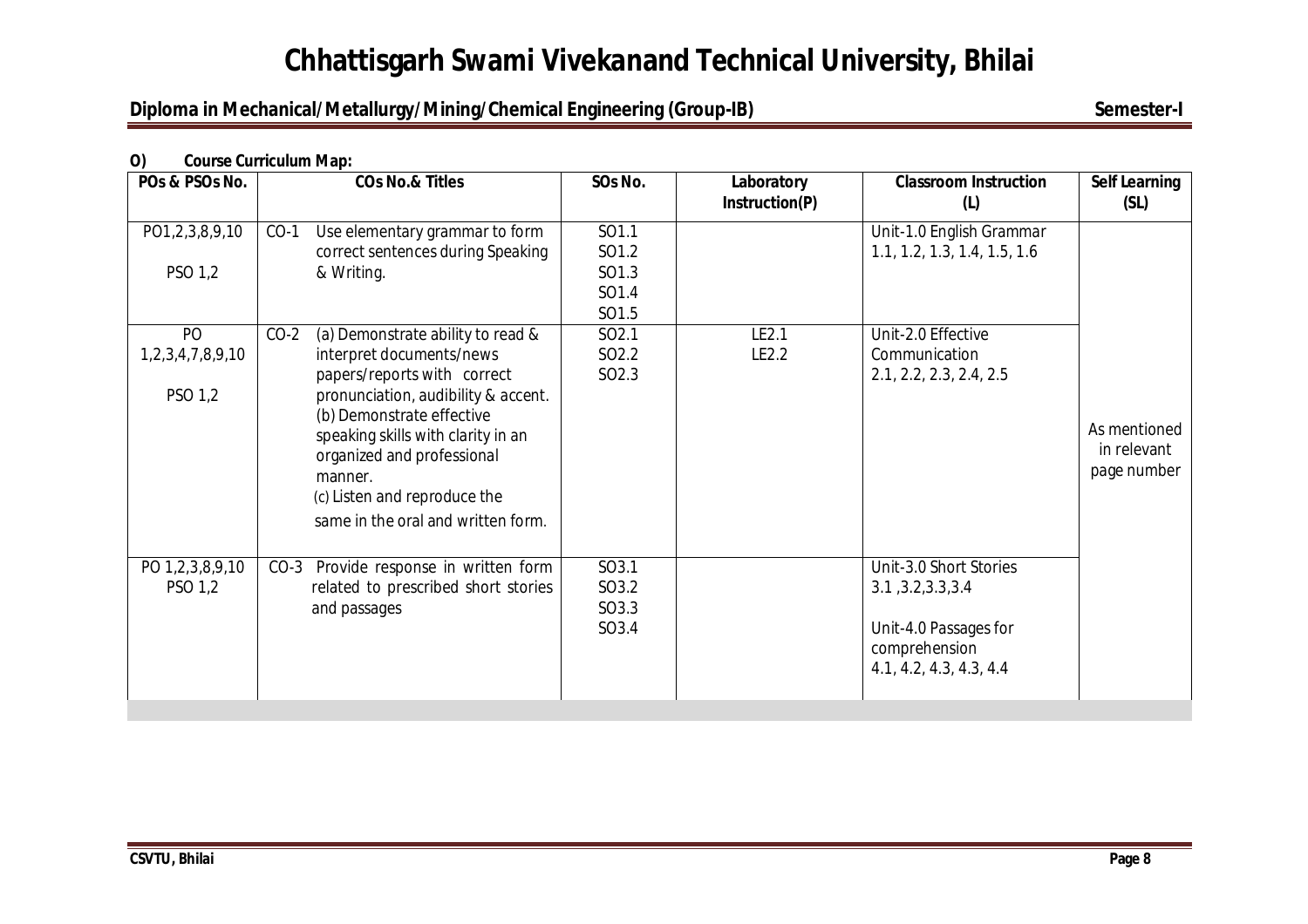**O) Course Curriculum Map:**

| POs & PSOs No. | COs No.& Titles | SOs No. | Laboratory Instruction(P) | Classroom Instruction (L) | Self Learning (SL) |
|---|---|---|---|---|---|
| PO1,2,3,8,9,10<br><br>PSO 1,2 | CO-1 Use elementary grammar to form correct sentences during Speaking & Writing. | SO1.1<br>SO1.2<br>SO1.3<br>SO1.4<br>SO1.5 | | Unit-1.0 English Grammar<br>1.1, 1.2, 1.3, 1.4, 1.5, 1.6 | As mentioned in relevant page number |
| PO 1,2,3,4,7,8,9,10<br><br>PSO 1,2 | CO-2 (a) Demonstrate ability to read & interpret documents/news papers/reports with correct pronunciation, audibility & accent.<br>(b) Demonstrate effective speaking skills with clarity in an organized and professional manner.<br>(c) Listen and reproduce the same in the oral and written form. | SO2.1<br>SO2.2<br>SO2.3 | LE2.1<br>LE2.2 | Unit-2.0 Effective Communication<br>2.1, 2.2, 2.3, 2.4, 2.5 | |
| PO 1,2,3,8,9,10<br>PSO 1,2 | CO-3 Provide response in written form related to prescribed short stories and passages | SO3.1<br>SO3.2<br>SO3.3<br>SO3.4 | | Unit-3.0 Short Stories<br>3.1 ,3.2,3.3,3.4<br><br>Unit-4.0 Passages for comprehension<br>4.1, 4.2, 4.3, 4.3, 4.4 | |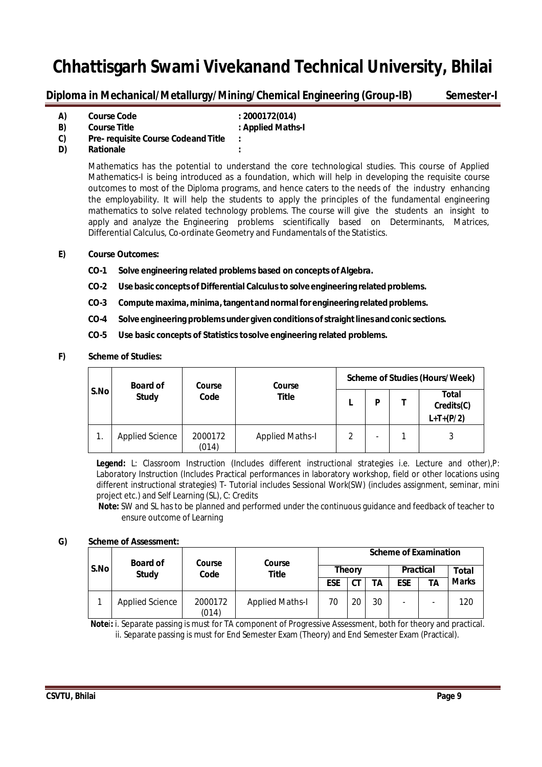# Chhattisgarh Swami Vivekanand Technical University, Bhilai

## Diploma in Mechanical/Metallurgy/Mining/Chemical Engineering (Group-IB) Semester-I

**A) Course Code** : **2000172(014)**

**B) Course Title** : **Applied Maths-I**

**C) Pre- requisite Course Code and Title** :

**D) Rationale** :

Mathematics has the potential to understand the core technological studies. This course of Applied Mathematics-I is being introduced as a foundation, which will help in developing the requisite course outcomes to most of the Diploma programs, and hence caters to the needs of the industry enhancing the employability. It will help the students to apply the principles of the fundamental engineering mathematics to solve related technology problems. The course will give the students an insight to apply and analyze the Engineering problems scientifically based on Determinants, Matrices, Differential Calculus, Co-ordinate Geometry and Fundamentals of the Statistics.

**E) Course Outcomes:**

- **CO-1 Solve engineering related problems based on concepts of Algebra.**
- **CO-2 Use basic concepts of Differential Calculus to solve engineering related problems.**
- **CO-3 Compute maxima, minima, tangent and normal for engineering related problems.**
- **CO-4 Solve engineering problems under given conditions of straight lines and conic sections.**
- **CO-5 Use basic concepts of Statistics to solve engineering related problems.**

**F) Scheme of Studies:**

| S.No | Board of Study | Course Code | Course Title | Scheme of Studies (Hours/Week) | | | |
|---|---|---|---|---|---|---|---|
| | | | | L | P | T | Total Credits(C) L+T+(P/2) |
| 1. | Applied Science | 2000172 (014) | Applied Maths-I | 2 | - | 1 | 3 |

**Legend:** L: Classroom Instruction (Includes different instructional strategies i.e. Lecture and other),P: Laboratory Instruction (Includes Practical performances in laboratory workshop, field or other locations using different instructional strategies) T- Tutorial includes Sessional Work(SW) (includes assignment, seminar, mini project etc.) and Self Learning (SL), C: Credits

**Note:** SW and SL has to be planned and performed under the continuous guidance and feedback of teacher to ensure outcome of Learning

**G) Scheme of Assessment:**

| S.No | Board of Study | Course Code | Course Title | Scheme of Examination | | | | | |
|---|---|---|---|---|---|---|---|---|---|
| | | | | Theory | | | Practical | | Total Marks |
| | | | | ESE | CT | TA | ESE | TA | |
| 1 | Applied Science | 2000172 (014) | Applied Maths-I | 70 | 20 | 30 | - | - | 120 |

**Note:** i. Separate passing is must for TA component of Progressive Assessment, both for theory and practical.
ii. Separate passing is must for End Semester Exam (Theory) and End Semester Exam (Practical).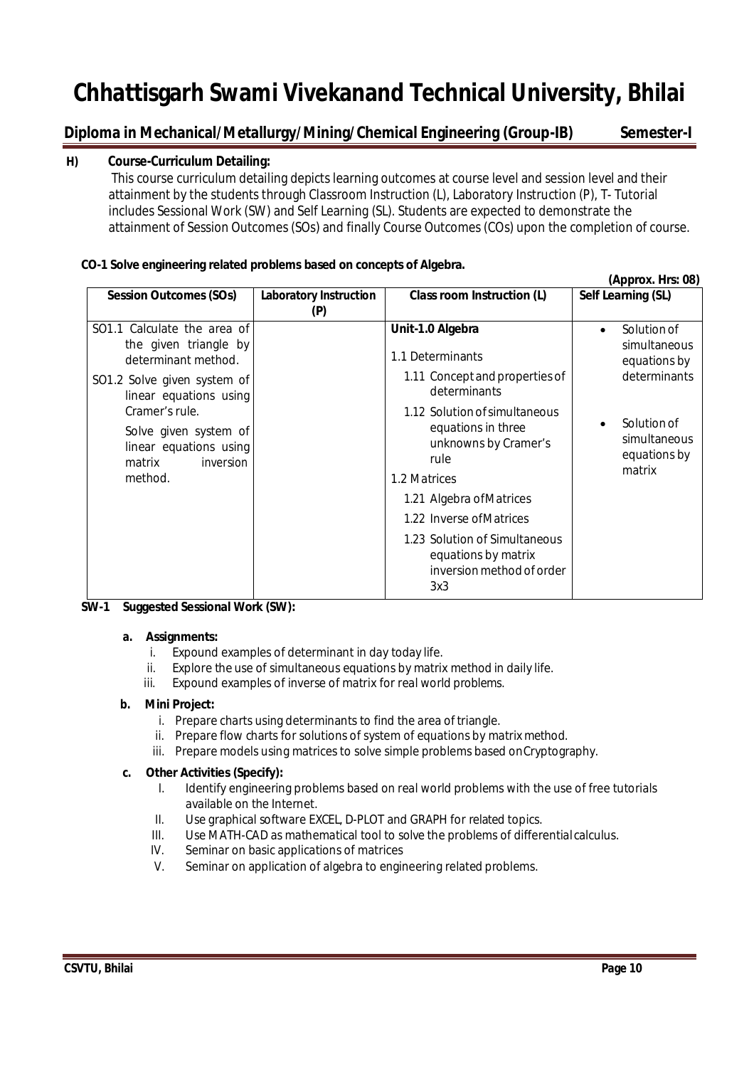# Chhattisgarh Swami Vivekanand Technical University, Bhilai

## Diploma in Mechanical/Metallurgy/Mining/Chemical Engineering (Group-IB) Semester-I

**H) Course-Curriculum Detailing:**

This course curriculum detailing depicts learning outcomes at course level and session level and their attainment by the students through Classroom Instruction (L), Laboratory Instruction (P), T- Tutorial includes Sessional Work (SW) and Self Learning (SL). Students are expected to demonstrate the attainment of Session Outcomes (SOs) and finally Course Outcomes (COs) upon the completion of course.

**CO-1 Solve engineering related problems based on concepts of Algebra.**

**(Approx. Hrs: 08)**

| Session Outcomes (SOs) | Laboratory Instruction (P) | Class room Instruction (L) | Self Learning (SL) |
|---|---|---|---|
| SO1.1 Calculate the area of the given triangle by determinant method.<br>SO1.2 Solve given system of linear equations using Cramer's rule.<br>Solve given system of linear equations using matrix inversion method. | | **Unit-1.0 Algebra**<br>1.1 Determinants<br>1.11 Concept and properties of determinants<br>1.12 Solution of simultaneous equations in three unknowns by Cramer's rule<br>1.2 Matrices<br>1.21 Algebra of Matrices<br>1.22 Inverse of Matrices<br>1.23 Solution of Simultaneous equations by matrix inversion method of order 3x3 | • Solution of simultaneous equations by determinants<br>• Solution of simultaneous equations by matrix |

**SW-1 Suggested Sessional Work (SW):**

**a. Assignments:**

i. Expound examples of determinant in day today life.
ii. Explore the use of simultaneous equations by matrix method in daily life.
iii. Expound examples of inverse of matrix for real world problems.

**b. Mini Project:**

i. Prepare charts using determinants to find the area of triangle.
ii. Prepare flow charts for solutions of system of equations by matrix method.
iii. Prepare models using matrices to solve simple problems based on Cryptography.

**c. Other Activities (Specify):**

I. Identify engineering problems based on real world problems with the use of free tutorials available on the Internet.
II. Use graphical software EXCEL, D-PLOT and GRAPH for related topics.
III. Use MATH-CAD as mathematical tool to solve the problems of differential calculus.
IV. Seminar on basic applications of matrices
V. Seminar on application of algebra to engineering related problems.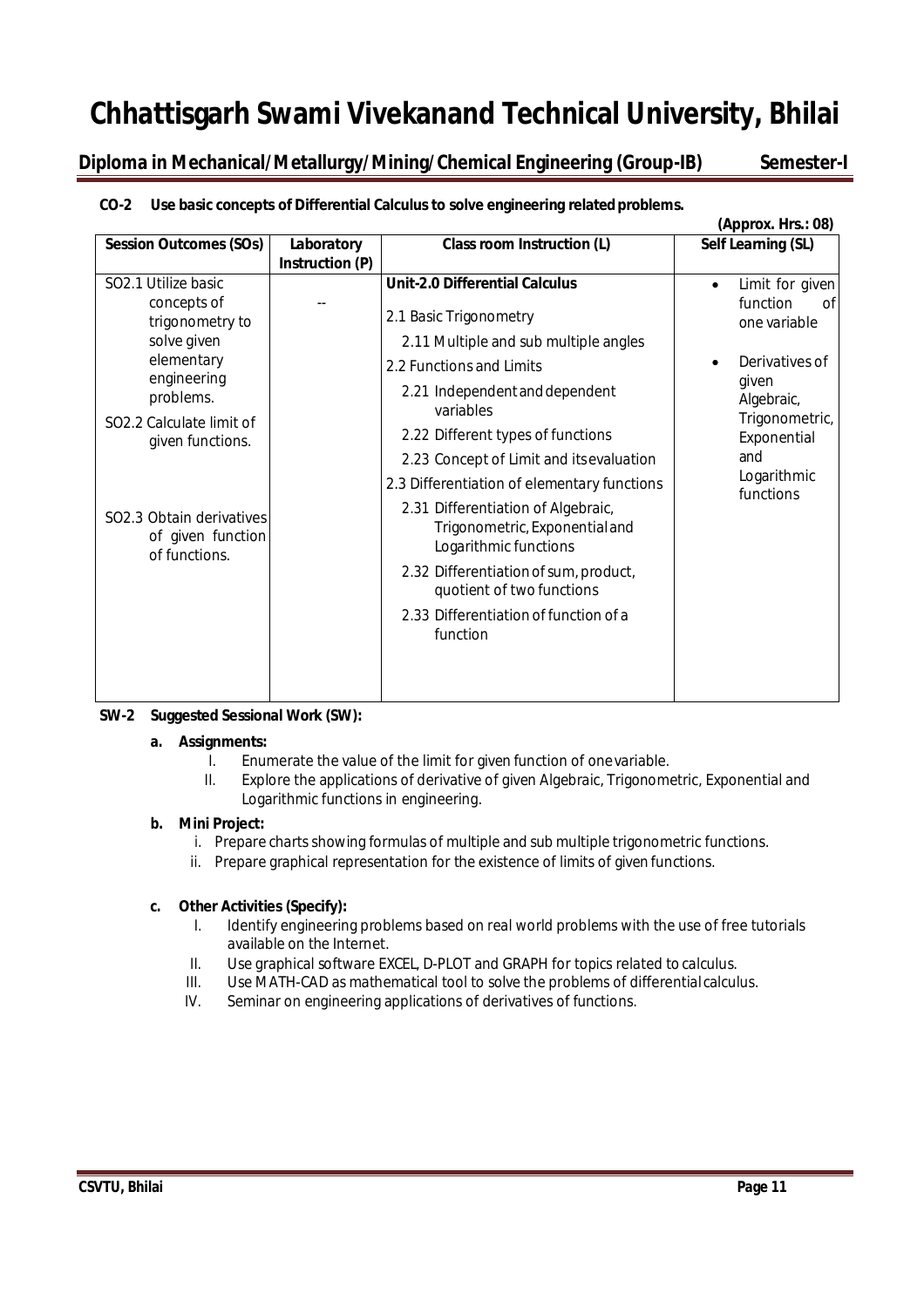# Chhattisgarh Swami Vivekanand Technical University, Bhilai

**Diploma in Mechanical/Metallurgy/Mining/Chemical Engineering (Group-IB) Semester-I**

**CO-2 Use basic concepts of Differential Calculus to solve engineering related problems.**

**(Approx. Hrs.: 08)**

| Session Outcomes (SOs) | Laboratory Instruction (P) | Class room Instruction (L) | Self Learning (SL) |
|---|---|---|---|
| SO2.1 Utilize basic concepts of trigonometry to solve given elementary engineering problems.<br>SO2.2 Calculate limit of given functions.<br>SO2.3 Obtain derivatives of given function of functions. | -- | **Unit-2.0 Differential Calculus**<br>2.1 Basic Trigonometry<br>2.11 Multiple and sub multiple angles<br>2.2 Functions and Limits<br>2.21 Independent and dependent variables<br>2.22 Different types of functions<br>2.23 Concept of Limit and its evaluation<br>2.3 Differentiation of elementary functions<br>2.31 Differentiation of Algebraic, Trigonometric, Exponential and Logarithmic functions<br>2.32 Differentiation of sum, product, quotient of two functions<br>2.33 Differentiation of function of a function | • Limit for given function of one variable<br>• Derivatives of given Algebraic, Trigonometric, Exponential and Logarithmic functions |

**SW-2 Suggested Sessional Work (SW):**

**a. Assignments:**

I. Enumerate the value of the limit for given function of one variable.

II. Explore the applications of derivative of given Algebraic, Trigonometric, Exponential and Logarithmic functions in engineering.

**b. Mini Project:**

i. Prepare charts showing formulas of multiple and sub multiple trigonometric functions.

ii. Prepare graphical representation for the existence of limits of given functions.

**c. Other Activities (Specify):**

I. Identify engineering problems based on real world problems with the use of free tutorials available on the Internet.

II. Use graphical software EXCEL, D-PLOT and GRAPH for topics related to calculus.

III. Use MATH-CAD as mathematical tool to solve the problems of differential calculus.

IV. Seminar on engineering applications of derivatives of functions.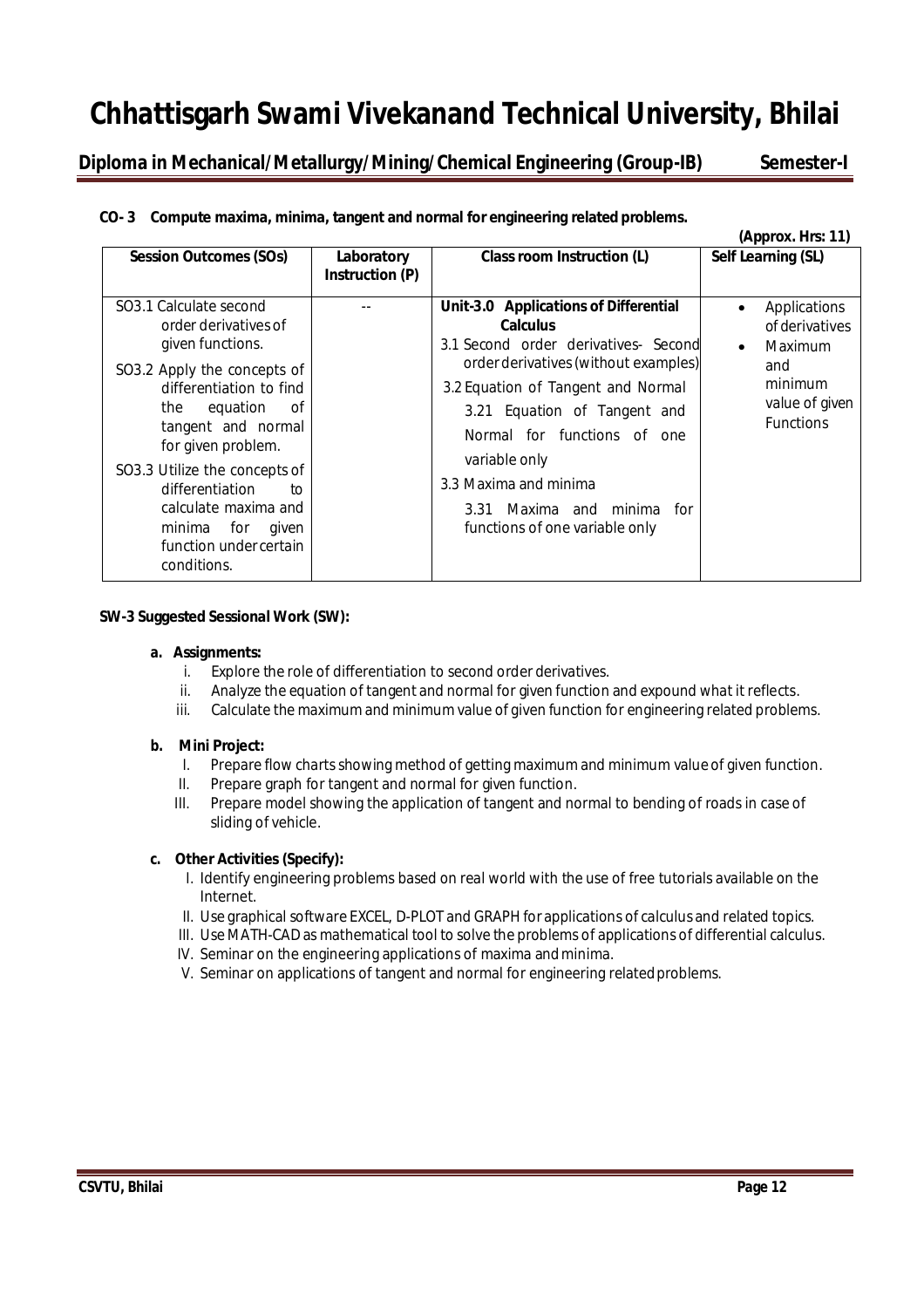**CO- 3 Compute maxima, minima, tangent and normal for engineering related problems.**

**(Approx. Hrs: 11)**

| Session Outcomes (SOs) | Laboratory Instruction (P) | Class room Instruction (L) | Self Learning (SL) |
|---|---|---|---|
| SO3.1 Calculate second order derivatives of given functions.<br>SO3.2 Apply the concepts of differentiation to find the equation of tangent and normal for given problem.<br>SO3.3 Utilize the concepts of differentiation to calculate maxima and minima for given function under certain conditions. | -- | **Unit-3.0 Applications of Differential Calculus**<br>3.1 Second order derivatives- Second order derivatives (without examples)<br>3.2 Equation of Tangent and Normal<br>3.21 Equation of Tangent and Normal for functions of one variable only<br>3.3 Maxima and minima<br>3.31 Maxima and minima for functions of one variable only | • Applications of derivatives<br>• Maximum and minimum value of given Functions |

**SW-3 Suggested Sessional Work (SW):**

**a. Assignments:**

i. Explore the role of differentiation to second order derivatives.
ii. Analyze the equation of tangent and normal for given function and expound what it reflects.
iii. Calculate the maximum and minimum value of given function for engineering related problems.

**b. Mini Project:**

I. Prepare flow charts showing method of getting maximum and minimum value of given function.
II. Prepare graph for tangent and normal for given function.
III. Prepare model showing the application of tangent and normal to bending of roads in case of sliding of vehicle.

**c. Other Activities (Specify):**

I. Identify engineering problems based on real world with the use of free tutorials available on the Internet.
II. Use graphical software EXCEL, D-PLOT and GRAPH for applications of calculus and related topics.
III. Use MATH-CAD as mathematical tool to solve the problems of applications of differential calculus.
IV. Seminar on the engineering applications of maxima and minima.
V. Seminar on applications of tangent and normal for engineering related problems.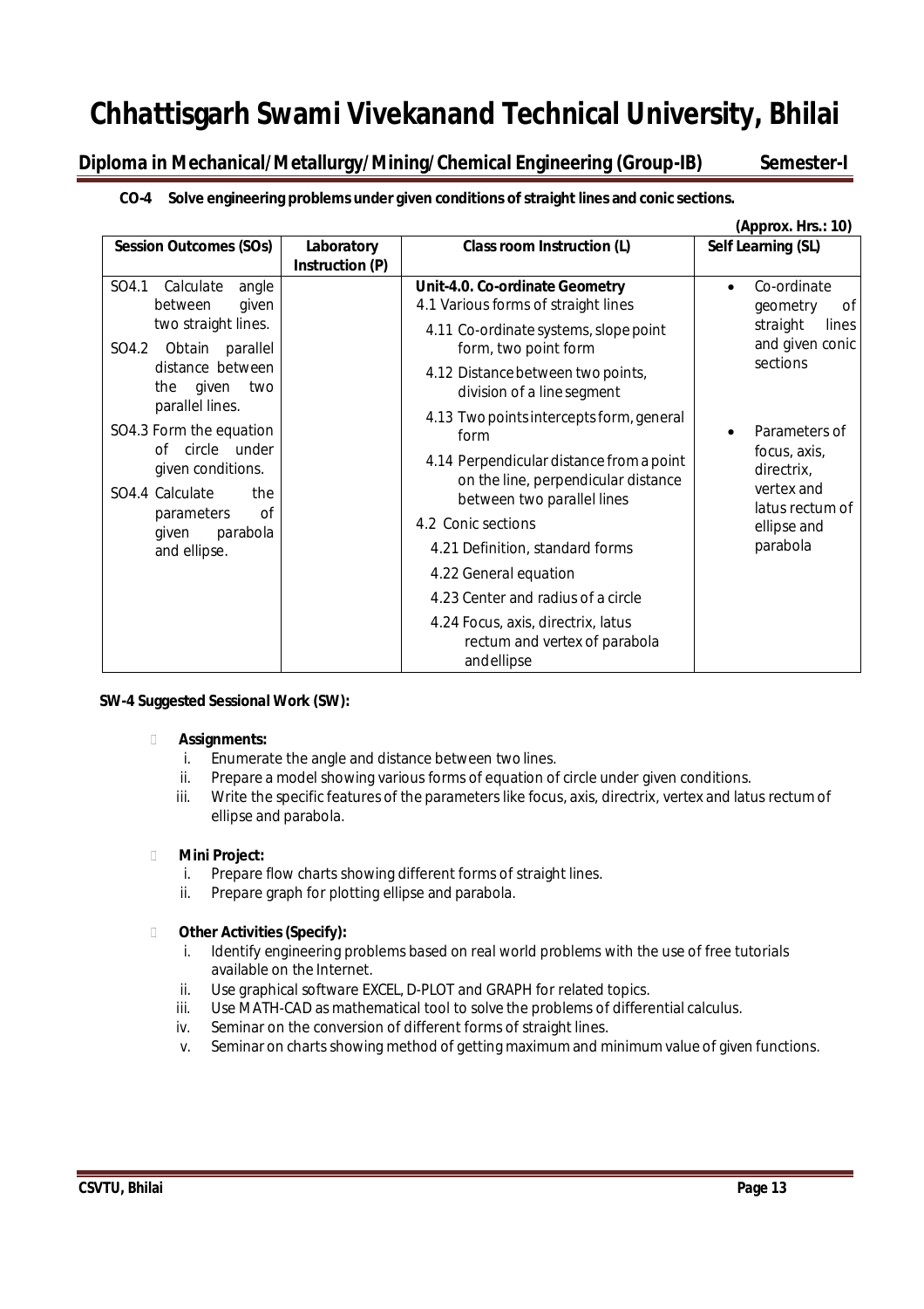# Chhattisgarh Swami Vivekanand Technical University, Bhilai

## Diploma in Mechanical/Metallurgy/Mining/Chemical Engineering (Group-IB) Semester-I

**CO-4 Solve engineering problems under given conditions of straight lines and conic sections.**

**(Approx. Hrs.: 10)**

| Session Outcomes (SOs) | Laboratory Instruction (P) | Class room Instruction (L) | Self Learning (SL) |
|---|---|---|---|
| SO4.1 Calculate angle between given two straight lines.<br>SO4.2 Obtain parallel distance between the given two parallel lines.<br>SO4.3 Form the equation of circle under given conditions.<br>SO4.4 Calculate the parameters of given parabola and ellipse. | | **Unit-4.0. Co-ordinate Geometry**<br>4.1 Various forms of straight lines<br>4.11 Co-ordinate systems, slope point form, two point form<br>4.12 Distance between two points, division of a line segment<br>4.13 Two points intercepts form, general form<br>4.14 Perpendicular distance from a point on the line, perpendicular distance between two parallel lines<br>4.2 Conic sections<br>4.21 Definition, standard forms<br>4.22 General equation<br>4.23 Center and radius of a circle<br>4.24 Focus, axis, directrix, latus rectum and vertex of parabola andellipse | • Co-ordinate geometry of straight lines and given conic sections<br>• Parameters of focus, axis, directrix, vertex and latus rectum of ellipse and parabola |

**SW-4 Suggested Sessional Work (SW):**

- **Assignments:**
  i. Enumerate the angle and distance between two lines.
  ii. Prepare a model showing various forms of equation of circle under given conditions.
  iii. Write the specific features of the parameters like focus, axis, directrix, vertex and latus rectum of ellipse and parabola.

- **Mini Project:**
  i. Prepare flow charts showing different forms of straight lines.
  ii. Prepare graph for plotting ellipse and parabola.

- **Other Activities (Specify):**
  i. Identify engineering problems based on real world problems with the use of free tutorials available on the Internet.
  ii. Use graphical software EXCEL, D-PLOT and GRAPH for related topics.
  iii. Use MATH-CAD as mathematical tool to solve the problems of differential calculus.
  iv. Seminar on the conversion of different forms of straight lines.
  v. Seminar on charts showing method of getting maximum and minimum value of given functions.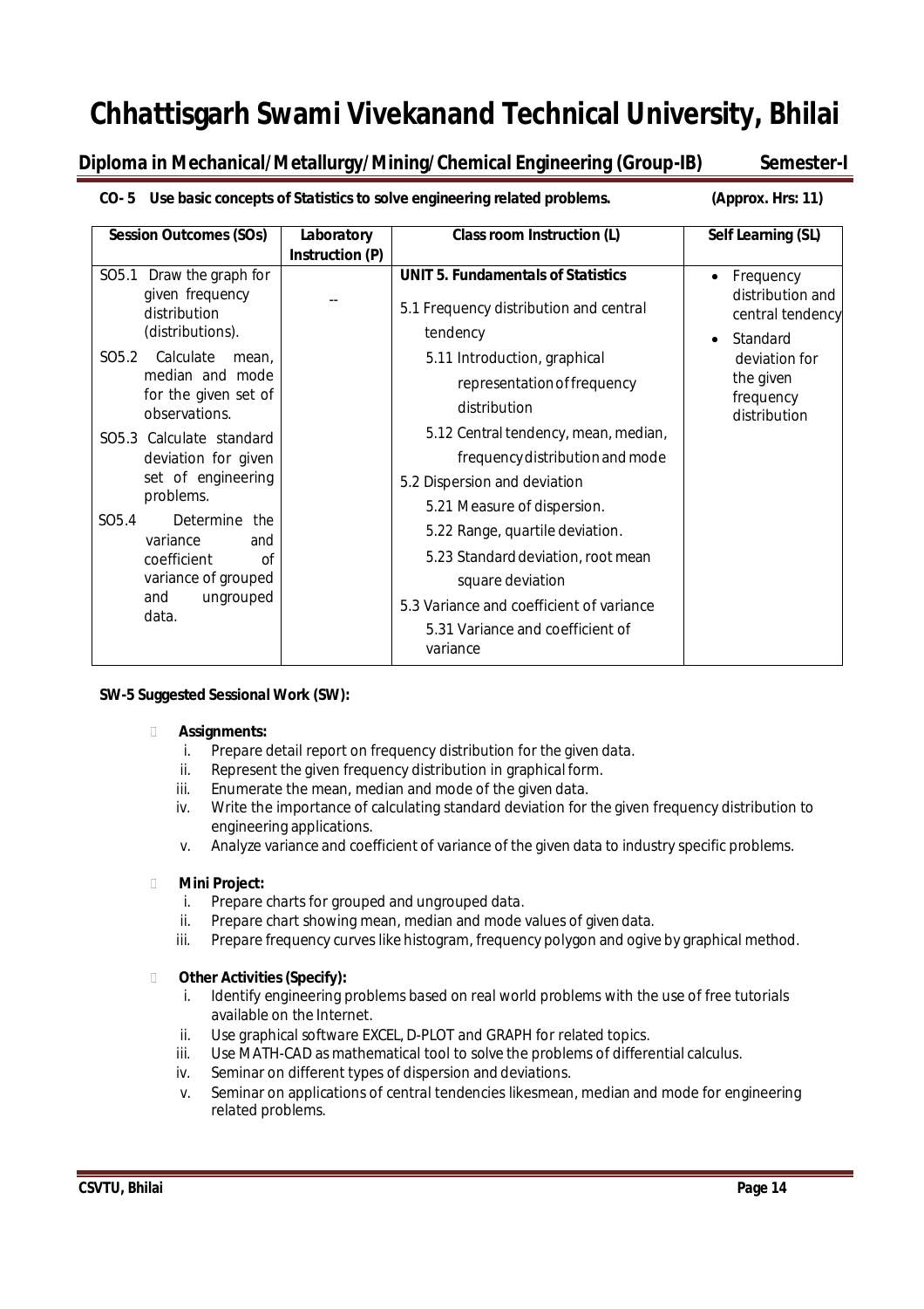**CO- 5 Use basic concepts of Statistics to solve engineering related problems. (Approx. Hrs: 11)**

| Session Outcomes (SOs) | Laboratory Instruction (P) | Class room Instruction (L) | Self Learning (SL) |
|---|---|---|---|
| SO5.1 Draw the graph for given frequency distribution (distributions).<br>SO5.2 Calculate mean, median and mode for the given set of observations.<br>SO5.3 Calculate standard deviation for given set of engineering problems.<br>SO5.4 Determine the variance and coefficient of variance of grouped and ungrouped data. | -- | **UNIT 5. Fundamentals of Statistics**<br>5.1 Frequency distribution and central tendency<br>5.11 Introduction, graphical representation of frequency distribution<br>5.12 Central tendency, mean, median, frequency distribution and mode<br>5.2 Dispersion and deviation<br>5.21 Measure of dispersion.<br>5.22 Range, quartile deviation.<br>5.23 Standard deviation, root mean square deviation<br>5.3 Variance and coefficient of variance<br>5.31 Variance and coefficient of variance | • Frequency distribution and central tendency<br>• Standard deviation for the given frequency distribution |

**SW-5 Suggested Sessional Work (SW):**

- **Assignments:**
  i. Prepare detail report on frequency distribution for the given data.
  ii. Represent the given frequency distribution in graphical form.
  iii. Enumerate the mean, median and mode of the given data.
  iv. Write the importance of calculating standard deviation for the given frequency distribution to engineering applications.
  v. Analyze variance and coefficient of variance of the given data to industry specific problems.

- **Mini Project:**
  i. Prepare charts for grouped and ungrouped data.
  ii. Prepare chart showing mean, median and mode values of given data.
  iii. Prepare frequency curves like histogram, frequency polygon and ogive by graphical method.

- **Other Activities (Specify):**
  i. Identify engineering problems based on real world problems with the use of free tutorials available on the Internet.
  ii. Use graphical software EXCEL, D-PLOT and GRAPH for related topics.
  iii. Use MATH-CAD as mathematical tool to solve the problems of differential calculus.
  iv. Seminar on different types of dispersion and deviations.
  v. Seminar on applications of central tendencies likesmean, median and mode for engineering related problems.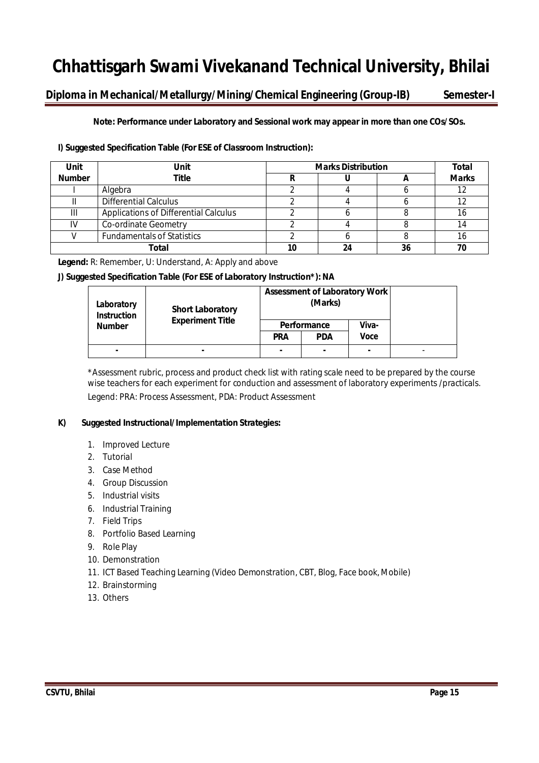# Chhattisgarh Swami Vivekanand Technical University, Bhilai

## Diploma in Mechanical/Metallurgy/Mining/Chemical Engineering (Group-IB) Semester-I

**Note: Performance under Laboratory and Sessional work may appear in more than one COs/SOs.**

**I) Suggested Specification Table (For ESE of Classroom Instruction):**

| Unit Number | Unit Title | Marks Distribution | | | Total Marks |
|---|---|---|---|---|---|
| | | R | U | A | |
| I | Algebra | 2 | 4 | 6 | 12 |
| II | Differential Calculus | 2 | 4 | 6 | 12 |
| III | Applications of Differential Calculus | 2 | 6 | 8 | 16 |
| IV | Co-ordinate Geometry | 2 | 4 | 8 | 14 |
| V | Fundamentals of Statistics | 2 | 6 | 8 | 16 |
| **Total** | | **10** | **24** | **36** | **70** |

**Legend:** R: Remember, U: Understand, A: Apply and above

**J) Suggested Specification Table (For ESE of Laboratory Instruction*): NA**

| Laboratory Instruction Number | Short Laboratory Experiment Title | Assessment of Laboratory Work (Marks) | | | |
|---|---|---|---|---|---|
| | | Performance | | Viva-Voce | |
| | | PRA | PDA | | |
| - | - | - | - | - | - |

*Assessment rubric, process and product check list with rating scale need to be prepared by the course wise teachers for each experiment for conduction and assessment of laboratory experiments /practicals.

Legend: PRA: Process Assessment, PDA: Product Assessment

**K) Suggested Instructional/Implementation Strategies:**

1. Improved Lecture
2. Tutorial
3. Case Method
4. Group Discussion
5. Industrial visits
6. Industrial Training
7. Field Trips
8. Portfolio Based Learning
9. Role Play
10. Demonstration
11. ICT Based Teaching Learning (Video Demonstration, CBT, Blog, Face book, Mobile)
12. Brainstorming
13. Others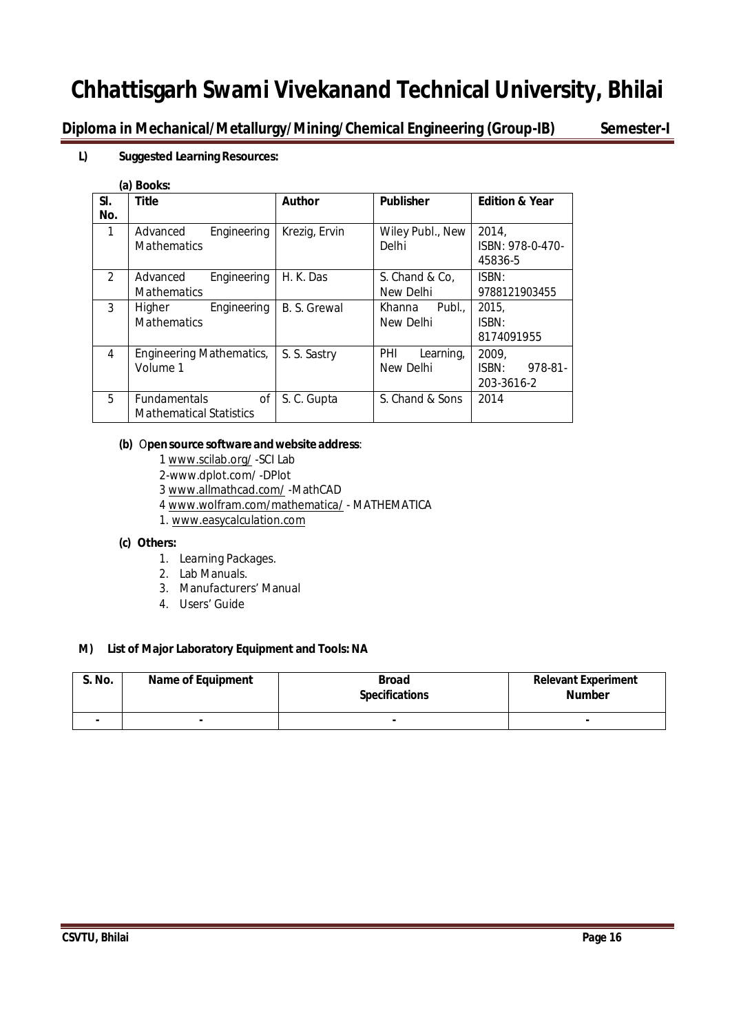**L) Suggested Learning Resources:**

**(a) Books:**

| Sl. No. | Title | Author | Publisher | Edition & Year |
|---|---|---|---|---|
| 1 | Advanced Engineering Mathematics | Krezig, Ervin | Wiley Publ., New Delhi | 2014, ISBN: 978-0-470-45836-5 |
| 2 | Advanced Engineering Mathematics | H. K. Das | S. Chand & Co, New Delhi | ISBN: 9788121903455 |
| 3 | Higher Engineering Mathematics | B. S. Grewal | Khanna Publ., New Delhi | 2015, ISBN: 8174091955 |
| 4 | Engineering Mathematics, Volume 1 | S. S. Sastry | PHI Learning, New Delhi | 2009, ISBN: 978-81-203-3616-2 |
| 5 | Fundamentals of Mathematical Statistics | S. C. Gupta | S. Chand & Sons | 2014 |

**(b) Open source software and website address**:

1 www.scilab.org/ -SCI Lab
2-www.dplot.com/ -DPlot
3 www.allmathcad.com/ -MathCAD
4 www.wolfram.com/mathematica/ - MATHEMATICA
1. www.easycalculation.com

**(c) Others:**

1. Learning Packages.
2. Lab Manuals.
3. Manufacturers' Manual
4. Users' Guide

**M) List of Major Laboratory Equipment and Tools: NA**

| S. No. | Name of Equipment | Broad Specifications | Relevant Experiment Number |
|---|---|---|---|
| - | - | - | - |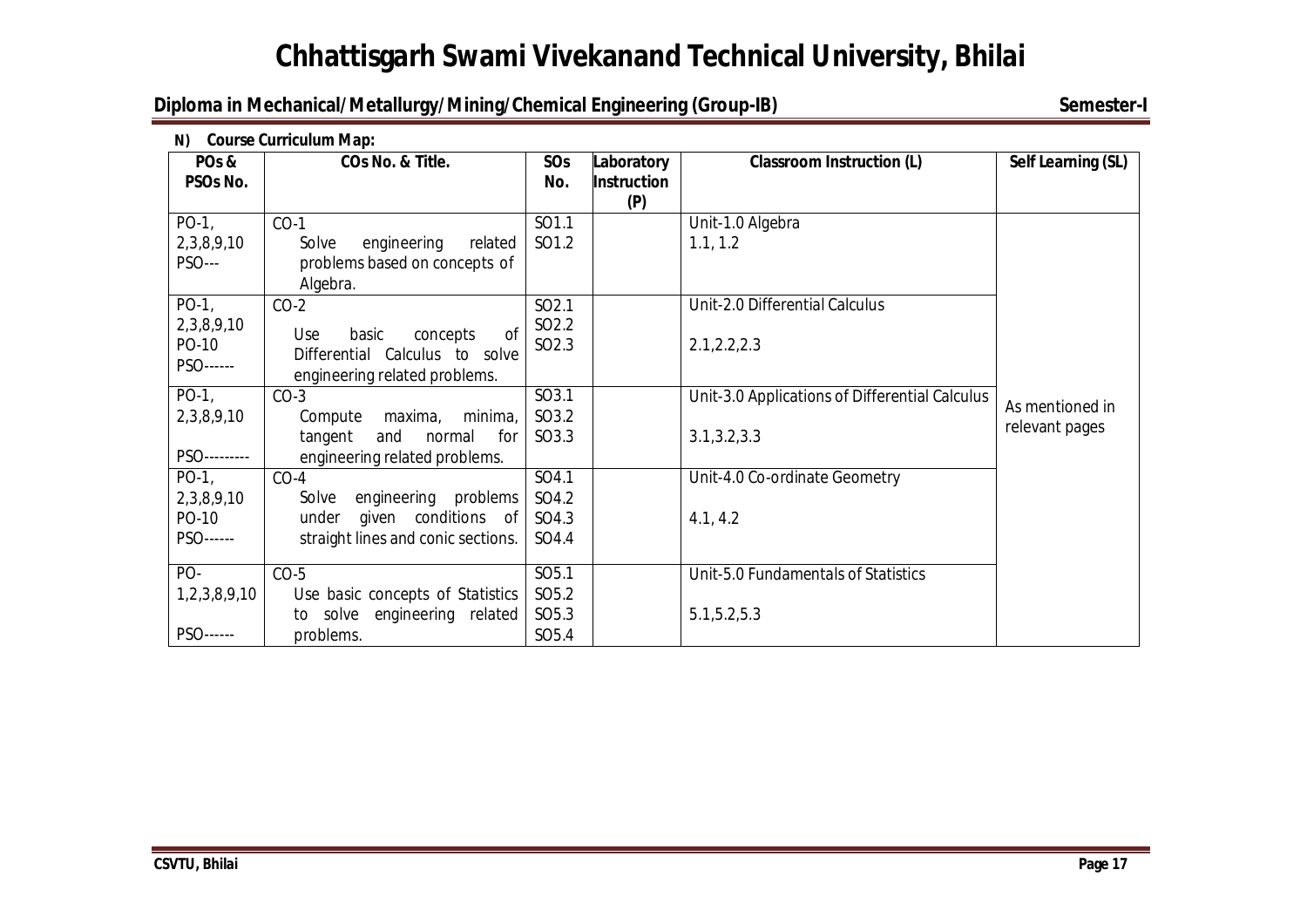# Chhattisgarh Swami Vivekanand Technical University, Bhilai

## Diploma in Mechanical/Metallurgy/Mining/Chemical Engineering (Group-IB) — Semester-I

**N) Course Curriculum Map:**

| POs & PSOs No. | COs No. & Title. | SOs No. | Laboratory Instruction (P) | Classroom Instruction (L) | Self Learning (SL) |
|---|---|---|---|---|---|
| PO-1, 2,3,8,9,10 PSO--- | CO-1 Solve engineering related problems based on concepts of Algebra. | SO1.1 SO1.2 | | Unit-1.0 Algebra 1.1, 1.2 | As mentioned in relevant pages |
| PO-1, 2,3,8,9,10 PO-10 PSO------ | CO-2 Use basic concepts of Differential Calculus to solve engineering related problems. | SO2.1 SO2.2 SO2.3 | | Unit-2.0 Differential Calculus 2.1,2.2,2.3 | |
| PO-1, 2,3,8,9,10 PSO--------- | CO-3 Compute maxima, minima, tangent and normal for engineering related problems. | SO3.1 SO3.2 SO3.3 | | Unit-3.0 Applications of Differential Calculus 3.1,3.2,3.3 | |
| PO-1, 2,3,8,9,10 PO-10 PSO------ | CO-4 Solve engineering problems under given conditions of straight lines and conic sections. | SO4.1 SO4.2 SO4.3 SO4.4 | | Unit-4.0 Co-ordinate Geometry 4.1, 4.2 | |
| PO- 1,2,3,8,9,10 PSO------ | CO-5 Use basic concepts of Statistics to solve engineering related problems. | SO5.1 SO5.2 SO5.3 SO5.4 | | Unit-5.0 Fundamentals of Statistics 5.1,5.2,5.3 | |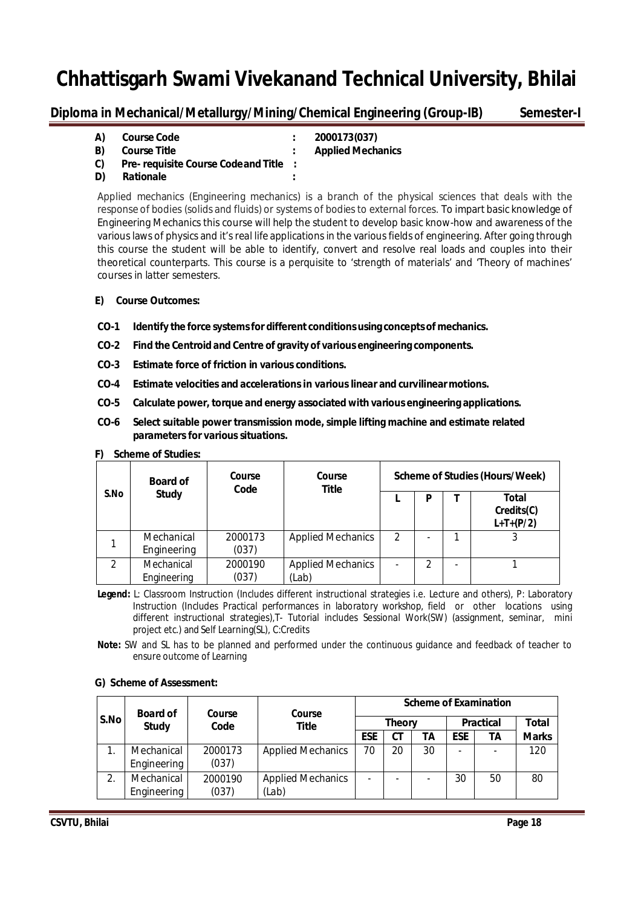# Chhattisgarh Swami Vivekanand Technical University, Bhilai

**Diploma in Mechanical/Metallurgy/Mining/Chemical Engineering (Group-IB) Semester-I**

- **A) Course Code : 2000173(037)**
- **B) Course Title : Applied Mechanics**
- **C) Pre- requisite Course Code and Title :**
- **D) Rationale :**

Applied mechanics (Engineering mechanics) is a branch of the physical sciences that deals with the response of bodies (solids and fluids) or systems of bodies to external forces. To impart basic knowledge of Engineering Mechanics this course will help the student to develop basic know-how and awareness of the various laws of physics and it's real life applications in the various fields of engineering. After going through this course the student will be able to identify, convert and resolve real loads and couples into their theoretical counterparts. This course is a perquisite to 'strength of materials' and 'Theory of machines' courses in latter semesters.

**E) Course Outcomes:**

- **CO-1 Identify the force systems for different conditions using concepts of mechanics.**
- **CO-2 Find the Centroid and Centre of gravity of various engineering components.**
- **CO-3 Estimate force of friction in various conditions.**
- **CO-4 Estimate velocities and accelerations in various linear and curvilinear motions.**
- **CO-5 Calculate power, torque and energy associated with various engineering applications.**
- **CO-6 Select suitable power transmission mode, simple lifting machine and estimate related parameters for various situations.**

**F) Scheme of Studies:**

| S.No | Board of Study | Course Code | Course Title | Scheme of Studies (Hours/Week) | | | |
|---|---|---|---|---|---|---|---|
| | | | | L | P | T | Total Credits(C) L+T+(P/2) |
| 1 | Mechanical Engineering | 2000173 (037) | Applied Mechanics | 2 | - | 1 | 3 |
| 2 | Mechanical Engineering | 2000190 (037) | Applied Mechanics (Lab) | - | 2 | - | 1 |

**Legend:** L: Classroom Instruction (Includes different instructional strategies i.e. Lecture and others), P: Laboratory Instruction (Includes Practical performances in laboratory workshop, field or other locations using different instructional strategies),T- Tutorial includes Sessional Work(SW) (assignment, seminar, mini project etc.) and Self Learning(SL), C:Credits

**Note:** SW and SL has to be planned and performed under the continuous guidance and feedback of teacher to ensure outcome of Learning

**G) Scheme of Assessment:**

| S.No | Board of Study | Course Code | Course Title | Scheme of Examination | | | | | |
|---|---|---|---|---|---|---|---|---|---|
| | | | | Theory | | | Practical | | Total |
| | | | | ESE | CT | TA | ESE | TA | Marks |
| 1. | Mechanical Engineering | 2000173 (037) | Applied Mechanics | 70 | 20 | 30 | - | - | 120 |
| 2. | Mechanical Engineering | 2000190 (037) | Applied Mechanics (Lab) | - | - | - | 30 | 50 | 80 |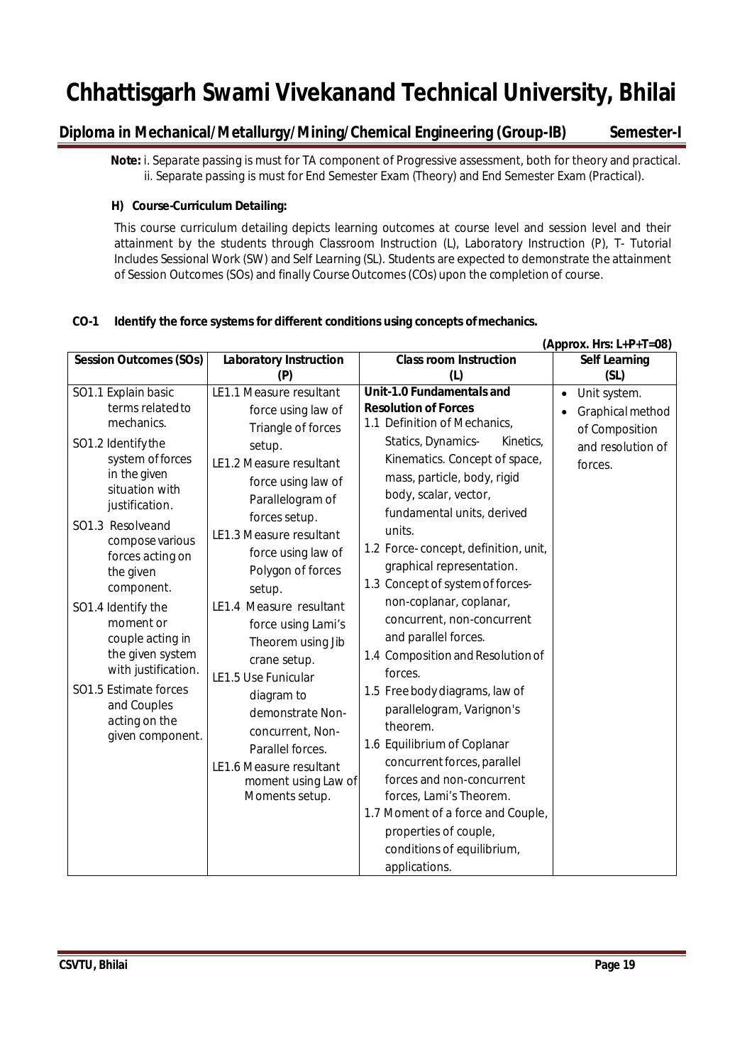# Chhattisgarh Swami Vivekanand Technical University, Bhilai

## Diploma in Mechanical/Metallurgy/Mining/Chemical Engineering (Group-IB) Semester-I

**Note:** i. Separate passing is must for TA component of Progressive assessment, both for theory and practical.
ii. Separate passing is must for End Semester Exam (Theory) and End Semester Exam (Practical).

### H) Course-Curriculum Detailing:

This course curriculum detailing depicts learning outcomes at course level and session level and their attainment by the students through Classroom Instruction (L), Laboratory Instruction (P), T- Tutorial Includes Sessional Work (SW) and Self Learning (SL). Students are expected to demonstrate the attainment of Session Outcomes (SOs) and finally Course Outcomes (COs) upon the completion of course.

**CO-1 Identify the force systems for different conditions using concepts of mechanics.**

**(Approx. Hrs: L+P+T=08)**

| Session Outcomes (SOs) | Laboratory Instruction (P) | Class room Instruction (L) | Self Learning (SL) |
|---|---|---|---|
| SO1.1 Explain basic terms related to mechanics.<br>SO1.2 Identify the system of forces in the given situation with justification.<br>SO1.3 Resolve and compose various forces acting on the given component.<br>SO1.4 Identify the moment or couple acting in the given system with justification.<br>SO1.5 Estimate forces and Couples acting on the given component. | LE1.1 Measure resultant force using law of Triangle of forces setup.<br>LE1.2 Measure resultant force using law of Parallelogram of forces setup.<br>LE1.3 Measure resultant force using law of Polygon of forces setup.<br>LE1.4 Measure resultant force using Lami's Theorem using Jib crane setup.<br>LE1.5 Use Funicular diagram to demonstrate Non-concurrent, Non-Parallel forces.<br>LE1.6 Measure resultant moment using Law of Moments setup. | **Unit-1.0 Fundamentals and Resolution of Forces**<br>1.1 Definition of Mechanics, Statics, Dynamics- Kinetics, Kinematics. Concept of space, mass, particle, body, rigid body, scalar, vector, fundamental units, derived units.<br>1.2 Force- concept, definition, unit, graphical representation.<br>1.3 Concept of system of forces- non-coplanar, coplanar, concurrent, non-concurrent and parallel forces.<br>1.4 Composition and Resolution of forces.<br>1.5 Free body diagrams, law of parallelogram, Varignon's theorem.<br>1.6 Equilibrium of Coplanar concurrent forces, parallel forces and non-concurrent forces, Lami's Theorem.<br>1.7 Moment of a force and Couple, properties of couple, conditions of equilibrium, applications. | • Unit system.<br>• Graphical method of Composition and resolution of forces. |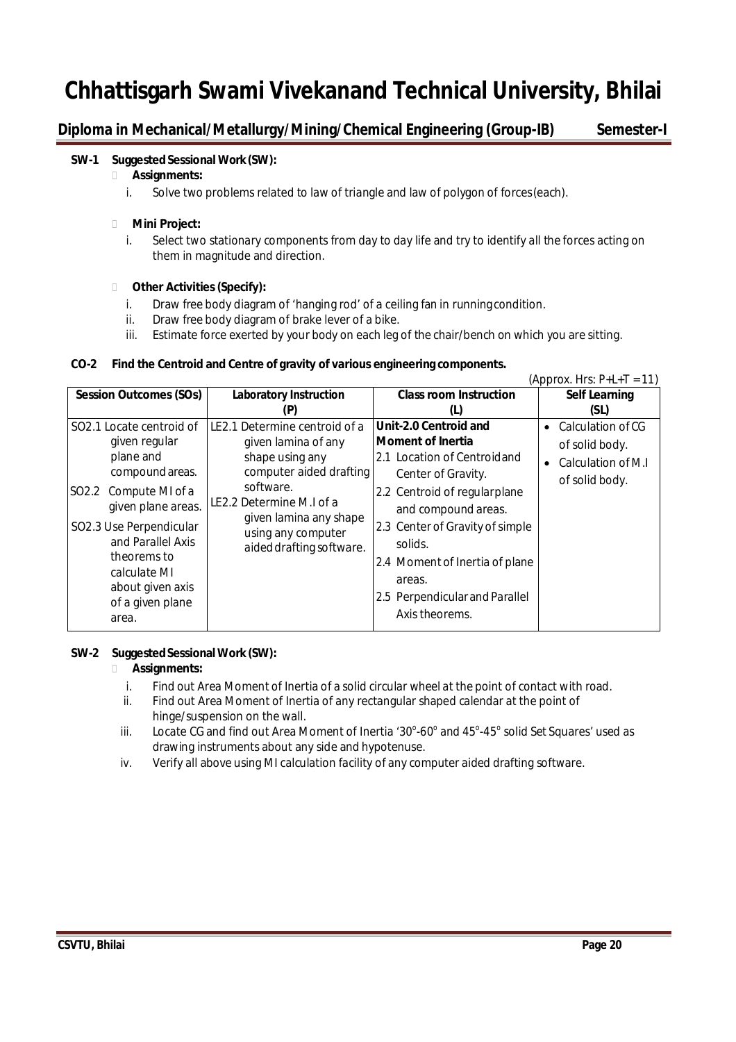**SW-1 Suggested Sessional Work (SW):**

- **Assignments:**
  i. Solve two problems related to law of triangle and law of polygon of forces(each).

- **Mini Project:**
  i. Select two stationary components from day to day life and try to identify all the forces acting on them in magnitude and direction.

- **Other Activities (Specify):**
  i. Draw free body diagram of 'hanging rod' of a ceiling fan in running condition.
  ii. Draw free body diagram of brake lever of a bike.
  iii. Estimate force exerted by your body on each leg of the chair/bench on which you are sitting.

**CO-2 Find the Centroid and Centre of gravity of various engineering components.**

(Approx. Hrs: P+L+T = 11)

| Session Outcomes (SOs) | Laboratory Instruction (P) | Class room Instruction (L) | Self Learning (SL) |
|---|---|---|---|
| SO2.1 Locate centroid of given regular plane and compound areas.<br>SO2.2 Compute MI of a given plane areas.<br>SO2.3 Use Perpendicular and Parallel Axis theorems to calculate MI about given axis of a given plane area. | LE2.1 Determine centroid of a given lamina of any shape using any computer aided drafting software.<br>LE2.2 Determine M.I of a given lamina any shape using any computer aided drafting software. | **Unit-2.0 Centroid and Moment of Inertia**<br>2.1 Location of Centroid and Center of Gravity.<br>2.2 Centroid of regular plane and compound areas.<br>2.3 Center of Gravity of simple solids.<br>2.4 Moment of Inertia of plane areas.<br>2.5 Perpendicular and Parallel Axis theorems. | • Calculation of CG of solid body.<br>• Calculation of M.I of solid body. |

**SW-2 Suggested Sessional Work (SW):**

- **Assignments:**
  i. Find out Area Moment of Inertia of a solid circular wheel at the point of contact with road.
  ii. Find out Area Moment of Inertia of any rectangular shaped calendar at the point of hinge/suspension on the wall.
  iii. Locate CG and find out Area Moment of Inertia '$30^\circ$-$60^\circ$ and $45^\circ$-$45^\circ$ solid Set Squares' used as drawing instruments about any side and hypotenuse.
  iv. Verify all above using MI calculation facility of any computer aided drafting software.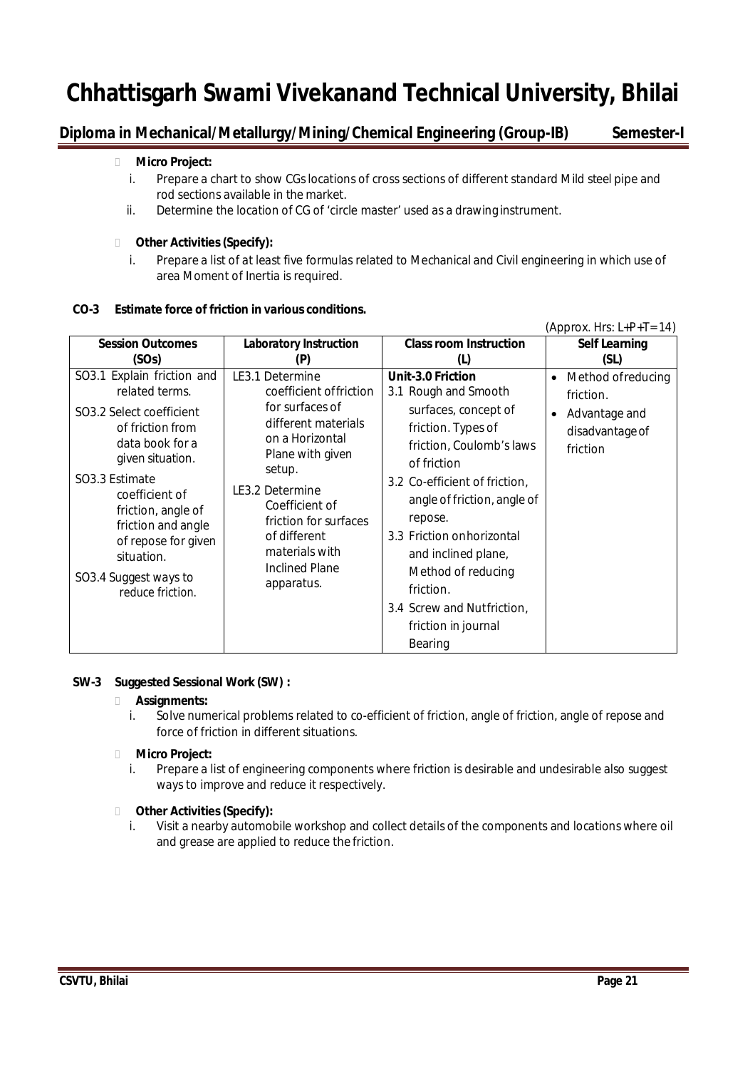- **Micro Project:**
  1. Prepare a chart to show CGs locations of cross sections of different standard Mild steel pipe and rod sections available in the market.
  2. Determine the location of CG of 'circle master' used as a drawing instrument.

- **Other Activities (Specify):**
  1. Prepare a list of at least five formulas related to Mechanical and Civil engineering in which use of area Moment of Inertia is required.

**CO-3 Estimate force of friction in various conditions.**

(Approx. Hrs: L+P+T= 14)

| Session Outcomes (SOs) | Laboratory Instruction (P) | Class room Instruction (L) | Self Learning (SL) |
|---|---|---|---|
| SO3.1 Explain friction and related terms.<br>SO3.2 Select coefficient of friction from data book for a given situation.<br>SO3.3 Estimate coefficient of friction, angle of friction and angle of repose for given situation.<br>SO3.4 Suggest ways to reduce friction. | LE3.1 Determine coefficient of friction for surfaces of different materials on a Horizontal Plane with given setup.<br>LE3.2 Determine Coefficient of friction for surfaces of different materials with Inclined Plane apparatus. | **Unit-3.0 Friction**<br>3.1 Rough and Smooth surfaces, concept of friction. Types of friction, Coulomb's laws of friction<br>3.2 Co-efficient of friction, angle of friction, angle of repose.<br>3.3 Friction on horizontal and inclined plane, Method of reducing friction.<br>3.4 Screw and Nut friction, friction in journal Bearing | • Method of reducing friction.<br>• Advantage and disadvantage of friction |

**SW-3 Suggested Sessional Work (SW) :**

- **Assignments:**
  1. Solve numerical problems related to co-efficient of friction, angle of friction, angle of repose and force of friction in different situations.

- **Micro Project:**
  1. Prepare a list of engineering components where friction is desirable and undesirable also suggest ways to improve and reduce it respectively.

- **Other Activities (Specify):**
  1. Visit a nearby automobile workshop and collect details of the components and locations where oil and grease are applied to reduce the friction.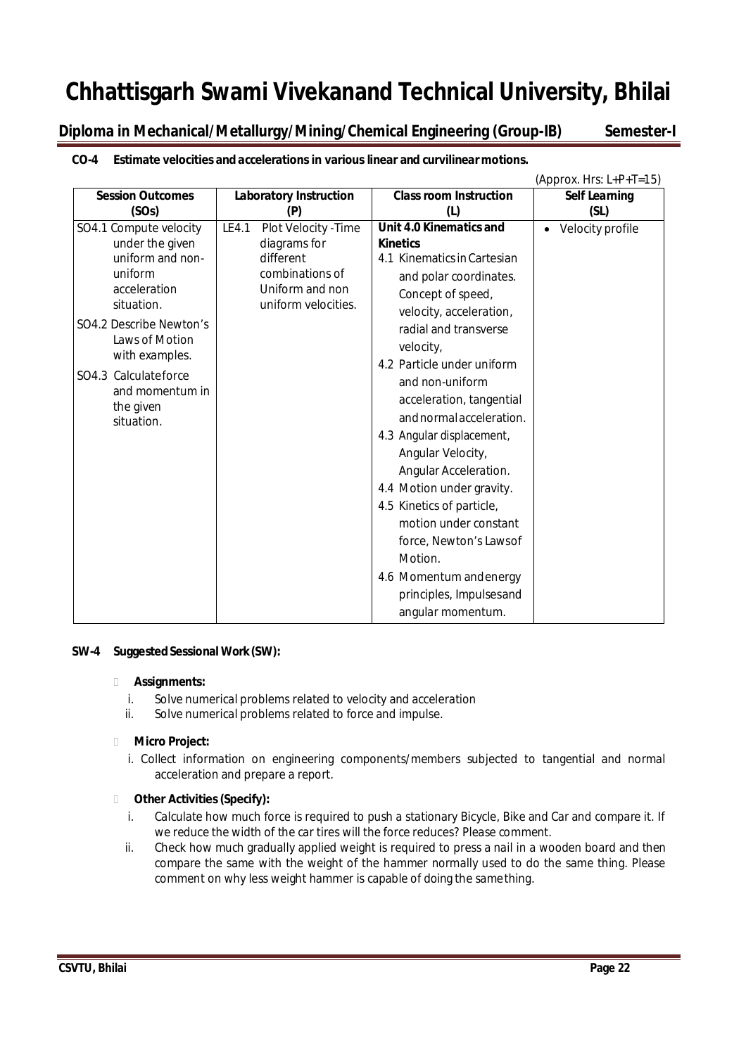# Chhattisgarh Swami Vivekanand Technical University, Bhilai

## Diploma in Mechanical/Metallurgy/Mining/Chemical Engineering (Group-IB) Semester-I

**CO-4 Estimate velocities and accelerations in various linear and curvilinear motions.**

(Approx. Hrs: L+P+T=15)

| Session Outcomes (SOs) | Laboratory Instruction (P) | Class room Instruction (L) | Self Learning (SL) |
|---|---|---|---|
| SO4.1 Compute velocity under the given uniform and non-uniform acceleration situation.<br>SO4.2 Describe Newton's Laws of Motion with examples.<br>SO4.3 Calculate force and momentum in the given situation. | LE4.1 Plot Velocity -Time diagrams for different combinations of Uniform and non uniform velocities. | **Unit 4.0 Kinematics and Kinetics**<br>4.1 Kinematics in Cartesian and polar coordinates. Concept of speed, velocity, acceleration, radial and transverse velocity,<br>4.2 Particle under uniform and non-uniform acceleration, tangential and normal acceleration.<br>4.3 Angular displacement, Angular Velocity, Angular Acceleration.<br>4.4 Motion under gravity.<br>4.5 Kinetics of particle, motion under constant force, Newton's Laws of Motion.<br>4.6 Momentum and energy principles, Impulses and angular momentum. | • Velocity profile |

**SW-4 Suggested Sessional Work (SW):**

- **Assignments:**
  - i. Solve numerical problems related to velocity and acceleration
  - ii. Solve numerical problems related to force and impulse.

- **Micro Project:**
  - i. Collect information on engineering components/members subjected to tangential and normal acceleration and prepare a report.

- **Other Activities (Specify):**
  - i. Calculate how much force is required to push a stationary Bicycle, Bike and Car and compare it. If we reduce the width of the car tires will the force reduces? Please comment.
  - ii. Check how much gradually applied weight is required to press a nail in a wooden board and then compare the same with the weight of the hammer normally used to do the same thing. Please comment on why less weight hammer is capable of doing the same thing.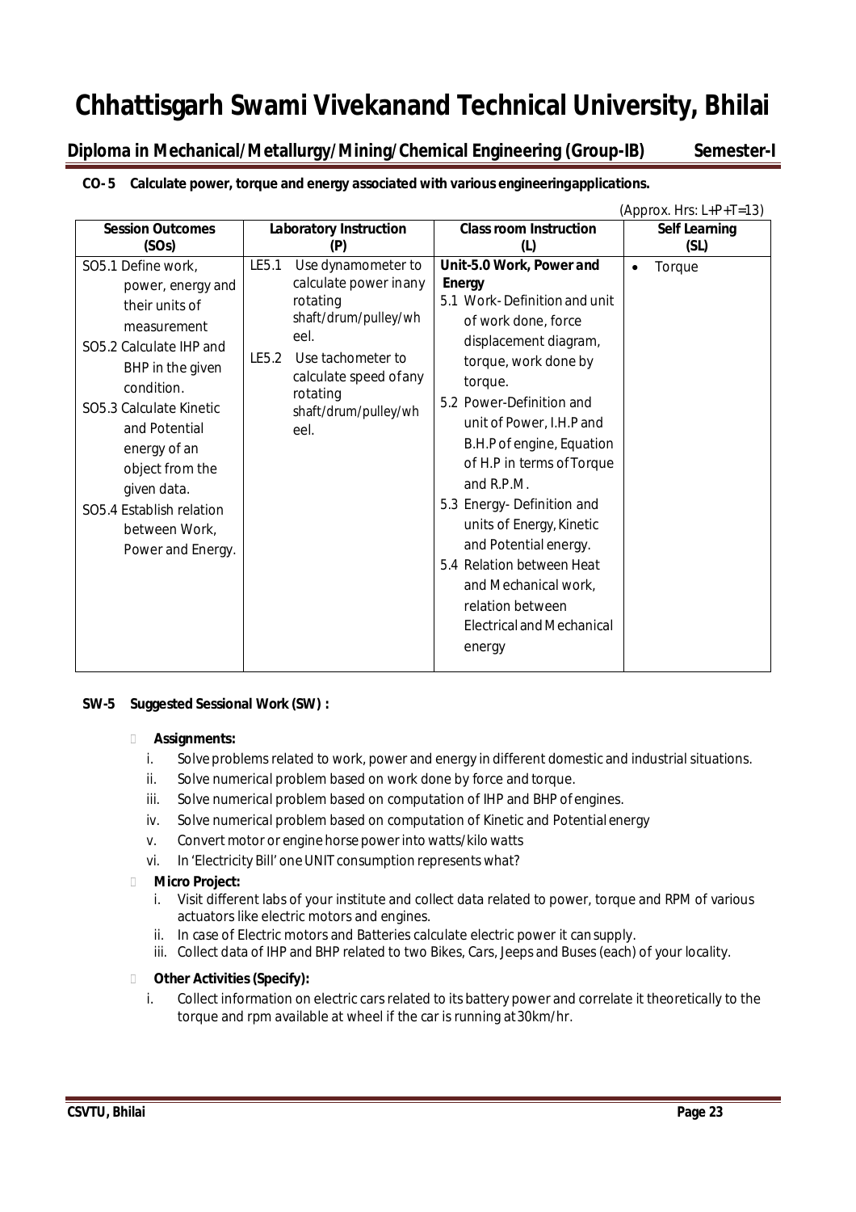# Chhattisgarh Swami Vivekanand Technical University, Bhilai

**Diploma in Mechanical/Metallurgy/Mining/Chemical Engineering (Group-IB) Semester-I**

**CO- 5 Calculate power, torque and energy associated with various engineeringapplications.**

(Approx. Hrs: L+P+T=13)

| Session Outcomes (SOs) | Laboratory Instruction (P) | Class room Instruction (L) | Self Learning (SL) |
|---|---|---|---|
| SO5.1 Define work, power, energy and their units of measurement<br>SO5.2 Calculate IHP and BHP in the given condition.<br>SO5.3 Calculate Kinetic and Potential energy of an object from the given data.<br>SO5.4 Establish relation between Work, Power and Energy. | LE5.1 Use dynamometer to calculate power inany rotating shaft/drum/pulley/wheel.<br>LE5.2 Use tachometer to calculate speed ofany rotating shaft/drum/pulley/wheel. | **Unit-5.0 Work, Power and Energy**<br>5.1 Work- Definition and unit of work done, force displacement diagram, torque, work done by torque.<br>5.2 Power-Definition and unit of Power, I.H.P and B.H.P of engine, Equation of H.P in terms of Torque and R.P.M.<br>5.3 Energy- Definition and units of Energy, Kinetic and Potential energy.<br>5.4 Relation between Heat and Mechanical work, relation between Electrical and Mechanical energy | • Torque |

**SW-5 Suggested Sessional Work (SW) :**

- **Assignments:**
  1. Solve problems related to work, power and energy in different domestic and industrial situations.
  2. Solve numerical problem based on work done by force and torque.
  3. Solve numerical problem based on computation of IHP and BHP of engines.
  4. Solve numerical problem based on computation of Kinetic and Potential energy
  5. Convert motor or engine horse power into watts/kilo watts
  6. In 'Electricity Bill' one UNIT consumption represents what?
- **Micro Project:**
  1. Visit different labs of your institute and collect data related to power, torque and RPM of various actuators like electric motors and engines.
  2. In case of Electric motors and Batteries calculate electric power it can supply.
  3. Collect data of IHP and BHP related to two Bikes, Cars, Jeeps and Buses (each) of your locality.
- **Other Activities (Specify):**
  1. Collect information on electric cars related to its battery power and correlate it theoretically to the torque and rpm available at wheel if the car is running at 30km/hr.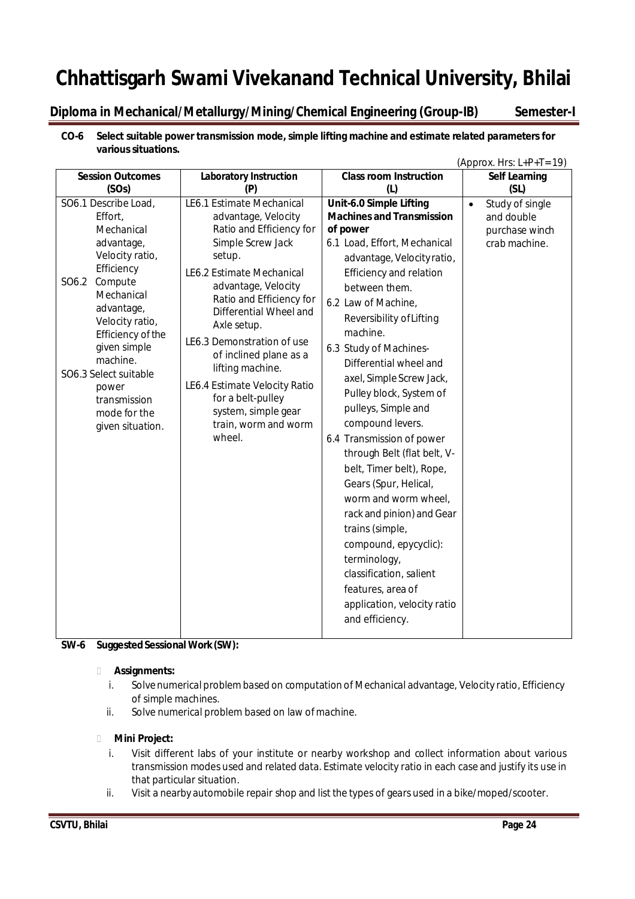# Chhattisgarh Swami Vivekanand Technical University, Bhilai

## Diploma in Mechanical/Metallurgy/Mining/Chemical Engineering (Group-IB) Semester-I

**CO-6 Select suitable power transmission mode, simple lifting machine and estimate related parameters for various situations.**

(Approx. Hrs: L+P+T=19)

| Session Outcomes (SOs) | Laboratory Instruction (P) | Class room Instruction (L) | Self Learning (SL) |
|---|---|---|---|
| SO6.1 Describe Load, Effort, Mechanical advantage, Velocity ratio, Efficiency<br>SO6.2 Compute Mechanical advantage, Velocity ratio, Efficiency of the given simple machine.<br>SO6.3 Select suitable power transmission mode for the given situation. | LE6.1 Estimate Mechanical advantage, Velocity Ratio and Efficiency for Simple Screw Jack setup.<br>LE6.2 Estimate Mechanical advantage, Velocity Ratio and Efficiency for Differential Wheel and Axle setup.<br>LE6.3 Demonstration of use of inclined plane as a lifting machine.<br>LE6.4 Estimate Velocity Ratio for a belt-pulley system, simple gear train, worm and worm wheel. | **Unit-6.0 Simple Lifting Machines and Transmission of power**<br>6.1 Load, Effort, Mechanical advantage, Velocity ratio, Efficiency and relation between them.<br>6.2 Law of Machine, Reversibility of Lifting machine.<br>6.3 Study of Machines- Differential wheel and axel, Simple Screw Jack, Pulley block, System of pulleys, Simple and compound levers.<br>6.4 Transmission of power through Belt (flat belt, V-belt, Timer belt), Rope, Gears (Spur, Helical, worm and worm wheel, rack and pinion) and Gear trains (simple, compound, epycyclic): terminology, classification, salient features, area of application, velocity ratio and efficiency. | • Study of single and double purchase winch crab machine. |

**SW-6 Suggested Sessional Work (SW):**

- **Assignments:**
  i. Solve numerical problem based on computation of Mechanical advantage, Velocity ratio, Efficiency of simple machines.
  ii. Solve numerical problem based on law of machine.

- **Mini Project:**
  i. Visit different labs of your institute or nearby workshop and collect information about various transmission modes used and related data. Estimate velocity ratio in each case and justify its use in that particular situation.
  ii. Visit a nearby automobile repair shop and list the types of gears used in a bike/moped/scooter.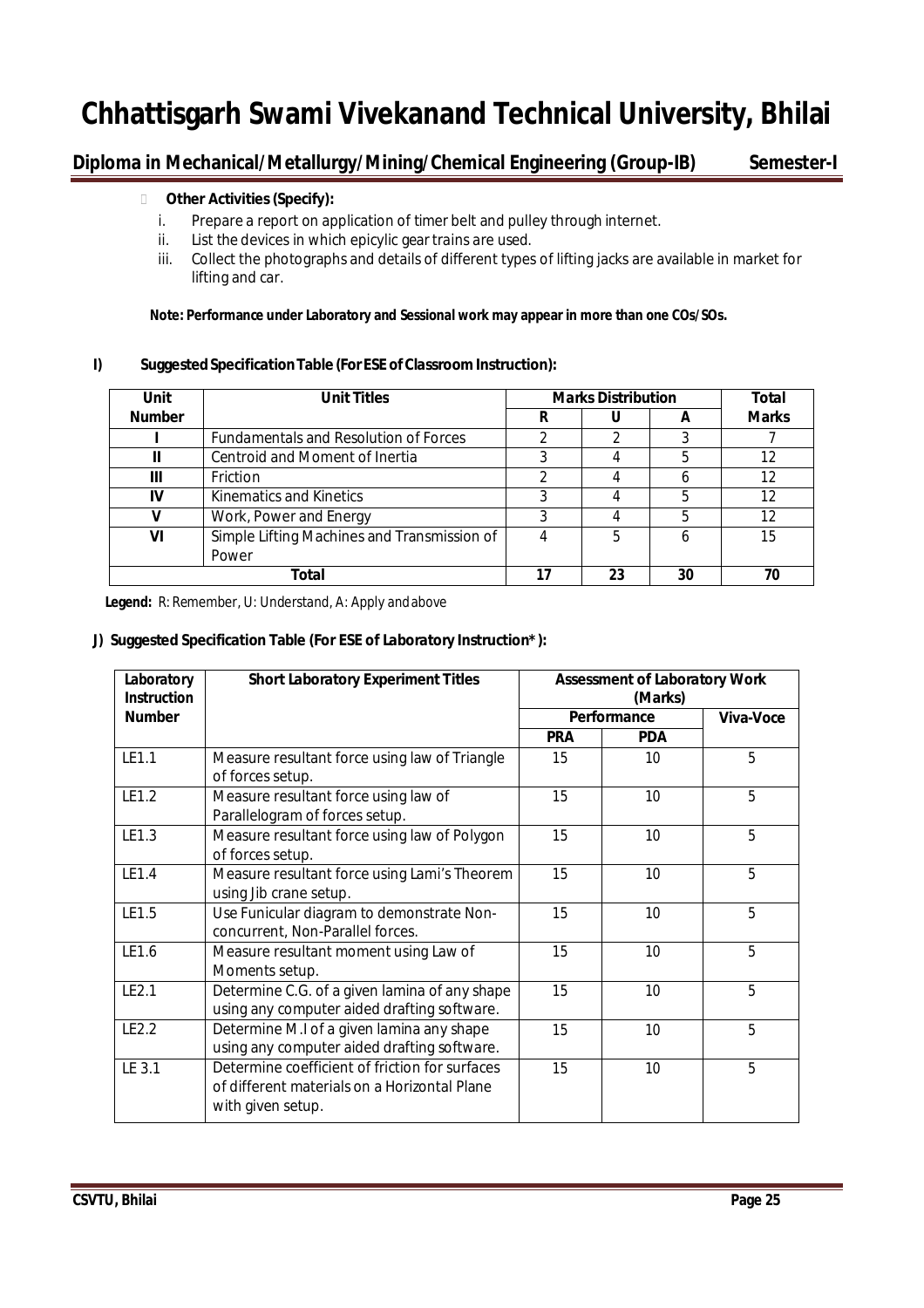- **Other Activities (Specify):**
  - i. Prepare a report on application of timer belt and pulley through internet.
  - ii. List the devices in which epicylic gear trains are used.
  - iii. Collect the photographs and details of different types of lifting jacks are available in market for lifting and car.

**Note: Performance under Laboratory and Sessional work may appear in more than one COs/SOs.**

**I) Suggested Specification Table (For ESE of Classroom Instruction):**

| Unit Number | Unit Titles | Marks Distribution | | | Total Marks |
|---|---|---|---|---|---|
| | | R | U | A | |
| I | Fundamentals and Resolution of Forces | 2 | 2 | 3 | 7 |
| II | Centroid and Moment of Inertia | 3 | 4 | 5 | 12 |
| III | Friction | 2 | 4 | 6 | 12 |
| IV | Kinematics and Kinetics | 3 | 4 | 5 | 12 |
| V | Work, Power and Energy | 3 | 4 | 5 | 12 |
| VI | Simple Lifting Machines and Transmission of Power | 4 | 5 | 6 | 15 |
| Total | | 17 | 23 | 30 | 70 |

**Legend:** R: Remember, U: Understand, A: Apply and above

**J) Suggested Specification Table (For ESE of Laboratory Instruction\*):**

| Laboratory Instruction Number | Short Laboratory Experiment Titles | Assessment of Laboratory Work (Marks) | | |
|---|---|---|---|---|
| | | Performance | | Viva-Voce |
| | | PRA | PDA | |
| LE1.1 | Measure resultant force using law of Triangle of forces setup. | 15 | 10 | 5 |
| LE1.2 | Measure resultant force using law of Parallelogram of forces setup. | 15 | 10 | 5 |
| LE1.3 | Measure resultant force using law of Polygon of forces setup. | 15 | 10 | 5 |
| LE1.4 | Measure resultant force using Lami's Theorem using Jib crane setup. | 15 | 10 | 5 |
| LE1.5 | Use Funicular diagram to demonstrate Non-concurrent, Non-Parallel forces. | 15 | 10 | 5 |
| LE1.6 | Measure resultant moment using Law of Moments setup. | 15 | 10 | 5 |
| LE2.1 | Determine C.G. of a given lamina of any shape using any computer aided drafting software. | 15 | 10 | 5 |
| LE2.2 | Determine M.I of a given lamina any shape using any computer aided drafting software. | 15 | 10 | 5 |
| LE 3.1 | Determine coefficient of friction for surfaces of different materials on a Horizontal Plane with given setup. | 15 | 10 | 5 |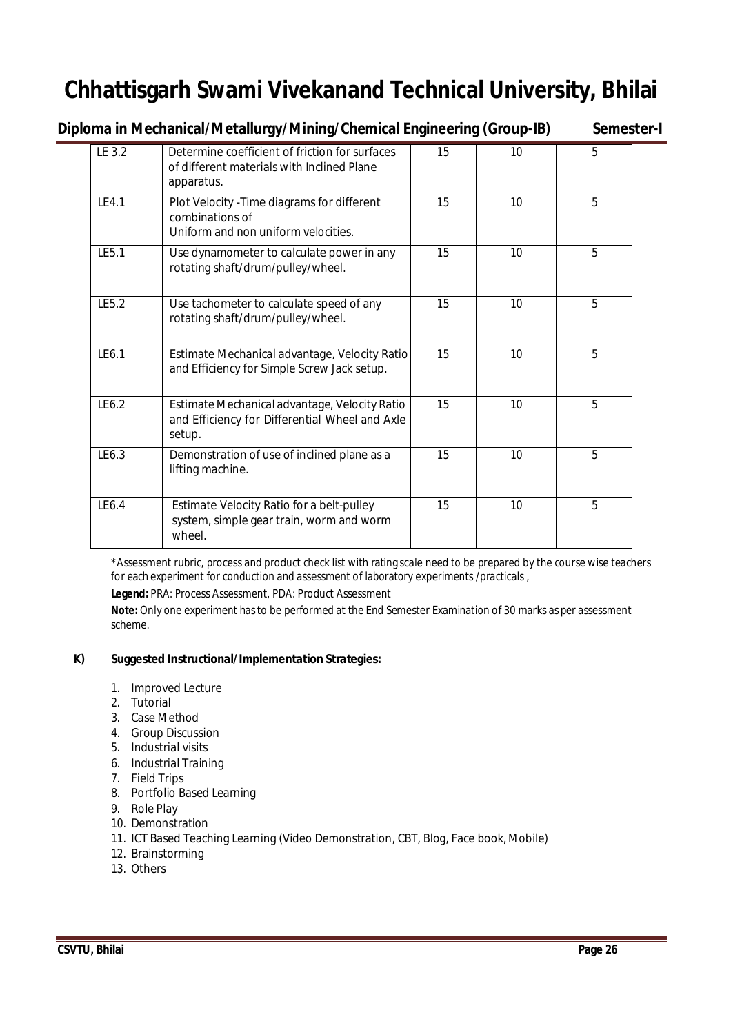| LE 3.2 | Determine coefficient of friction for surfaces of different materials with Inclined Plane apparatus. | 15 | 10 | 5 |
|---|---|---|---|---|
| LE4.1 | Plot Velocity -Time diagrams for different combinations of Uniform and non uniform velocities. | 15 | 10 | 5 |
| LE5.1 | Use dynamometer to calculate power in any rotating shaft/drum/pulley/wheel. | 15 | 10 | 5 |
| LE5.2 | Use tachometer to calculate speed of any rotating shaft/drum/pulley/wheel. | 15 | 10 | 5 |
| LE6.1 | Estimate Mechanical advantage, Velocity Ratio and Efficiency for Simple Screw Jack setup. | 15 | 10 | 5 |
| LE6.2 | Estimate Mechanical advantage, Velocity Ratio and Efficiency for Differential Wheel and Axle setup. | 15 | 10 | 5 |
| LE6.3 | Demonstration of use of inclined plane as a lifting machine. | 15 | 10 | 5 |
| LE6.4 | Estimate Velocity Ratio for a belt-pulley system, simple gear train, worm and worm wheel. | 15 | 10 | 5 |

*Assessment rubric, process and product check list with rating scale need to be prepared by the course wise teachers for each experiment for conduction and assessment of laboratory experiments /practicals ,

**Legend:** PRA: Process Assessment, PDA: Product Assessment

**Note:** Only one experiment has to be performed at the End Semester Examination of 30 marks as per assessment scheme.

**K) Suggested Instructional/Implementation Strategies:**

1. Improved Lecture
2. Tutorial
3. Case Method
4. Group Discussion
5. Industrial visits
6. Industrial Training
7. Field Trips
8. Portfolio Based Learning
9. Role Play
10. Demonstration
11. ICT Based Teaching Learning (Video Demonstration, CBT, Blog, Face book, Mobile)
12. Brainstorming
13. Others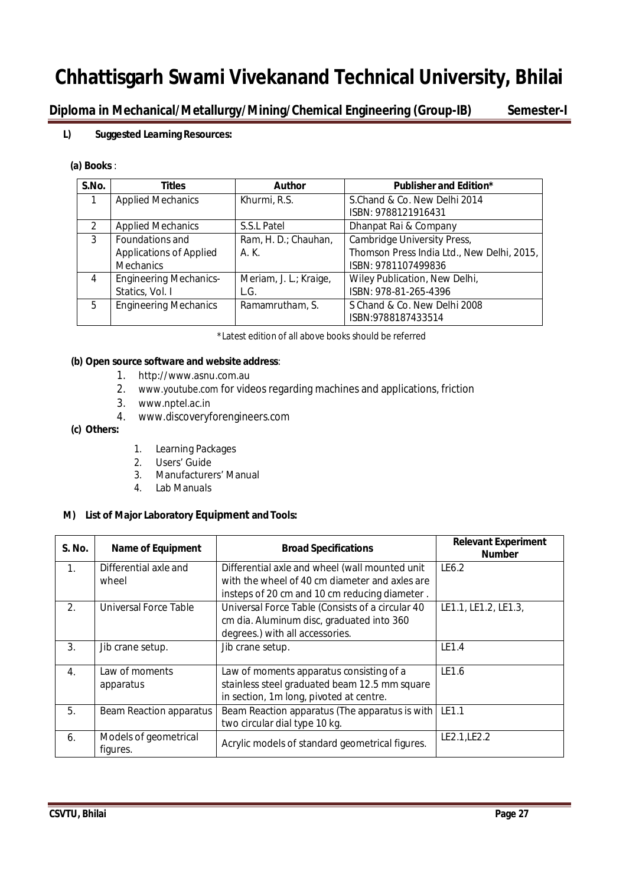# Chhattisgarh Swami Vivekanand Technical University, Bhilai

## Diploma in Mechanical/Metallurgy/Mining/Chemical Engineering (Group-IB) Semester-I

**L) Suggested Learning Resources:**

**(a) Books** :

| S.No. | Titles | Author | Publisher and Edition* |
|---|---|---|---|
| 1 | Applied Mechanics | Khurmi, R.S. | S.Chand & Co. New Delhi 2014 ISBN: 9788121916431 |
| 2 | Applied Mechanics | S.S.L Patel | Dhanpat Rai & Company |
| 3 | Foundations and Applications of Applied Mechanics | Ram, H. D.; Chauhan, A. K. | Cambridge University Press, Thomson Press India Ltd., New Delhi, 2015, ISBN: 9781107499836 |
| 4 | Engineering Mechanics-Statics, Vol. I | Meriam, J. L.; Kraige, L.G. | Wiley Publication, New Delhi, ISBN: 978-81-265-4396 |
| 5 | Engineering Mechanics | Ramamrutham, S. | S Chand & Co. New Delhi 2008 ISBN:9788187433514 |

*Latest edition of all above books should be referred

**(b) Open source software and website address**:

1. http://www.asnu.com.au
2. www.youtube.com for videos regarding machines and applications, friction
3. www.nptel.ac.in
4. www.discoveryforengineers.com

**(c) Others:**

1. Learning Packages
2. Users' Guide
3. Manufacturers' Manual
4. Lab Manuals

**M) List of Major Laboratory Equipment and Tools:**

| S. No. | Name of Equipment | Broad Specifications | Relevant Experiment Number |
|---|---|---|---|
| 1. | Differential axle and wheel | Differential axle and wheel (wall mounted unit with the wheel of 40 cm diameter and axles are insteps of 20 cm and 10 cm reducing diameter . | LE6.2 |
| 2. | Universal Force Table | Universal Force Table (Consists of a circular 40 cm dia. Aluminum disc, graduated into 360 degrees.) with all accessories. | LE1.1, LE1.2, LE1.3, |
| 3. | Jib crane setup. | Jib crane setup. | LE1.4 |
| 4. | Law of moments apparatus | Law of moments apparatus consisting of a stainless steel graduated beam 12.5 mm square in section, 1m long, pivoted at centre. | LE1.6 |
| 5. | Beam Reaction apparatus | Beam Reaction apparatus (The apparatus is with two circular dial type 10 kg. | LE1.1 |
| 6. | Models of geometrical figures. | Acrylic models of standard geometrical figures. | LE2.1,LE2.2 |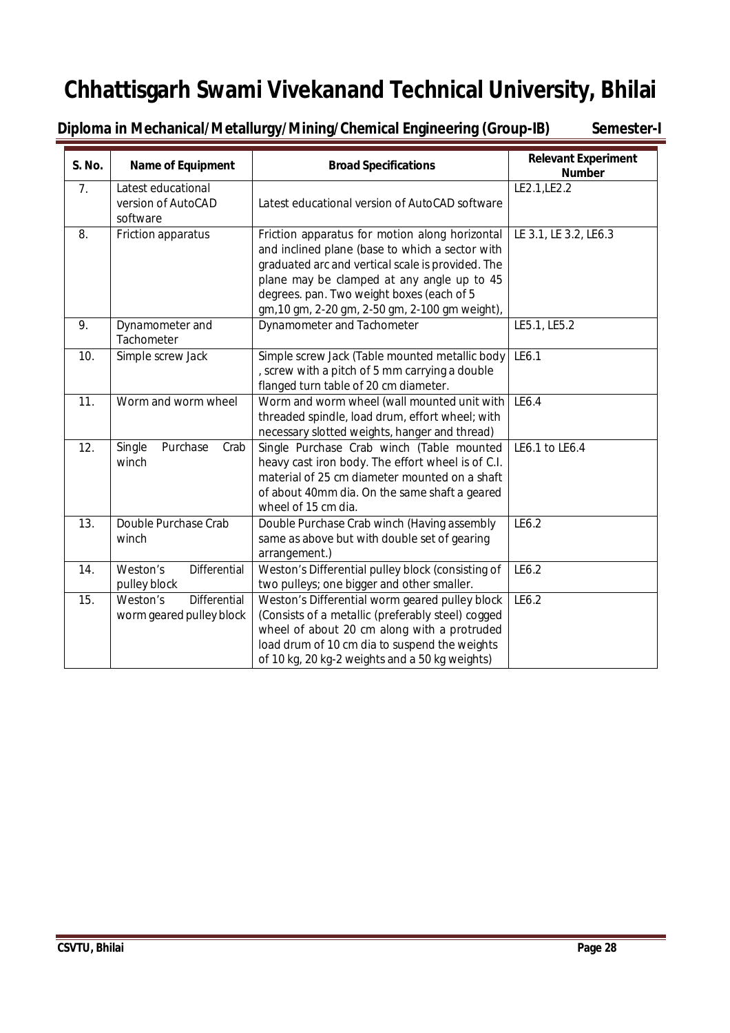| S. No. | Name of Equipment | Broad Specifications | Relevant Experiment Number |
|---|---|---|---|
| 7. | Latest educational version of AutoCAD software | Latest educational version of AutoCAD software | LE2.1,LE2.2 |
| 8. | Friction apparatus | Friction apparatus for motion along horizontal and inclined plane (base to which a sector with graduated arc and vertical scale is provided. The plane may be clamped at any angle up to 45 degrees. pan. Two weight boxes (each of 5 gm,10 gm, 2-20 gm, 2-50 gm, 2-100 gm weight), | LE 3.1, LE 3.2, LE6.3 |
| 9. | Dynamometer and Tachometer | Dynamometer and Tachometer | LE5.1, LE5.2 |
| 10. | Simple screw Jack | Simple screw Jack (Table mounted metallic body , screw with a pitch of 5 mm carrying a double flanged turn table of 20 cm diameter. | LE6.1 |
| 11. | Worm and worm wheel | Worm and worm wheel (wall mounted unit with threaded spindle, load drum, effort wheel; with necessary slotted weights, hanger and thread) | LE6.4 |
| 12. | Single Purchase Crab winch | Single Purchase Crab winch (Table mounted heavy cast iron body. The effort wheel is of C.I. material of 25 cm diameter mounted on a shaft of about 40mm dia. On the same shaft a geared wheel of 15 cm dia. | LE6.1 to LE6.4 |
| 13. | Double Purchase Crab winch | Double Purchase Crab winch (Having assembly same as above but with double set of gearing arrangement.) | LE6.2 |
| 14. | Weston's Differential pulley block | Weston's Differential pulley block (consisting of two pulleys; one bigger and other smaller. | LE6.2 |
| 15. | Weston's Differential worm geared pulley block | Weston's Differential worm geared pulley block (Consists of a metallic (preferably steel) cogged wheel of about 20 cm along with a protruded load drum of 10 cm dia to suspend the weights of 10 kg, 20 kg-2 weights and a 50 kg weights) | LE6.2 |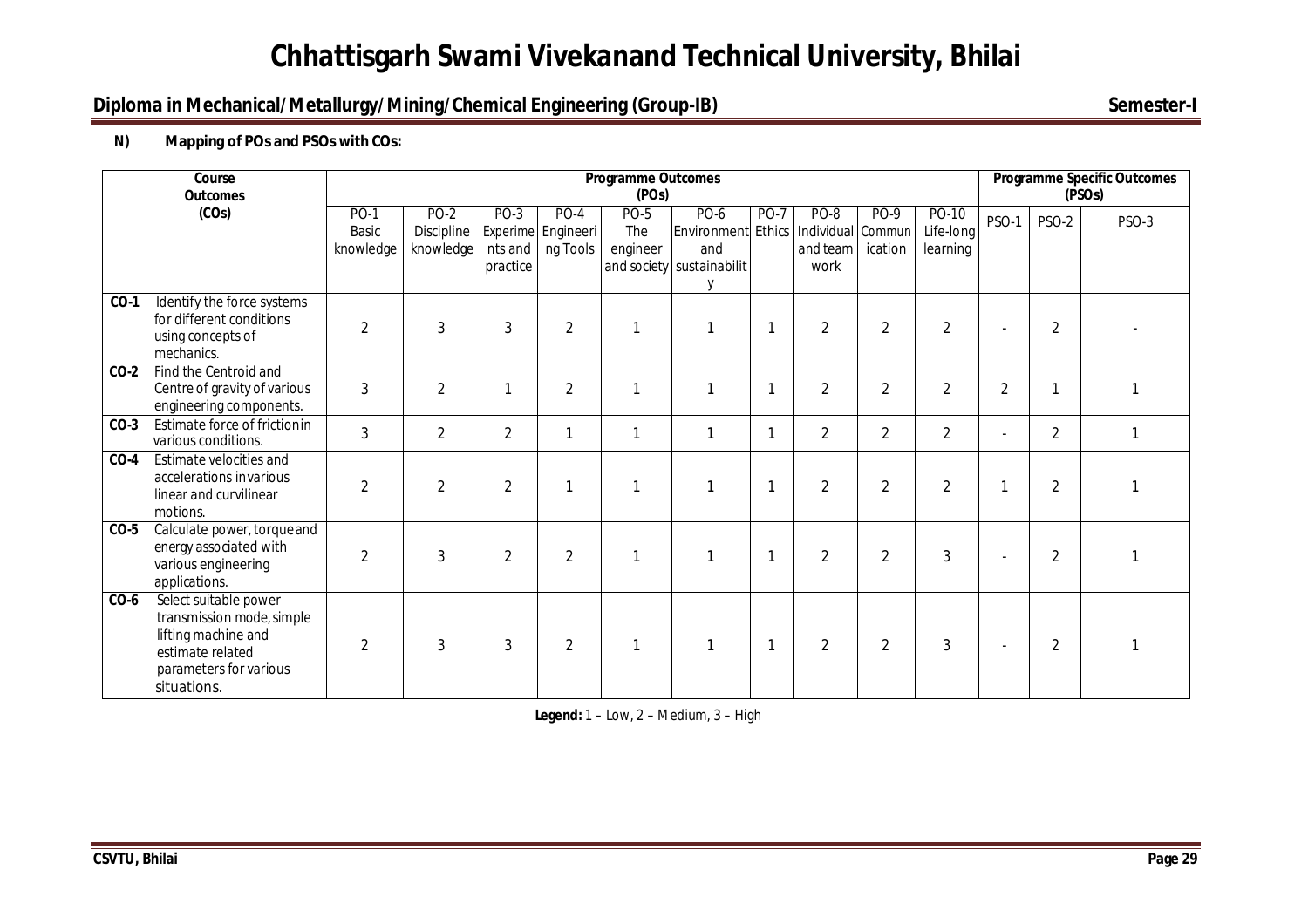# Chhattisgarh Swami Vivekanand Technical University, Bhilai

## Diploma in Mechanical/Metallurgy/Mining/Chemical Engineering (Group-IB) Semester-I

**N) Mapping of POs and PSOs with COs:**

| Course Outcomes (COs) | Programme Outcomes (POs) | | | | | | | | | | Programme Specific Outcomes (PSOs) | | |
|---|---|---|---|---|---|---|---|---|---|---|---|---|---|
| | PO-1 Basic knowledge | PO-2 Discipline knowledge | PO-3 Experiments and practice | PO-4 Engineering Tools | PO-5 The engineer and society | PO-6 Environment and sustainability | PO-7 Ethics | PO-8 Individual and team work | PO-9 Communication | PO-10 Life-long learning | PSO-1 | PSO-2 | PSO-3 |
| **CO-1** Identify the force systems for different conditions using concepts of mechanics. | 2 | 3 | 3 | 2 | 1 | 1 | 1 | 2 | 2 | 2 | - | 2 | - |
| **CO-2** Find the Centroid and Centre of gravity of various engineering components. | 3 | 2 | 1 | 2 | 1 | 1 | 1 | 2 | 2 | 2 | 2 | 1 | 1 |
| **CO-3** Estimate force of friction in various conditions. | 3 | 2 | 2 | 1 | 1 | 1 | 1 | 2 | 2 | 2 | - | 2 | 1 |
| **CO-4** Estimate velocities and accelerations in various linear and curvilinear motions. | 2 | 2 | 2 | 1 | 1 | 1 | 1 | 2 | 2 | 2 | 1 | 2 | 1 |
| **CO-5** Calculate power, torque and energy associated with various engineering applications. | 2 | 3 | 2 | 2 | 1 | 1 | 1 | 2 | 2 | 3 | - | 2 | 1 |
| **CO-6** Select suitable power transmission mode, simple lifting machine and estimate related parameters for various situations. | 2 | 3 | 3 | 2 | 1 | 1 | 1 | 2 | 2 | 3 | - | 2 | 1 |

**Legend:** 1 – Low, 2 – Medium, 3 – High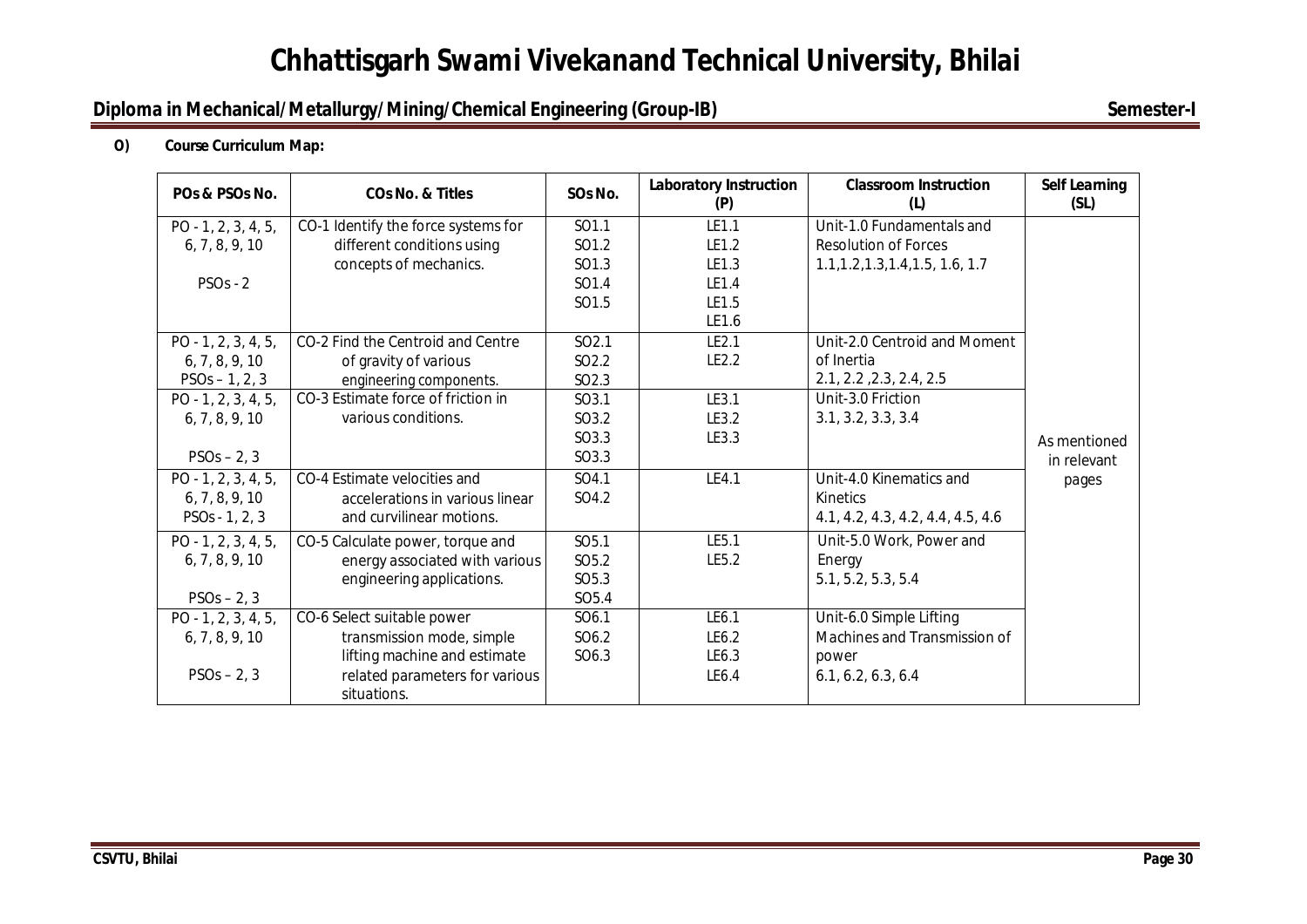# Chhattisgarh Swami Vivekanand Technical University, Bhilai

## Diploma in Mechanical/Metallurgy/Mining/Chemical Engineering (Group-IB) — Semester-I

**O) Course Curriculum Map:**

| POs & PSOs No. | COs No. & Titles | SOs No. | Laboratory Instruction (P) | Classroom Instruction (L) | Self Learning (SL) |
|---|---|---|---|---|---|
| PO - 1, 2, 3, 4, 5, 6, 7, 8, 9, 10<br><br>PSOs - 2 | CO-1 Identify the force systems for different conditions using concepts of mechanics. | SO1.1<br>SO1.2<br>SO1.3<br>SO1.4<br>SO1.5 | LE1.1<br>LE1.2<br>LE1.3<br>LE1.4<br>LE1.5<br>LE1.6 | Unit-1.0 Fundamentals and Resolution of Forces<br>1.1,1.2,1.3,1.4,1.5, 1.6, 1.7 | As mentioned in relevant pages |
| PO - 1, 2, 3, 4, 5, 6, 7, 8, 9, 10<br>PSOs – 1, 2, 3 | CO-2 Find the Centroid and Centre of gravity of various engineering components. | SO2.1<br>SO2.2<br>SO2.3 | LE2.1<br>LE2.2 | Unit-2.0 Centroid and Moment of Inertia<br>2.1, 2.2 ,2.3, 2.4, 2.5 | |
| PO - 1, 2, 3, 4, 5, 6, 7, 8, 9, 10<br><br>PSOs – 2, 3 | CO-3 Estimate force of friction in various conditions. | SO3.1<br>SO3.2<br>SO3.3<br>SO3.3 | LE3.1<br>LE3.2<br>LE3.3 | Unit-3.0 Friction<br>3.1, 3.2, 3.3, 3.4 | |
| PO - 1, 2, 3, 4, 5, 6, 7, 8, 9, 10<br>PSOs - 1, 2, 3 | CO-4 Estimate velocities and accelerations in various linear and curvilinear motions. | SO4.1<br>SO4.2 | LE4.1 | Unit-4.0 Kinematics and Kinetics<br>4.1, 4.2, 4.3, 4.2, 4.4, 4.5, 4.6 | |
| PO - 1, 2, 3, 4, 5, 6, 7, 8, 9, 10<br><br>PSOs – 2, 3 | CO-5 Calculate power, torque and energy associated with various engineering applications. | SO5.1<br>SO5.2<br>SO5.3<br>SO5.4 | LE5.1<br>LE5.2 | Unit-5.0 Work, Power and Energy<br>5.1, 5.2, 5.3, 5.4 | |
| PO - 1, 2, 3, 4, 5, 6, 7, 8, 9, 10<br><br>PSOs – 2, 3 | CO-6 Select suitable power transmission mode, simple lifting machine and estimate related parameters for various situations. | SO6.1<br>SO6.2<br>SO6.3 | LE6.1<br>LE6.2<br>LE6.3<br>LE6.4 | Unit-6.0 Simple Lifting Machines and Transmission of power<br>6.1, 6.2, 6.3, 6.4 | |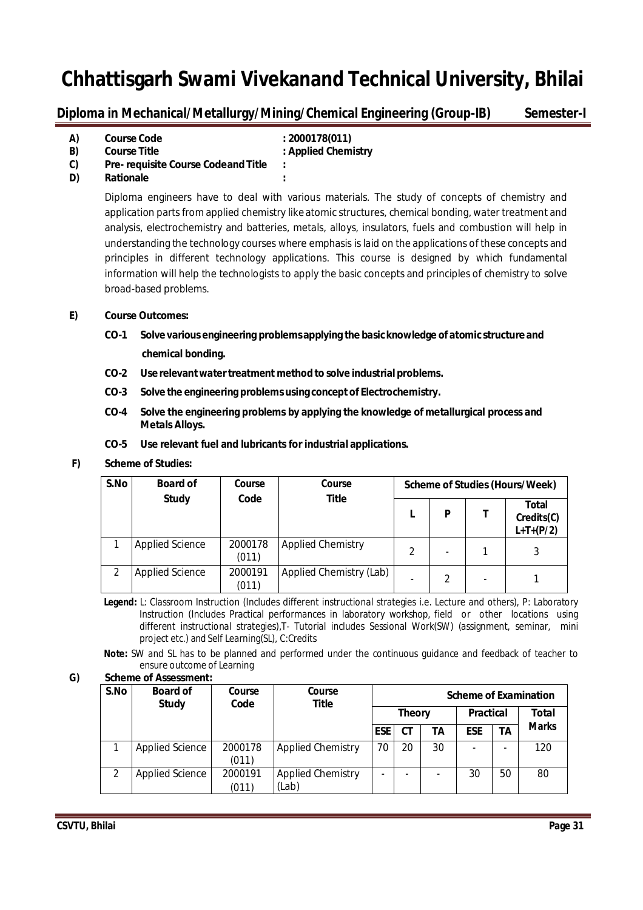# Chhattisgarh Swami Vivekanand Technical University, Bhilai

## Diploma in Mechanical/Metallurgy/Mining/Chemical Engineering (Group-IB) Semester-I

**A) Course Code** : **2000178(011)**

**B) Course Title** : **Applied Chemistry**

**C) Pre- requisite Course Code and Title** :

**D) Rationale** :

Diploma engineers have to deal with various materials. The study of concepts of chemistry and application parts from applied chemistry like atomic structures, chemical bonding, water treatment and analysis, electrochemistry and batteries, metals, alloys, insulators, fuels and combustion will help in understanding the technology courses where emphasis is laid on the applications of these concepts and principles in different technology applications. This course is designed by which fundamental information will help the technologists to apply the basic concepts and principles of chemistry to solve broad-based problems.

**E) Course Outcomes:**

- **CO-1 Solve various engineering problems applying the basic knowledge of atomic structure and chemical bonding.**
- **CO-2 Use relevant water treatment method to solve industrial problems.**
- **CO-3 Solve the engineering problems using concept of Electrochemistry.**
- **CO-4 Solve the engineering problems by applying the knowledge of metallurgical process and Metals Alloys.**
- **CO-5 Use relevant fuel and lubricants for industrial applications.**

**F) Scheme of Studies:**

| S.No | Board of Study | Course Code | Course Title | Scheme of Studies (Hours/Week) | | | |
|---|---|---|---|---|---|---|---|
| | | | | L | P | T | Total Credits(C) L+T+(P/2) |
| 1 | Applied Science | 2000178 (011) | Applied Chemistry | 2 | - | 1 | 3 |
| 2 | Applied Science | 2000191 (011) | Applied Chemistry (Lab) | - | 2 | - | 1 |

**Legend:** L: Classroom Instruction (Includes different instructional strategies i.e. Lecture and others), P: Laboratory Instruction (Includes Practical performances in laboratory workshop, field or other locations using different instructional strategies),T- Tutorial includes Sessional Work(SW) (assignment, seminar, mini project etc.) and Self Learning(SL), C:Credits

**Note:** SW and SL has to be planned and performed under the continuous guidance and feedback of teacher to ensure outcome of Learning

**G) Scheme of Assessment:**

| S.No | Board of Study | Course Code | Course Title | Scheme of Examination | | | | | |
|---|---|---|---|---|---|---|---|---|---|
| | | | | Theory | | | Practical | | Total Marks |
| | | | | ESE | CT | TA | ESE | TA | |
| 1 | Applied Science | 2000178 (011) | Applied Chemistry | 70 | 20 | 30 | - | - | 120 |
| 2 | Applied Science | 2000191 (011) | Applied Chemistry (Lab) | - | - | - | 30 | 50 | 80 |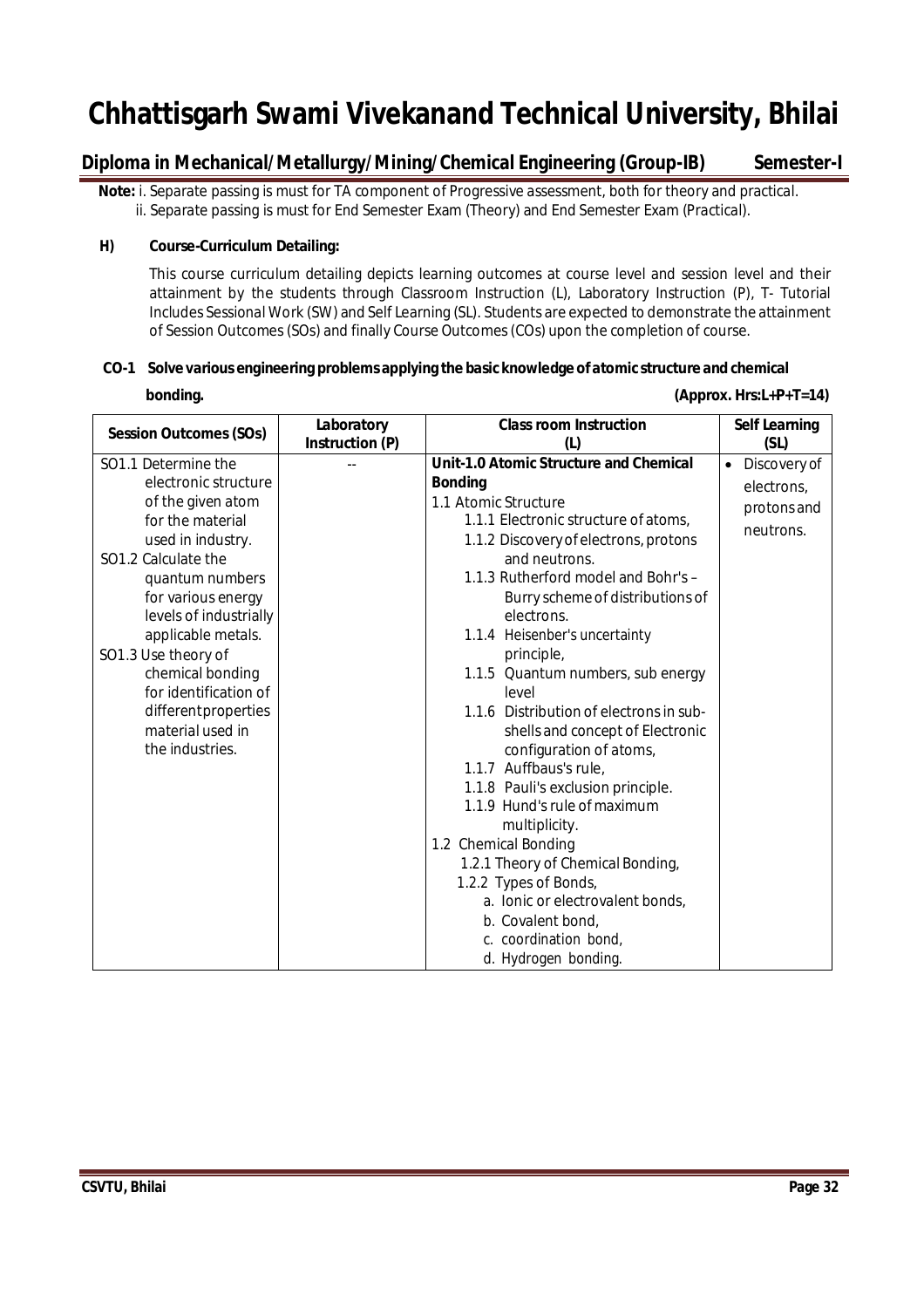# Chhattisgarh Swami Vivekanand Technical University, Bhilai

## Diploma in Mechanical/Metallurgy/Mining/Chemical Engineering (Group-IB) Semester-I

**Note:** i. Separate passing is must for TA component of Progressive assessment, both for theory and practical.
ii. Separate passing is must for End Semester Exam (Theory) and End Semester Exam (Practical).

**H) Course-Curriculum Detailing:**

This course curriculum detailing depicts learning outcomes at course level and session level and their attainment by the students through Classroom Instruction (L), Laboratory Instruction (P), T- Tutorial Includes Sessional Work (SW) and Self Learning (SL). Students are expected to demonstrate the attainment of Session Outcomes (SOs) and finally Course Outcomes (COs) upon the completion of course.

**CO-1 Solve various engineering problems applying the basic knowledge of atomic structure and chemical bonding.** **(Approx. Hrs:L+P+T=14)**

| Session Outcomes (SOs) | Laboratory Instruction (P) | Class room Instruction (L) | Self Learning (SL) |
|---|---|---|---|
| SO1.1 Determine the electronic structure of the given atom for the material used in industry.<br>SO1.2 Calculate the quantum numbers for various energy levels of industrially applicable metals.<br>SO1.3 Use theory of chemical bonding for identification of different properties material used in the industries. | -- | **Unit-1.0 Atomic Structure and Chemical Bonding**<br>1.1 Atomic Structure<br>1.1.1 Electronic structure of atoms,<br>1.1.2 Discovery of electrons, protons and neutrons.<br>1.1.3 Rutherford model and Bohr's – Burry scheme of distributions of electrons.<br>1.1.4 Heisenber's uncertainty principle,<br>1.1.5 Quantum numbers, sub energy level<br>1.1.6 Distribution of electrons in sub-shells and concept of Electronic configuration of atoms,<br>1.1.7 Auffbaus's rule,<br>1.1.8 Pauli's exclusion principle.<br>1.1.9 Hund's rule of maximum multiplicity.<br>1.2 Chemical Bonding<br>1.2.1 Theory of Chemical Bonding,<br>1.2.2 Types of Bonds,<br>a. Ionic or electrovalent bonds,<br>b. Covalent bond,<br>c. coordination bond,<br>d. Hydrogen bonding. | • Discovery of electrons, protons and neutrons. |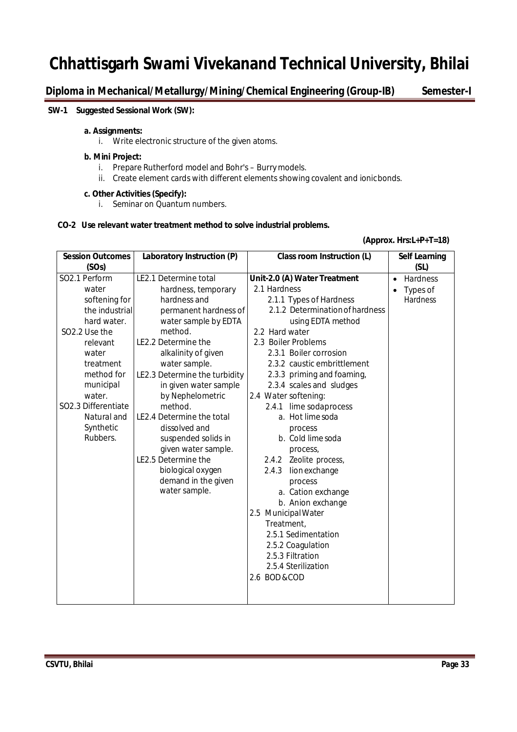**SW-1 Suggested Sessional Work (SW):**

**a. Assignments:**

i. Write electronic structure of the given atoms.

**b. Mini Project:**

i. Prepare Rutherford model and Bohr's – Burry models.
ii. Create element cards with different elements showing covalent and ionic bonds.

**c. Other Activities (Specify):**

i. Seminar on Quantum numbers.

**CO-2 Use relevant water treatment method to solve industrial problems.**

**(Approx. Hrs:L+P+T=18)**

| Session Outcomes (SOs) | Laboratory Instruction (P) | Class room Instruction (L) | Self Learning (SL) |
|---|---|---|---|
| SO2.1 Perform water softening for the industrial hard water.<br>SO2.2 Use the relevant water treatment method for municipal water.<br>SO2.3 Differentiate Natural and Synthetic Rubbers. | LE2.1 Determine total hardness, temporary hardness and permanent hardness of water sample by EDTA method.<br>LE2.2 Determine the alkalinity of given water sample.<br>LE2.3 Determine the turbidity in given water sample by Nephelometric method.<br>LE2.4 Determine the total dissolved and suspended solids in given water sample.<br>LE2.5 Determine the biological oxygen demand in the given water sample. | **Unit-2.0 (A) Water Treatment**<br>2.1 Hardness<br>2.1.1 Types of Hardness<br>2.1.2 Determination of hardness using EDTA method<br>2.2 Hard water<br>2.3 Boiler Problems<br>2.3.1 Boiler corrosion<br>2.3.2 caustic embrittlement<br>2.3.3 priming and foaming,<br>2.3.4 scales and sludges<br>2.4 Water softening:<br>2.4.1 lime soda process<br>a. Hot lime soda process<br>b. Cold lime soda process,<br>2.4.2 Zeolite process,<br>2.4.3 Iion exchange process<br>a. Cation exchange<br>b. Anion exchange<br>2.5 Municipal Water Treatment,<br>2.5.1 Sedimentation<br>2.5.2 Coagulation<br>2.5.3 Filtration<br>2.5.4 Sterilization<br>2.6 BOD & COD | • Hardness<br>• Types of Hardness |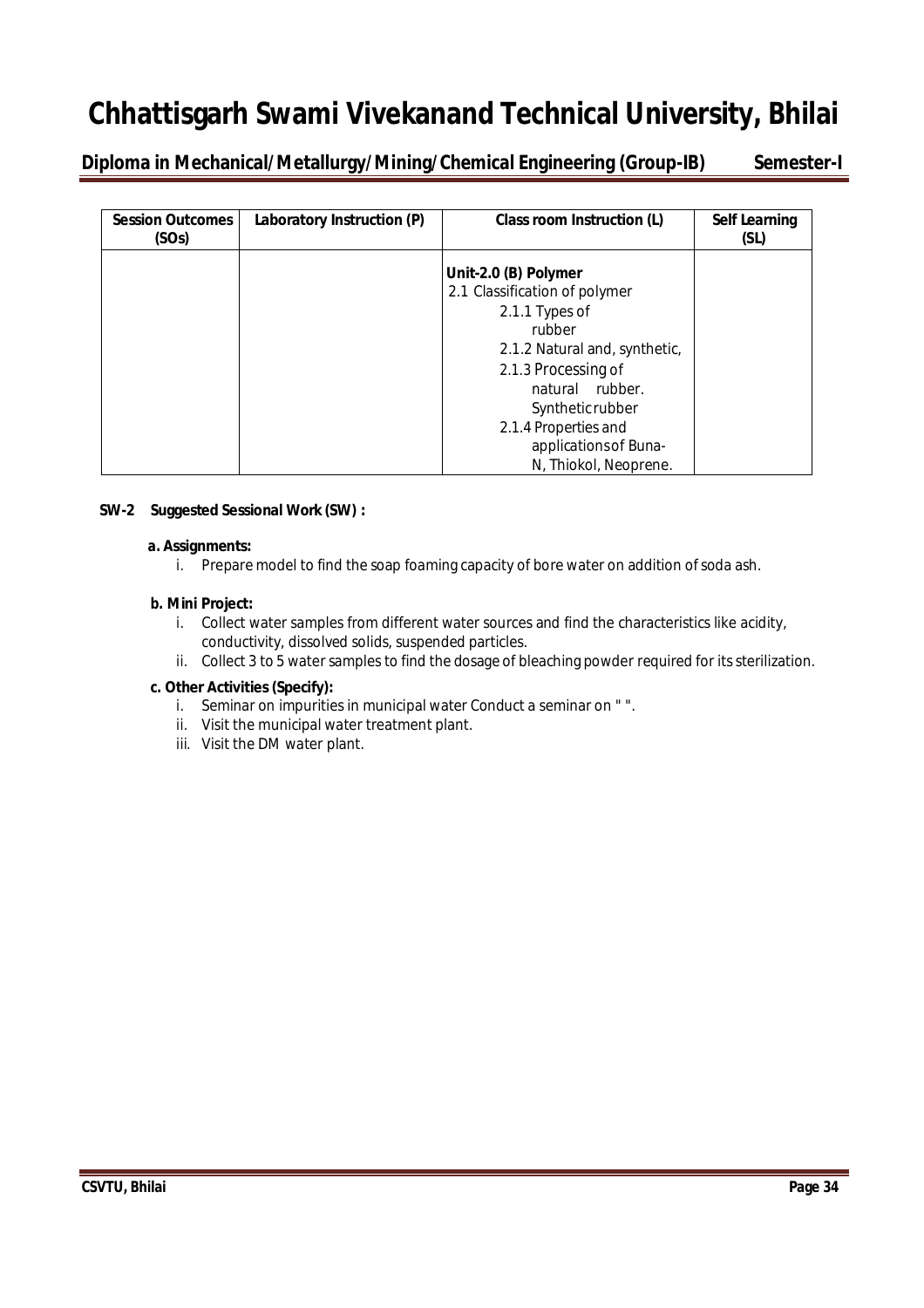| Session Outcomes (SOs) | Laboratory Instruction (P) | Class room Instruction (L) | Self Learning (SL) |
|---|---|---|---|
| | | **Unit-2.0 (B) Polymer**<br>2.1 Classification of polymer<br>2.1.1 Types of rubber<br>2.1.2 Natural and, synthetic,<br>2.1.3 Processing of natural rubber. Synthetic rubber<br>2.1.4 Properties and applications of Buna-N, Thiokol, Neoprene. | |

**SW-2 Suggested Sessional Work (SW) :**

**a. Assignments:**

i. Prepare model to find the soap foaming capacity of bore water on addition of soda ash.

**b. Mini Project:**

i. Collect water samples from different water sources and find the characteristics like acidity, conductivity, dissolved solids, suspended particles.
ii. Collect 3 to 5 water samples to find the dosage of bleaching powder required for its sterilization.

**c. Other Activities (Specify):**

i. Seminar on impurities in municipal water Conduct a seminar on " ".
ii. Visit the municipal water treatment plant.
iii. Visit the DM water plant.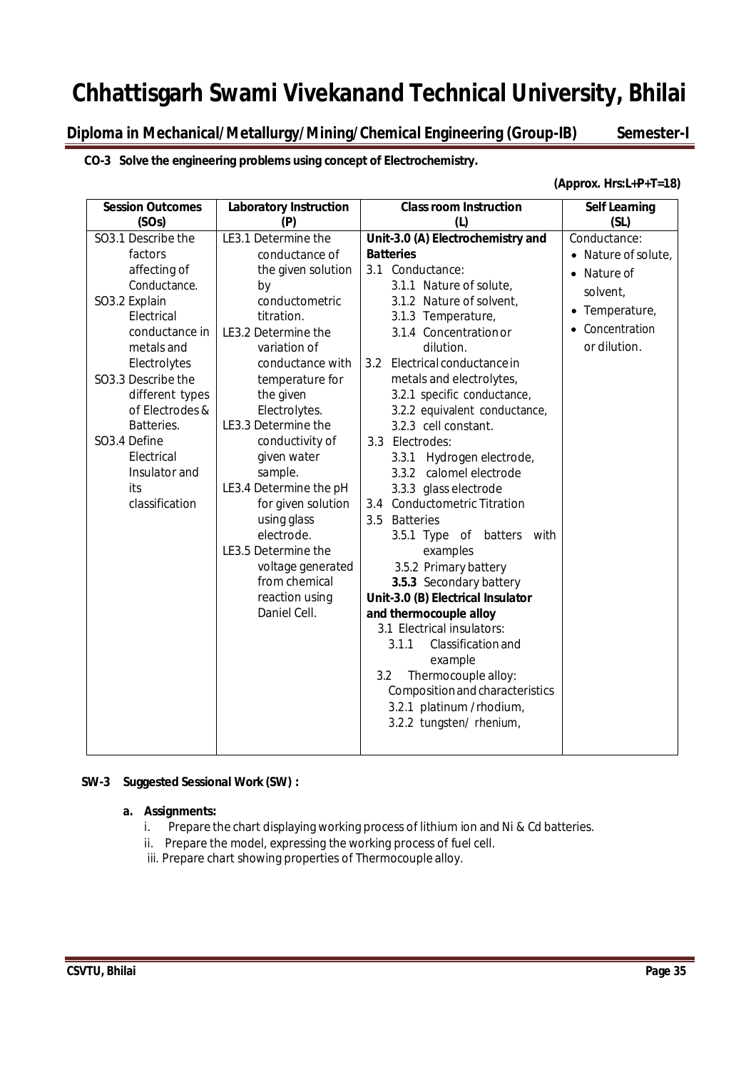# Chhattisgarh Swami Vivekanand Technical University, Bhilai

## Diploma in Mechanical/Metallurgy/Mining/Chemical Engineering (Group-IB) Semester-I

**CO-3 Solve the engineering problems using concept of Electrochemistry.**

**(Approx. Hrs:L+P+T=18)**

| Session Outcomes (SOs) | Laboratory Instruction (P) | Class room Instruction (L) | Self Learning (SL) |
|---|---|---|---|
| SO3.1 Describe the factors affecting of Conductance.<br>SO3.2 Explain Electrical conductance in metals and Electrolytes<br>SO3.3 Describe the different types of Electrodes & Batteries.<br>SO3.4 Define Electrical Insulator and its classification | LE3.1 Determine the conductance of the given solution by conductometric titration.<br>LE3.2 Determine the variation of conductance with temperature for the given Electrolytes.<br>LE3.3 Determine the conductivity of given water sample.<br>LE3.4 Determine the pH for given solution using glass electrode.<br>LE3.5 Determine the voltage generated from chemical reaction using Daniel Cell. | **Unit-3.0 (A) Electrochemistry and Batteries**<br>3.1 Conductance:<br>3.1.1 Nature of solute,<br>3.1.2 Nature of solvent,<br>3.1.3 Temperature,<br>3.1.4 Concentration or dilution.<br>3.2 Electrical conductance in metals and electrolytes,<br>3.2.1 specific conductance,<br>3.2.2 equivalent conductance,<br>3.2.3 cell constant.<br>3.3 Electrodes:<br>3.3.1 Hydrogen electrode,<br>3.3.2 calomel electrode<br>3.3.3 glass electrode<br>3.4 Conductometric Titration<br>3.5 Batteries<br>3.5.1 Type of batters with examples<br>3.5.2 Primary battery<br>**3.5.3** Secondary battery<br>**Unit-3.0 (B) Electrical Insulator and thermocouple alloy**<br>3.1 Electrical insulators:<br>3.1.1 Classification and example<br>3.2 Thermocouple alloy: Composition and characteristics<br>3.2.1 platinum /rhodium,<br>3.2.2 tungsten/ rhenium, | Conductance:<br>• Nature of solute,<br>• Nature of solvent,<br>• Temperature,<br>• Concentration or dilution. |

**SW-3 Suggested Sessional Work (SW) :**

**a. Assignments:**

i. Prepare the chart displaying working process of lithium ion and Ni & Cd batteries.

ii. Prepare the model, expressing the working process of fuel cell.

iii. Prepare chart showing properties of Thermocouple alloy.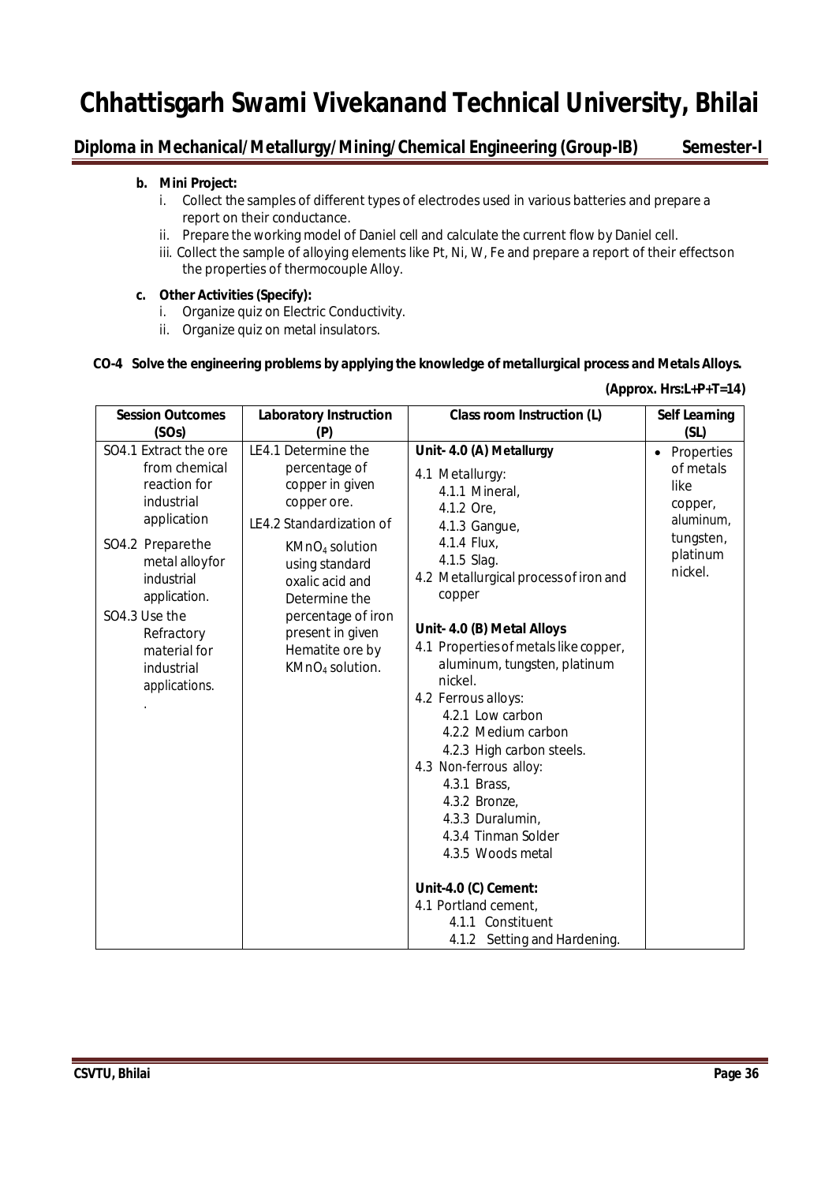**b. Mini Project:**

i. Collect the samples of different types of electrodes used in various batteries and prepare a report on their conductance.

ii. Prepare the working model of Daniel cell and calculate the current flow by Daniel cell.

iii. Collect the sample of alloying elements like Pt, Ni, W, Fe and prepare a report of their effectson the properties of thermocouple Alloy.

**c. Other Activities (Specify):**

i. Organize quiz on Electric Conductivity.

ii. Organize quiz on metal insulators.

**CO-4 Solve the engineering problems by applying the knowledge of metallurgical process and Metals Alloys.**

**(Approx. Hrs:L+P+T=14)**

| Session Outcomes (SOs) | Laboratory Instruction (P) | Class room Instruction (L) | Self Learning (SL) |
|---|---|---|---|
| SO4.1 Extract the ore from chemical reaction for industrial application<br><br>SO4.2 Preparethe metal alloyfor industrial application.<br><br>SO4.3 Use the Refractory material for industrial applications.<br>. | LE4.1 Determine the percentage of copper in given copper ore.<br><br>LE4.2 Standardization of $KMnO_4$ solution using standard oxalic acid and Determine the percentage of iron present in given Hematite ore by $KMnO_4$ solution. | **Unit- 4.0 (A) Metallurgy**<br>4.1 Metallurgy:<br>4.1.1 Mineral,<br>4.1.2 Ore,<br>4.1.3 Gangue,<br>4.1.4 Flux,<br>4.1.5 Slag.<br>4.2 Metallurgical process of iron and copper<br><br>**Unit- 4.0 (B) Metal Alloys**<br>4.1 Properties of metals like copper, aluminum, tungsten, platinum nickel.<br>4.2 Ferrous alloys:<br>4.2.1 Low carbon<br>4.2.2 Medium carbon<br>4.2.3 High carbon steels.<br>4.3 Non-ferrous alloy:<br>4.3.1 Brass,<br>4.3.2 Bronze,<br>4.3.3 Duralumin,<br>4.3.4 Tinman Solder<br>4.3.5 Woods metal<br><br>**Unit-4.0 (C) Cement:**<br>4.1 Portland cement,<br>4.1.1 Constituent<br>4.1.2 Setting and Hardening. | • Properties of metals like copper, aluminum, tungsten, platinum nickel. |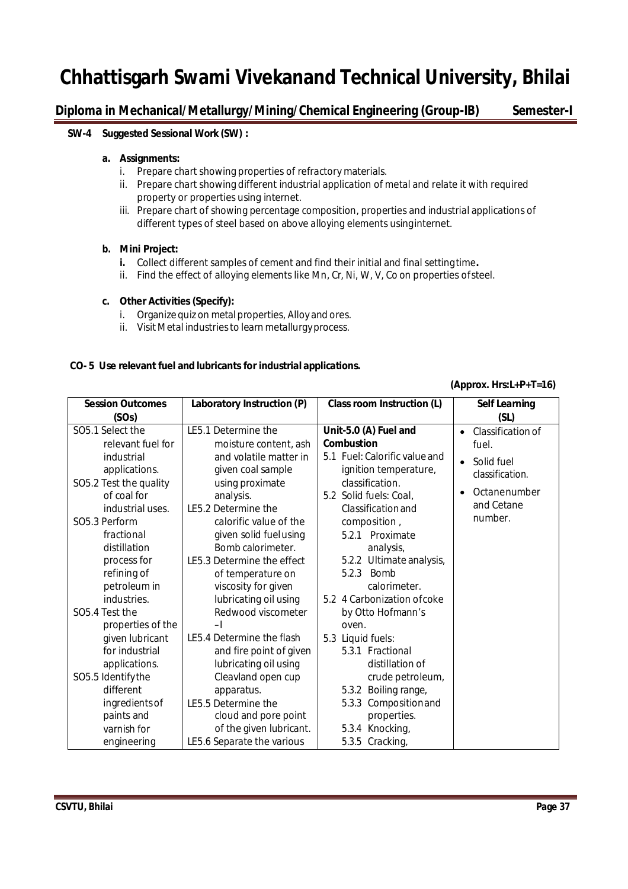**SW-4 Suggested Sessional Work (SW) :**

**a. Assignments:**

i. Prepare chart showing properties of refractory materials.

ii. Prepare chart showing different industrial application of metal and relate it with required property or properties using internet.

iii. Prepare chart of showing percentage composition, properties and industrial applications of different types of steel based on above alloying elements using internet.

**b. Mini Project:**

**i.** Collect different samples of cement and find their initial and final setting time**.**

ii. Find the effect of alloying elements like Mn, Cr, Ni, W, V, Co on properties of steel.

**c. Other Activities (Specify):**

i. Organize quiz on metal properties, Alloy and ores.

ii. Visit Metal industries to learn metallurgy process.

**CO- 5 Use relevant fuel and lubricants for industrial applications.**

**(Approx. Hrs:L+P+T=16)**

| **Session Outcomes (SOs)** | **Laboratory Instruction (P)** | **Class room Instruction (L)** | **Self Learning (SL)** |
|---|---|---|---|
| SO5.1 Select the relevant fuel for industrial applications.<br>SO5.2 Test the quality of coal for industrial uses.<br>SO5.3 Perform fractional distillation process for refining of petroleum in industries.<br>SO5.4 Test the properties of the given lubricant for industrial applications.<br>SO5.5 Identify the different ingredients of paints and varnish for engineering | LE5.1 Determine the moisture content, ash and volatile matter in given coal sample using proximate analysis.<br>LE5.2 Determine the calorific value of the given solid fuel using Bomb calorimeter.<br>LE5.3 Determine the effect of temperature on viscosity for given lubricating oil using Redwood viscometer –I<br>LE5.4 Determine the flash and fire point of given lubricating oil using Cleavland open cup apparatus.<br>LE5.5 Determine the cloud and pore point of the given lubricant.<br>LE5.6 Separate the various | **Unit-5.0 (A) Fuel and Combustion**<br>5.1 Fuel: Calorific value and ignition temperature, classification.<br>5.2 Solid fuels: Coal, Classification and composition ,<br>5.2.1 Proximate analysis,<br>5.2.2 Ultimate analysis,<br>5.2.3 Bomb calorimeter.<br>5.2 4 Carbonization of coke by Otto Hofmann's oven.<br>5.3 Liquid fuels:<br>5.3.1 Fractional distillation of crude petroleum,<br>5.3.2 Boiling range,<br>5.3.3 Composition and properties.<br>5.3.4 Knocking,<br>5.3.5 Cracking, | • Classification of fuel.<br>• Solid fuel classification.<br>• Octane number and Cetane number. |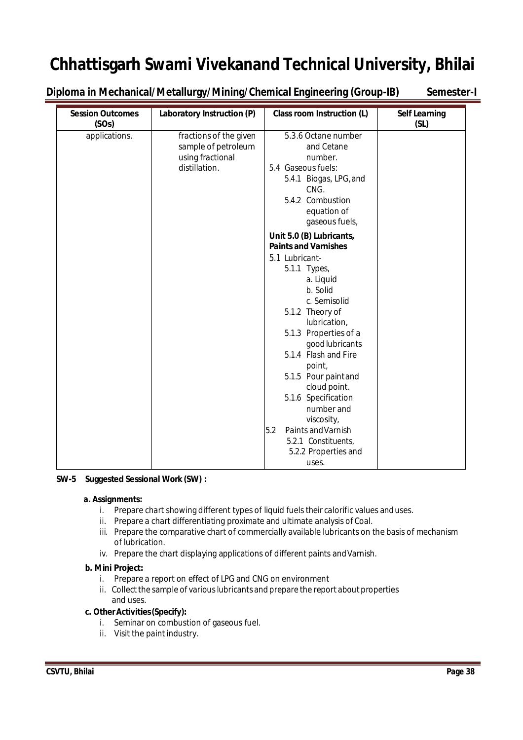# Chhattisgarh Swami Vivekanand Technical University, Bhilai

**Diploma in Mechanical/Metallurgy/Mining/Chemical Engineering (Group-IB) Semester-I**

| Session Outcomes (SOs) | Laboratory Instruction (P) | Class room Instruction (L) | Self Learning (SL) |
|---|---|---|---|
| applications. | fractions of the given sample of petroleum using fractional distillation. | 5.3.6 Octane number and Cetane number.<br>5.4 Gaseous fuels:<br>5.4.1 Biogas, LPG, and CNG.<br>5.4.2 Combustion equation of gaseous fuels,<br>**Unit 5.0 (B) Lubricants, Paints and Varnishes**<br>5.1 Lubricant-<br>5.1.1 Types,<br>a. Liquid<br>b. Solid<br>c. Semisolid<br>5.1.2 Theory of lubrication,<br>5.1.3 Properties of a good lubricants<br>5.1.4 Flash and Fire point,<br>5.1.5 Pour paint and cloud point.<br>5.1.6 Specification number and viscosity,<br>5.2 Paints and Varnish<br>5.2.1 Constituents,<br>5.2.2 Properties and uses. | |

**SW-5 Suggested Sessional Work (SW) :**

**a. Assignments:**

i. Prepare chart showing different types of liquid fuels their calorific values and uses.
ii. Prepare a chart differentiating proximate and ultimate analysis of Coal.
iii. Prepare the comparative chart of commercially available lubricants on the basis of mechanism of lubrication.
iv. Prepare the chart displaying applications of different paints and Varnish.

**b. Mini Project:**

i. Prepare a report on effect of LPG and CNG on environment
ii. Collect the sample of various lubricants and prepare the report about properties and uses.

**c. Other Activities (Specify):**

i. Seminar on combustion of gaseous fuel.
ii. Visit the paint industry.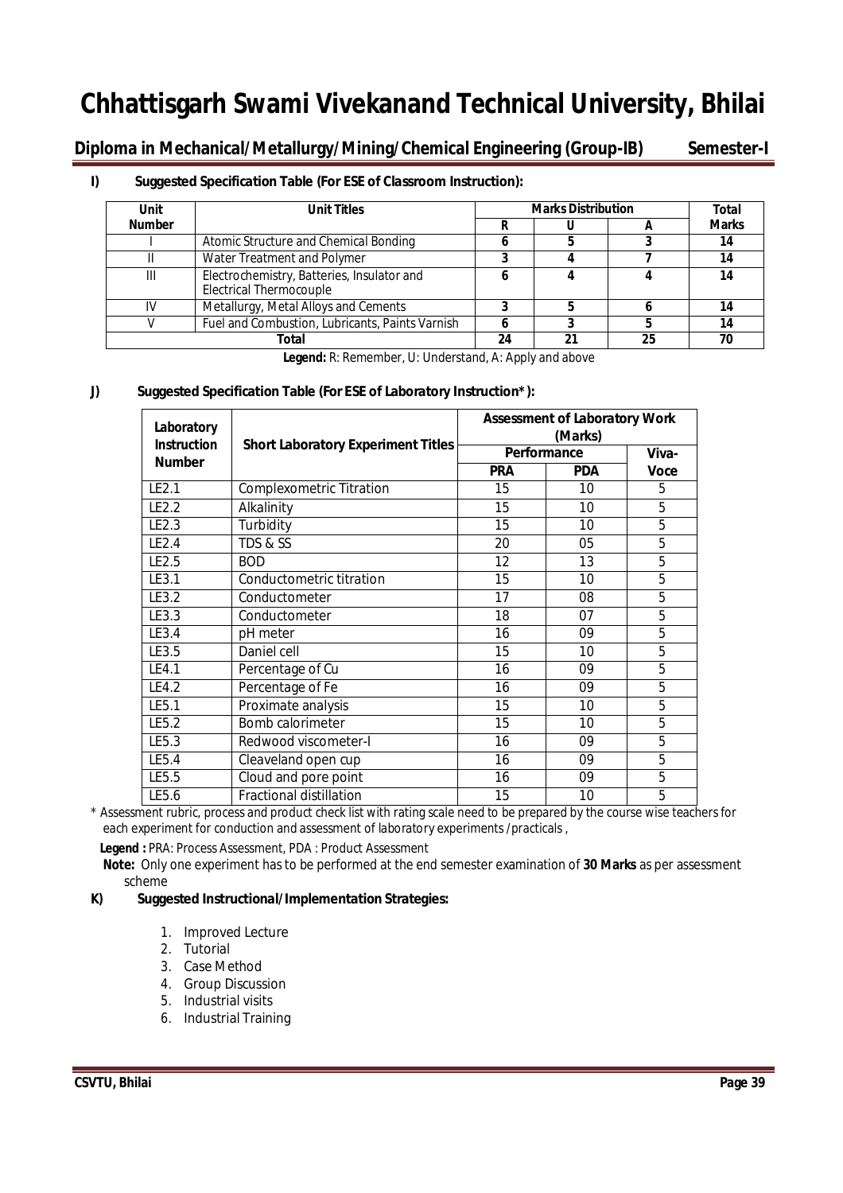# Chhattisgarh Swami Vivekanand Technical University, Bhilai

**Diploma in Mechanical/Metallurgy/Mining/Chemical Engineering (Group-IB) Semester-I**

## I) Suggested Specification Table (For ESE of Classroom Instruction):

| Unit Number | Unit Titles | Marks Distribution | | | Total Marks |
|---|---|---|---|---|---|
| | | R | U | A | |
| I | Atomic Structure and Chemical Bonding | 6 | 5 | 3 | 14 |
| II | Water Treatment and Polymer | 3 | 4 | 7 | 14 |
| III | Electrochemistry, Batteries, Insulator and Electrical Thermocouple | 6 | 4 | 4 | 14 |
| IV | Metallurgy, Metal Alloys and Cements | 3 | 5 | 6 | 14 |
| V | Fuel and Combustion, Lubricants, Paints Varnish | 6 | 3 | 5 | 14 |
| Total | | 24 | 21 | 25 | 70 |

**Legend:** R: Remember, U: Understand, A: Apply and above

## J) Suggested Specification Table (For ESE of Laboratory Instruction*):

| Laboratory Instruction Number | Short Laboratory Experiment Titles | Assessment of Laboratory Work (Marks) | | |
|---|---|---|---|---|
| | | Performance | | Viva-Voce |
| | | PRA | PDA | |
| LE2.1 | Complexometric Titration | 15 | 10 | 5 |
| LE2.2 | Alkalinity | 15 | 10 | 5 |
| LE2.3 | Turbidity | 15 | 10 | 5 |
| LE2.4 | TDS & SS | 20 | 05 | 5 |
| LE2.5 | BOD | 12 | 13 | 5 |
| LE3.1 | Conductometric titration | 15 | 10 | 5 |
| LE3.2 | Conductometer | 17 | 08 | 5 |
| LE3.3 | Conductometer | 18 | 07 | 5 |
| LE3.4 | pH meter | 16 | 09 | 5 |
| LE3.5 | Daniel cell | 15 | 10 | 5 |
| LE4.1 | Percentage of Cu | 16 | 09 | 5 |
| LE4.2 | Percentage of Fe | 16 | 09 | 5 |
| LE5.1 | Proximate analysis | 15 | 10 | 5 |
| LE5.2 | Bomb calorimeter | 15 | 10 | 5 |
| LE5.3 | Redwood viscometer-I | 16 | 09 | 5 |
| LE5.4 | Cleaveland open cup | 16 | 09 | 5 |
| LE5.5 | Cloud and pore point | 16 | 09 | 5 |
| LE5.6 | Fractional distillation | 15 | 10 | 5 |

\* Assessment rubric, process and product check list with rating scale need to be prepared by the course wise teachers for each experiment for conduction and assessment of laboratory experiments /practicals ,

**Legend :** PRA: Process Assessment, PDA : Product Assessment

**Note:** Only one experiment has to be performed at the end semester examination of **30 Marks** as per assessment scheme

## K) Suggested Instructional/Implementation Strategies:

1. Improved Lecture
2. Tutorial
3. Case Method
4. Group Discussion
5. Industrial visits
6. Industrial Training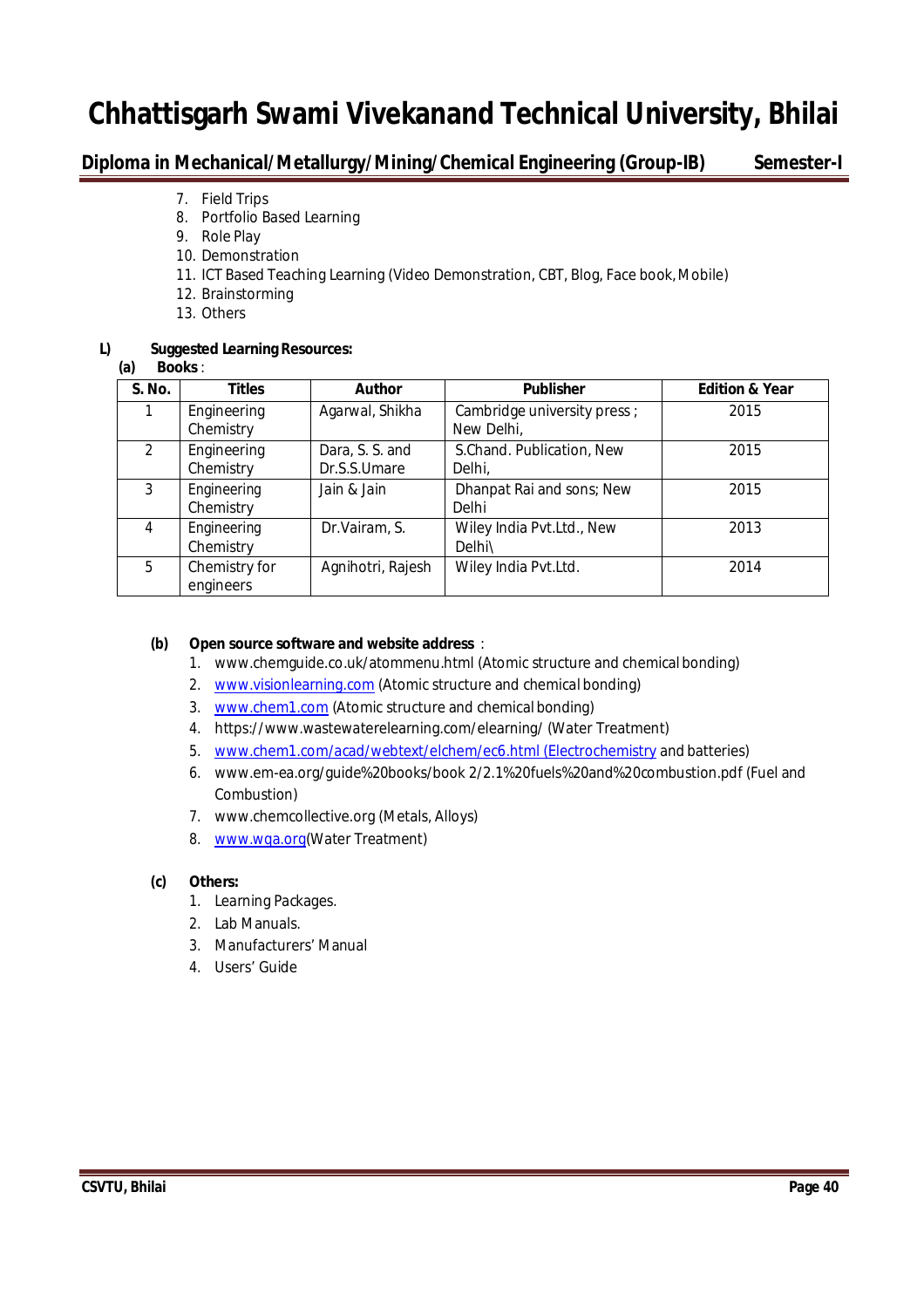7. Field Trips
8. Portfolio Based Learning
9. Role Play
10. Demonstration
11. ICT Based Teaching Learning (Video Demonstration, CBT, Blog, Face book, Mobile)
12. Brainstorming
13. Others

**L) Suggested Learning Resources:**

**(a) Books** :

| S. No. | Titles | Author | Publisher | Edition & Year |
|---|---|---|---|---|
| 1 | Engineering Chemistry | Agarwal, Shikha | Cambridge university press ; New Delhi, | 2015 |
| 2 | Engineering Chemistry | Dara, S. S. and Dr.S.S.Umare | S.Chand. Publication, New Delhi, | 2015 |
| 3 | Engineering Chemistry | Jain & Jain | Dhanpat Rai and sons; New Delhi | 2015 |
| 4 | Engineering Chemistry | Dr.Vairam, S. | Wiley India Pvt.Ltd., New Delhi\ | 2013 |
| 5 | Chemistry for engineers | Agnihotri, Rajesh | Wiley India Pvt.Ltd. | 2014 |

**(b) Open source software and website address** :

1. www.chemguide.co.uk/atommenu.html (Atomic structure and chemical bonding)
2. www.visionlearning.com (Atomic structure and chemical bonding)
3. www.chem1.com (Atomic structure and chemical bonding)
4. https://www.wastewaterelearning.com/elearning/ (Water Treatment)
5. www.chem1.com/acad/webtext/elchem/ec6.html (Electrochemistry and batteries)
6. www.em-ea.org/guide%20books/book 2/2.1%20fuels%20and%20combustion.pdf (Fuel and Combustion)
7. www.chemcollective.org (Metals, Alloys)
8. www.wqa.org(Water Treatment)

**(c) Others:**

1. Learning Packages.
2. Lab Manuals.
3. Manufacturers' Manual
4. Users' Guide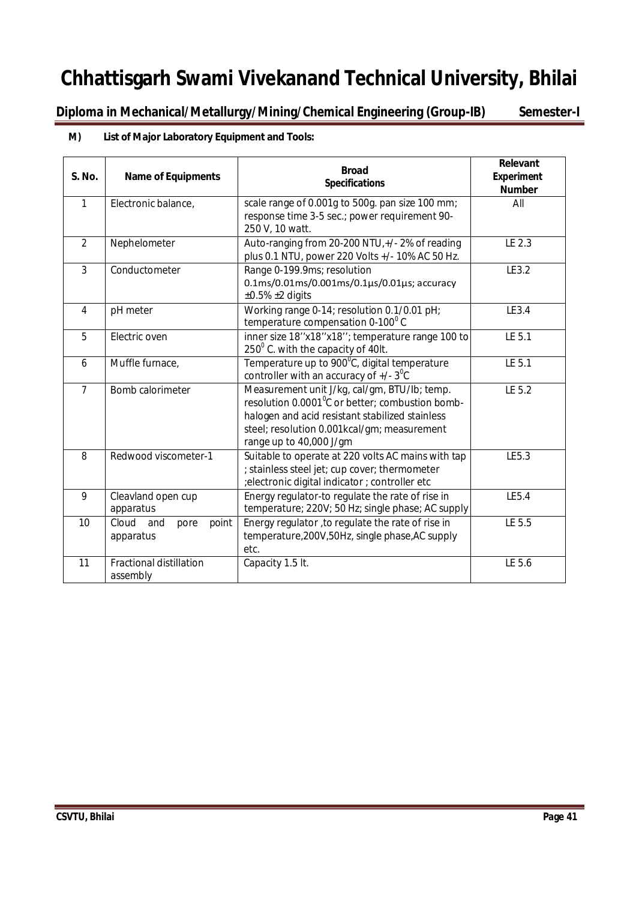# Chhattisgarh Swami Vivekanand Technical University, Bhilai

**Diploma in Mechanical/Metallurgy/Mining/Chemical Engineering (Group-IB) Semester-I**

**M) List of Major Laboratory Equipment and Tools:**

| S. No. | Name of Equipments | Broad Specifications | Relevant Experiment Number |
|---|---|---|---|
| 1 | Electronic balance, | scale range of 0.001g to 500g. pan size 100 mm; response time 3-5 sec.; power requirement 90-250 V, 10 watt. | All |
| 2 | Nephelometer | Auto-ranging from 20-200 NTU,+/- 2% of reading plus 0.1 NTU, power 220 Volts +/- 10% AC 50 Hz. | LE 2.3 |
| 3 | Conductometer | Range 0-199.9ms; resolution 0.1ms/0.01ms/0.001ms/0.1µs/0.01µs; accuracy ±0.5% ±2 digits | LE3.2 |
| 4 | pH meter | Working range 0-14; resolution 0.1/0.01 pH; temperature compensation 0-100$^0$ C | LE3.4 |
| 5 | Electric oven | inner size 18''x18''x18''; temperature range 100 to 250$^0$ C. with the capacity of 40lt. | LE 5.1 |
| 6 | Muffle furnace, | Temperature up to 900$^0$C, digital temperature controller with an accuracy of +/- 3$^0$C | LE 5.1 |
| 7 | Bomb calorimeter | Measurement unit J/kg, cal/gm, BTU/lb; temp. resolution 0.0001$^0$C or better; combustion bomb-halogen and acid resistant stabilized stainless steel; resolution 0.001kcal/gm; measurement range up to 40,000 J/gm | LE 5.2 |
| 8 | Redwood viscometer-1 | Suitable to operate at 220 volts AC mains with tap ; stainless steel jet; cup cover; thermometer ;electronic digital indicator ; controller etc | LE5.3 |
| 9 | Cleavland open cup apparatus | Energy regulator-to regulate the rate of rise in temperature; 220V; 50 Hz; single phase; AC supply | LE5.4 |
| 10 | Cloud and pore point apparatus | Energy regulator ,to regulate the rate of rise in temperature,200V,50Hz, single phase,AC supply etc. | LE 5.5 |
| 11 | Fractional distillation assembly | Capacity 1.5 lt. | LE 5.6 |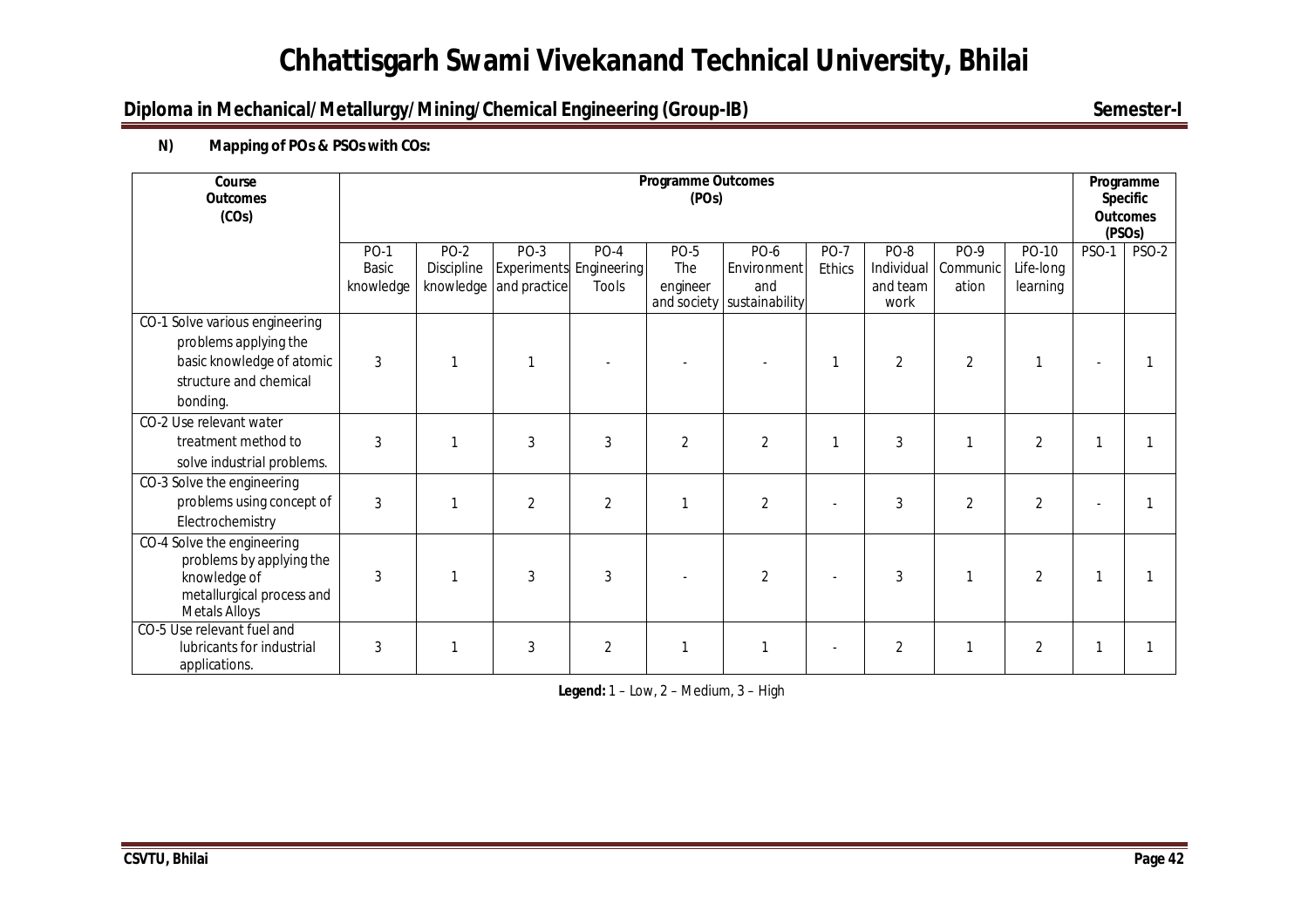# Chhattisgarh Swami Vivekanand Technical University, Bhilai

## Diploma in Mechanical/Metallurgy/Mining/Chemical Engineering (Group-IB) — Semester-I

**N) Mapping of POs & PSOs with COs:**

| Course Outcomes (COs) | Programme Outcomes (POs) | | | | | | | | | | Programme Specific Outcomes (PSOs) | |
|---|---|---|---|---|---|---|---|---|---|---|---|---|
| | PO-1 Basic knowledge | PO-2 Discipline knowledge | PO-3 Experiments and practice | PO-4 Engineering Tools | PO-5 The engineer and society | PO-6 Environment and sustainability | PO-7 Ethics | PO-8 Individual and team work | PO-9 Communication | PO-10 Life-long learning | PSO-1 | PSO-2 |
| CO-1 Solve various engineering problems applying the basic knowledge of atomic structure and chemical bonding. | 3 | 1 | 1 | - | - | - | 1 | 2 | 2 | 1 | - | 1 |
| CO-2 Use relevant water treatment method to solve industrial problems. | 3 | 1 | 3 | 3 | 2 | 2 | 1 | 3 | 1 | 2 | 1 | 1 |
| CO-3 Solve the engineering problems using concept of Electrochemistry | 3 | 1 | 2 | 2 | 1 | 2 | - | 3 | 2 | 2 | - | 1 |
| CO-4 Solve the engineering problems by applying the knowledge of metallurgical process and Metals Alloys | 3 | 1 | 3 | 3 | - | 2 | - | 3 | 1 | 2 | 1 | 1 |
| CO-5 Use relevant fuel and lubricants for industrial applications. | 3 | 1 | 3 | 2 | 1 | 1 | - | 2 | 1 | 2 | 1 | 1 |

**Legend:** 1 – Low, 2 – Medium, 3 – High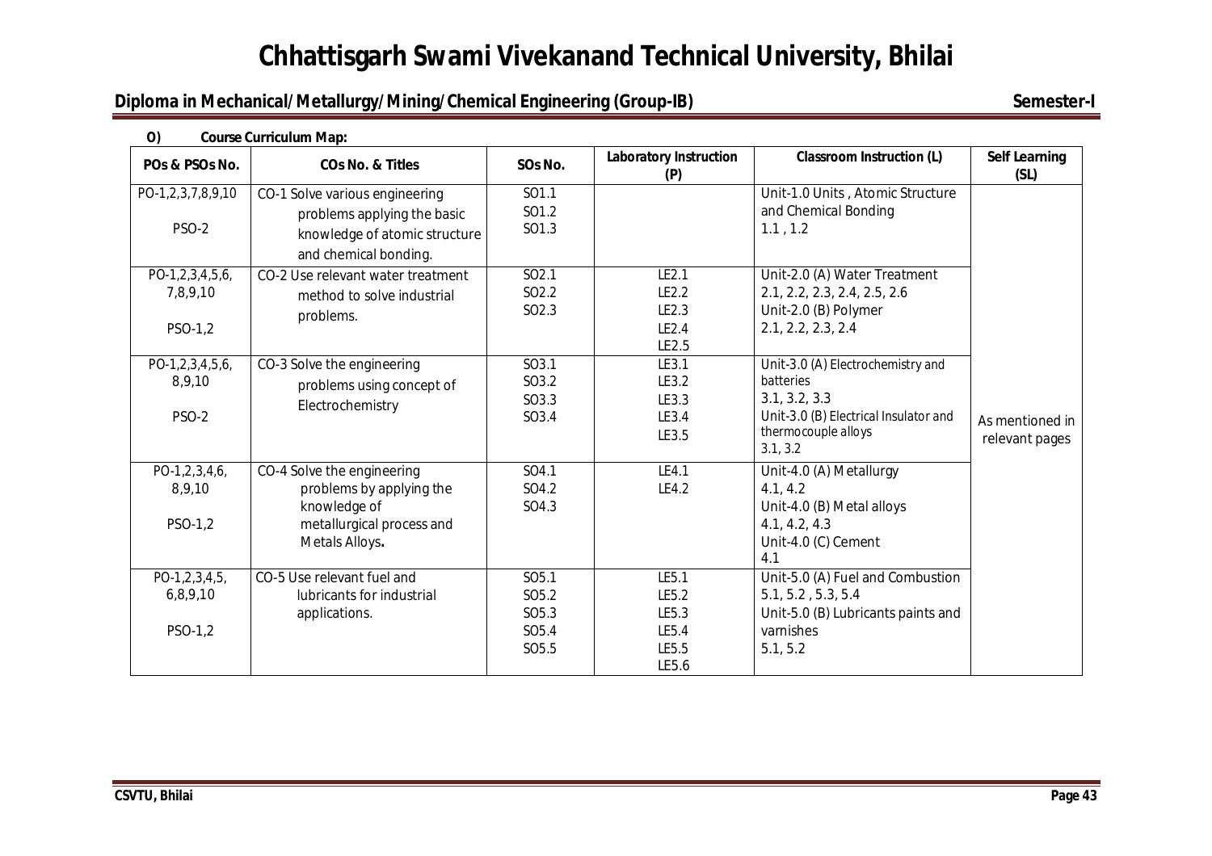# Chhattisgarh Swami Vivekanand Technical University, Bhilai

## Diploma in Mechanical/Metallurgy/Mining/Chemical Engineering (Group-IB) — Semester-I

**O) Course Curriculum Map:**

| POs & PSOs No. | COs No. & Titles | SOs No. | Laboratory Instruction (P) | Classroom Instruction (L) | Self Learning (SL) |
|---|---|---|---|---|---|
| PO-1,2,3,7,8,9,10<br><br>PSO-2 | CO-1 Solve various engineering problems applying the basic knowledge of atomic structure and chemical bonding. | SO1.1<br>SO1.2<br>SO1.3 | | Unit-1.0 Units , Atomic Structure and Chemical Bonding<br>1.1 , 1.2 | As mentioned in relevant pages |
| PO-1,2,3,4,5,6, 7,8,9,10<br><br>PSO-1,2 | CO-2 Use relevant water treatment method to solve industrial problems. | SO2.1<br>SO2.2<br>SO2.3 | LE2.1<br>LE2.2<br>LE2.3<br>LE2.4<br>LE2.5 | Unit-2.0 (A) Water Treatment<br>2.1, 2.2, 2.3, 2.4, 2.5, 2.6<br>Unit-2.0 (B) Polymer<br>2.1, 2.2, 2.3, 2.4 | |
| PO-1,2,3,4,5,6, 8,9,10<br><br>PSO-2 | CO-3 Solve the engineering problems using concept of Electrochemistry | SO3.1<br>SO3.2<br>SO3.3<br>SO3.4 | LE3.1<br>LE3.2<br>LE3.3<br>LE3.4<br>LE3.5 | Unit-3.0 (A) Electrochemistry and batteries<br>3.1, 3.2, 3.3<br>Unit-3.0 (B) Electrical Insulator and thermocouple alloys<br>3.1, 3.2 | |
| PO-1,2,3,4,6, 8,9,10<br><br>PSO-1,2 | CO-4 Solve the engineering problems by applying the knowledge of metallurgical process and Metals Alloys**.** | SO4.1<br>SO4.2<br>SO4.3 | LE4.1<br>LE4.2 | Unit-4.0 (A) Metallurgy<br>4.1, 4.2<br>Unit-4.0 (B) Metal alloys<br>4.1, 4.2, 4.3<br>Unit-4.0 (C) Cement<br>4.1 | |
| PO-1,2,3,4,5, 6,8,9,10<br><br>PSO-1,2 | CO-5 Use relevant fuel and lubricants for industrial applications. | SO5.1<br>SO5.2<br>SO5.3<br>SO5.4<br>SO5.5 | LE5.1<br>LE5.2<br>LE5.3<br>LE5.4<br>LE5.5<br>LE5.6 | Unit-5.0 (A) Fuel and Combustion<br>5.1, 5.2 , 5.3, 5.4<br>Unit-5.0 (B) Lubricants paints and varnishes<br>5.1, 5.2 | |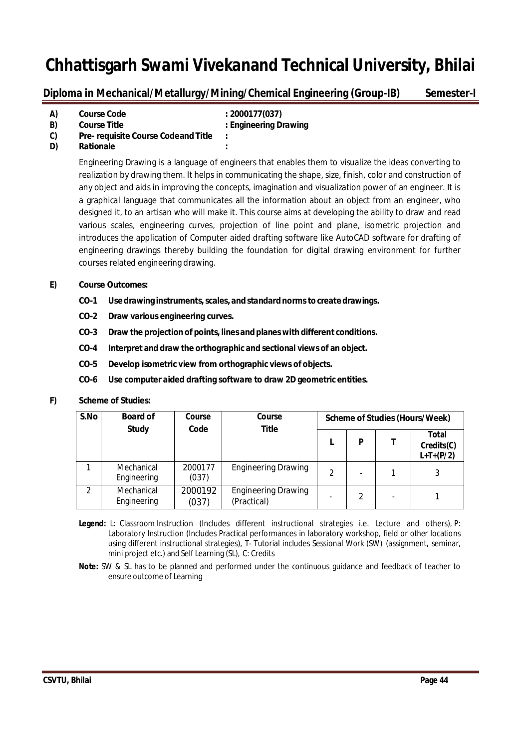# Chhattisgarh Swami Vivekanand Technical University, Bhilai

**Diploma in Mechanical/Metallurgy/Mining/Chemical Engineering (Group-IB) Semester-I**

**A) Course Code** : **2000177(037)**

**B) Course Title** : **Engineering Drawing**

**C) Pre- requisite Course Codeand Title** :

**D) Rationale** :

Engineering Drawing is a language of engineers that enables them to visualize the ideas converting to realization by drawing them. It helps in communicating the shape, size, finish, color and construction of any object and aids in improving the concepts, imagination and visualization power of an engineer. It is a graphical language that communicates all the information about an object from an engineer, who designed it, to an artisan who will make it. This course aims at developing the ability to draw and read various scales, engineering curves, projection of line point and plane, isometric projection and introduces the application of Computer aided drafting software like AutoCAD software for drafting of engineering drawings thereby building the foundation for digital drawing environment for further courses related engineering drawing.

**E) Course Outcomes:**

- **CO-1 Use drawing instruments, scales, and standard norms to create drawings.**
- **CO-2 Draw various engineering curves.**
- **CO-3 Draw the projection of points, lines and planes with different conditions.**
- **CO-4 Interpret and draw the orthographic and sectional views of an object.**
- **CO-5 Develop isometric view from orthographic views of objects.**
- **CO-6 Use computer aided drafting software to draw 2D geometric entities.**

**F) Scheme of Studies:**

| S.No | Board of Study | Course Code | Course Title | Scheme of Studies (Hours/Week) | | | |
|---|---|---|---|---|---|---|---|
| | | | | L | P | T | Total Credits(C) L+T+(P/2) |
| 1 | Mechanical Engineering | 2000177 (037) | Engineering Drawing | 2 | - | 1 | 3 |
| 2 | Mechanical Engineering | 2000192 (037) | Engineering Drawing (Practical) | - | 2 | - | 1 |

**Legend:** L: Classroom Instruction (Includes different instructional strategies i.e. Lecture and others), P: Laboratory Instruction (Includes Practical performances in laboratory workshop, field or other locations using different instructional strategies), T- Tutorial includes Sessional Work (SW) (assignment, seminar, mini project etc.) and Self Learning (SL), C: Credits

**Note:** SW & SL has to be planned and performed under the continuous guidance and feedback of teacher to ensure outcome of Learning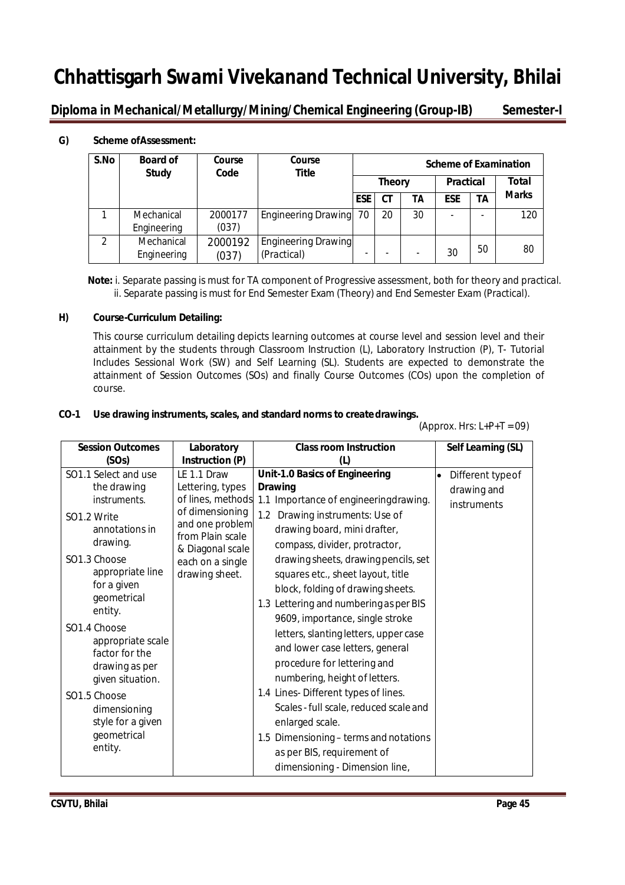# Chhattisgarh Swami Vivekanand Technical University, Bhilai

**Diploma in Mechanical/Metallurgy/Mining/Chemical Engineering (Group-IB) Semester-I**

**G) Scheme of Assessment:**

| S.No | Board of Study | Course Code | Course Title | Scheme of Examination | | | | | |
|---|---|---|---|---|---|---|---|---|---|
| | | | | Theory | | | Practical | | Total Marks |
| | | | | ESE | CT | TA | ESE | TA | |
| 1 | Mechanical Engineering | 2000177 (037) | Engineering Drawing | 70 | 20 | 30 | - | - | 120 |
| 2 | Mechanical Engineering | 2000192 (037) | Engineering Drawing (Practical) | - | - | - | 30 | 50 | 80 |

**Note:** i. Separate passing is must for TA component of Progressive assessment, both for theory and practical.
ii. Separate passing is must for End Semester Exam (Theory) and End Semester Exam (Practical).

**H) Course-Curriculum Detailing:**

This course curriculum detailing depicts learning outcomes at course level and session level and their attainment by the students through Classroom Instruction (L), Laboratory Instruction (P), T- Tutorial Includes Sessional Work (SW) and Self Learning (SL). Students are expected to demonstrate the attainment of Session Outcomes (SOs) and finally Course Outcomes (COs) upon the completion of course.

**CO-1 Use drawing instruments, scales, and standard norms to create drawings.**

(Approx. Hrs: L+P+T = 09)

| Session Outcomes (SOs) | Laboratory Instruction (P) | Class room Instruction (L) | Self Learning (SL) |
|---|---|---|---|
| SO1.1 Select and use the drawing instruments.<br>SO1.2 Write annotations in drawing.<br>SO1.3 Choose appropriate line for a given geometrical entity.<br>SO1.4 Choose appropriate scale factor for the drawing as per given situation.<br>SO1.5 Choose dimensioning style for a given geometrical entity. | LE 1.1 Draw Lettering, types of lines, methods of dimensioning and one problem from Plain scale & Diagonal scale each on a single drawing sheet. | **Unit-1.0 Basics of Engineering Drawing**<br>1.1 Importance of engineering drawing.<br>1.2 Drawing instruments: Use of drawing board, mini drafter, compass, divider, protractor, drawing sheets, drawing pencils, set squares etc., sheet layout, title block, folding of drawing sheets.<br>1.3 Lettering and numbering as per BIS 9609, importance, single stroke letters, slanting letters, upper case and lower case letters, general procedure for lettering and numbering, height of letters.<br>1.4 Lines- Different types of lines. Scales - full scale, reduced scale and enlarged scale.<br>1.5 Dimensioning – terms and notations as per BIS, requirement of dimensioning - Dimension line, | • Different type of drawing and instruments |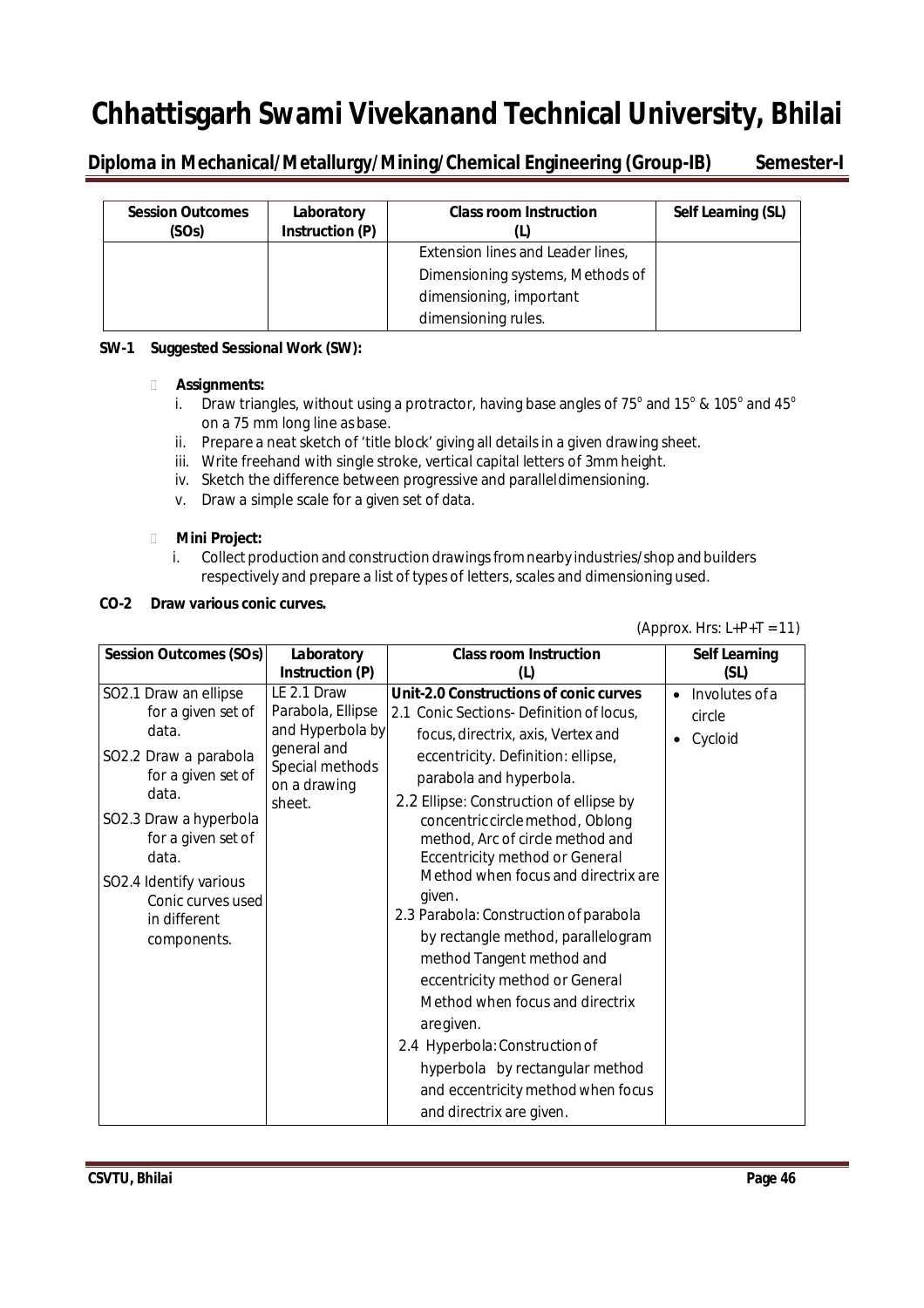| Session Outcomes (SOs) | Laboratory Instruction (P) | Class room Instruction (L) | Self Learning (SL) |
|---|---|---|---|
| | | Extension lines and Leader lines, Dimensioning systems, Methods of dimensioning, important dimensioning rules. | |

**SW-1 Suggested Sessional Work (SW):**

- **Assignments:**
  - i. Draw triangles, without using a protractor, having base angles of 75° and 15° & 105° and 45° on a 75 mm long line as base.
  - ii. Prepare a neat sketch of 'title block' giving all details in a given drawing sheet.
  - iii. Write freehand with single stroke, vertical capital letters of 3mm height.
  - iv. Sketch the difference between progressive and parallel dimensioning.
  - v. Draw a simple scale for a given set of data.

- **Mini Project:**
  - i. Collect production and construction drawings from nearby industries/shop and builders respectively and prepare a list of types of letters, scales and dimensioning used.

**CO-2 Draw various conic curves.**

(Approx. Hrs: L+P+T = 11)

| Session Outcomes (SOs) | Laboratory Instruction (P) | Class room Instruction (L) | Self Learning (SL) |
|---|---|---|---|
| SO2.1 Draw an ellipse for a given set of data.<br>SO2.2 Draw a parabola for a given set of data.<br>SO2.3 Draw a hyperbola for a given set of data.<br>SO2.4 Identify various Conic curves used in different components. | LE 2.1 Draw Parabola, Ellipse and Hyperbola by general and Special methods on a drawing sheet. | **Unit-2.0 Constructions of conic curves**<br>2.1 Conic Sections- Definition of locus, focus, directrix, axis, Vertex and eccentricity. Definition: ellipse, parabola and hyperbola.<br>2.2 Ellipse: Construction of ellipse by concentric circle method, Oblong method, Arc of circle method and Eccentricity method or General Method when focus and directrix are given.<br>2.3 Parabola: Construction of parabola by rectangle method, parallelogram method Tangent method and eccentricity method or General Method when focus and directrix are given.<br>2.4 Hyperbola: Construction of hyperbola by rectangular method and eccentricity method when focus and directrix are given. | • Involutes of a circle<br>• Cycloid |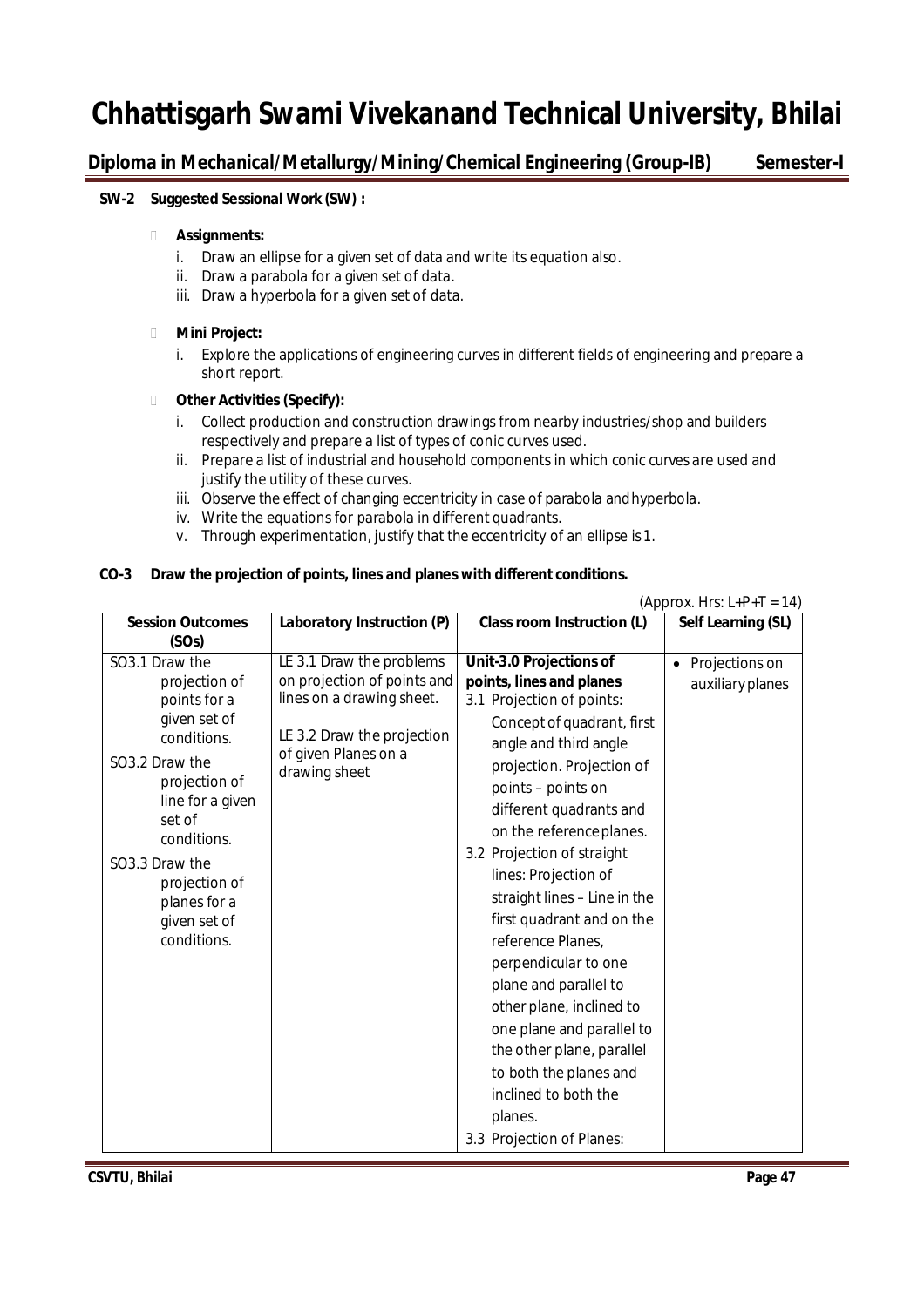# Chhattisgarh Swami Vivekanand Technical University, Bhilai

**Diploma in Mechanical/Metallurgy/Mining/Chemical Engineering (Group-IB) Semester-I**

**SW-2 Suggested Sessional Work (SW) :**

- **Assignments:**
  i. Draw an ellipse for a given set of data and write its equation also.
  ii. Draw a parabola for a given set of data.
  iii. Draw a hyperbola for a given set of data.

- **Mini Project:**
  i. Explore the applications of engineering curves in different fields of engineering and prepare a short report.

- **Other Activities (Specify):**
  i. Collect production and construction drawings from nearby industries/shop and builders respectively and prepare a list of types of conic curves used.
  ii. Prepare a list of industrial and household components in which conic curves are used and justify the utility of these curves.
  iii. Observe the effect of changing eccentricity in case of parabola and hyperbola.
  iv. Write the equations for parabola in different quadrants.
  v. Through experimentation, justify that the eccentricity of an ellipse is 1.

**CO-3 Draw the projection of points, lines and planes with different conditions.**

(Approx. Hrs: L+P+T = 14)

| Session Outcomes (SOs) | Laboratory Instruction (P) | Class room Instruction (L) | Self Learning (SL) |
|---|---|---|---|
| SO3.1 Draw the projection of points for a given set of conditions.<br>SO3.2 Draw the projection of line for a given set of conditions.<br>SO3.3 Draw the projection of planes for a given set of conditions. | LE 3.1 Draw the problems on projection of points and lines on a drawing sheet.<br>LE 3.2 Draw the projection of given Planes on a drawing sheet | **Unit-3.0 Projections of points, lines and planes**<br>3.1 Projection of points: Concept of quadrant, first angle and third angle projection. Projection of points – points on different quadrants and on the reference planes.<br>3.2 Projection of straight lines: Projection of straight lines – Line in the first quadrant and on the reference Planes, perpendicular to one plane and parallel to other plane, inclined to one plane and parallel to the other plane, parallel to both the planes and inclined to both the planes.<br>3.3 Projection of Planes: | • Projections on auxiliary planes |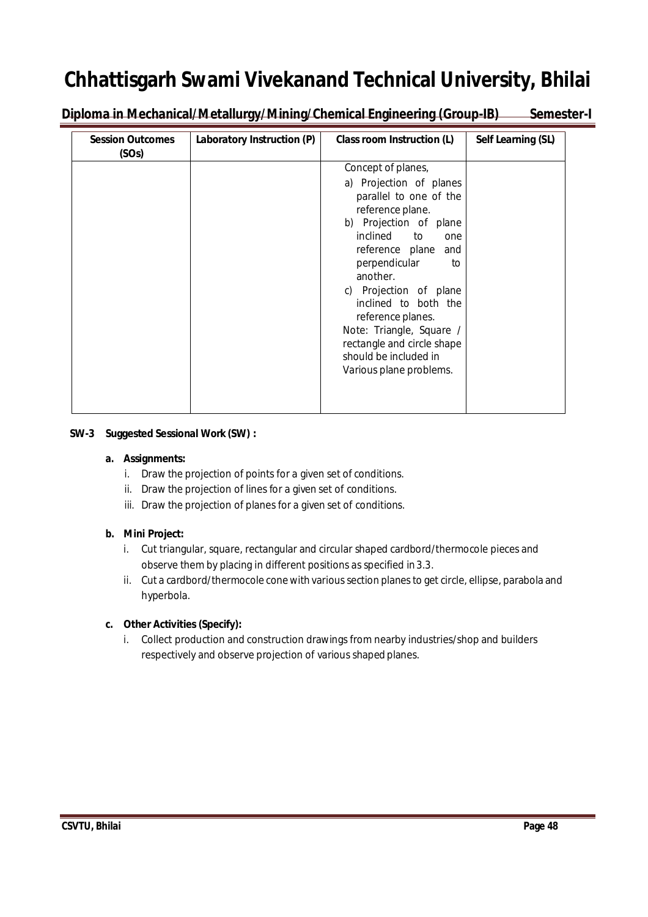| Session Outcomes (SOs) | Laboratory Instruction (P) | Class room Instruction (L) | Self Learning (SL) |
|---|---|---|---|
| | | Concept of planes,<br>a) Projection of planes parallel to one of the reference plane.<br>b) Projection of plane inclined to one reference plane and perpendicular to another.<br>c) Projection of plane inclined to both the reference planes.<br>Note: Triangle, Square / rectangle and circle shape should be included in Various plane problems. | |

**SW-3 Suggested Sessional Work (SW) :**

**a. Assignments:**

i. Draw the projection of points for a given set of conditions.

ii. Draw the projection of lines for a given set of conditions.

iii. Draw the projection of planes for a given set of conditions.

**b. Mini Project:**

i. Cut triangular, square, rectangular and circular shaped cardbord/thermocole pieces and observe them by placing in different positions as specified in 3.3.

ii. Cut a cardbord/thermocole cone with various section planes to get circle, ellipse, parabola and hyperbola.

**c. Other Activities (Specify):**

i. Collect production and construction drawings from nearby industries/shop and builders respectively and observe projection of various shaped planes.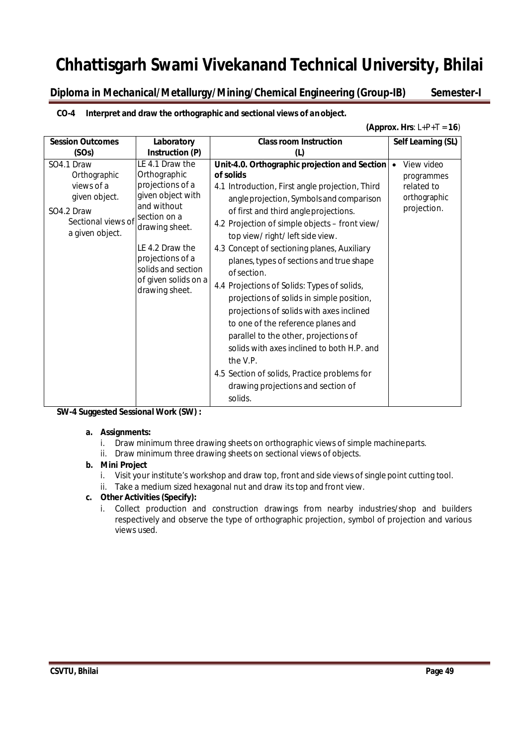**CO-4 Interpret and draw the orthographic and sectional views of an object.**

**(Approx. Hrs**: L+P+T = **16**)

| Session Outcomes (SOs) | Laboratory Instruction (P) | Class room Instruction (L) | Self Learning (SL) |
|---|---|---|---|
| SO4.1 Draw Orthographic views of a given object.<br>SO4.2 Draw Sectional views of a given object. | LE 4.1 Draw the Orthographic projections of a given object with and without section on a drawing sheet.<br>LE 4.2 Draw the projections of a solids and section of given solids on a drawing sheet. | **Unit-4.0. Orthographic projection and Section of solids**<br>4.1 Introduction, First angle projection, Third angle projection, Symbols and comparison of first and third angle projections.<br>4.2 Projection of simple objects – front view/ top view/ right/ left side view.<br>4.3 Concept of sectioning planes, Auxiliary planes, types of sections and true shape of section.<br>4.4 Projections of Solids: Types of solids, projections of solids in simple position, projections of solids with axes inclined to one of the reference planes and parallel to the other, projections of solids with axes inclined to both H.P. and the V.P.<br>4.5 Section of solids, Practice problems for drawing projections and section of solids. | • View video programmes related to orthographic projection. |

**SW-4 Suggested Sessional Work (SW) :**

**a. Assignments:**

i. Draw minimum three drawing sheets on orthographic views of simple machine parts.

ii. Draw minimum three drawing sheets on sectional views of objects.

**b. Mini Project**

i. Visit your institute's workshop and draw top, front and side views of single point cutting tool.

ii. Take a medium sized hexagonal nut and draw its top and front view.

**c. Other Activities (Specify):**

i. Collect production and construction drawings from nearby industries/shop and builders respectively and observe the type of orthographic projection, symbol of projection and various views used.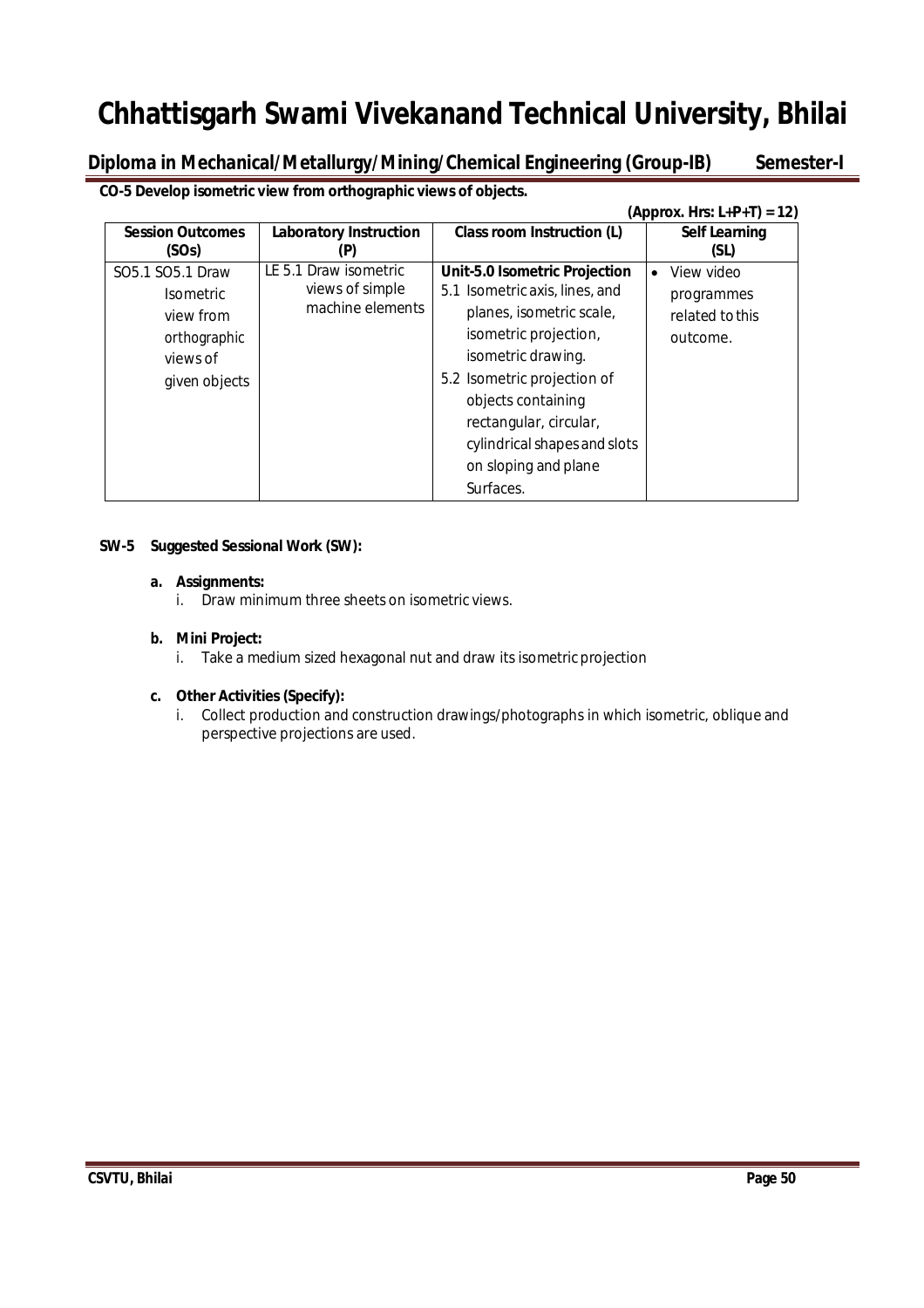# Chhattisgarh Swami Vivekanand Technical University, Bhilai

## Diploma in Mechanical/Metallurgy/Mining/Chemical Engineering (Group-IB) Semester-I

**CO-5 Develop isometric view from orthographic views of objects.**

**(Approx. Hrs: L+P+T) = 12)**

| Session Outcomes (SOs) | Laboratory Instruction (P) | Class room Instruction (L) | Self Learning (SL) |
|---|---|---|---|
| SO5.1 SO5.1 Draw Isometric view from orthographic views of given objects | LE 5.1 Draw isometric views of simple machine elements | **Unit-5.0 Isometric Projection**<br>5.1 Isometric axis, lines, and planes, isometric scale, isometric projection, isometric drawing.<br>5.2 Isometric projection of objects containing rectangular, circular, cylindrical shapes and slots on sloping and plane Surfaces. | • View video programmes related to this outcome. |

**SW-5 Suggested Sessional Work (SW):**

**a. Assignments:**

i. Draw minimum three sheets on isometric views.

**b. Mini Project:**

i. Take a medium sized hexagonal nut and draw its isometric projection

**c. Other Activities (Specify):**

i. Collect production and construction drawings/photographs in which isometric, oblique and perspective projections are used.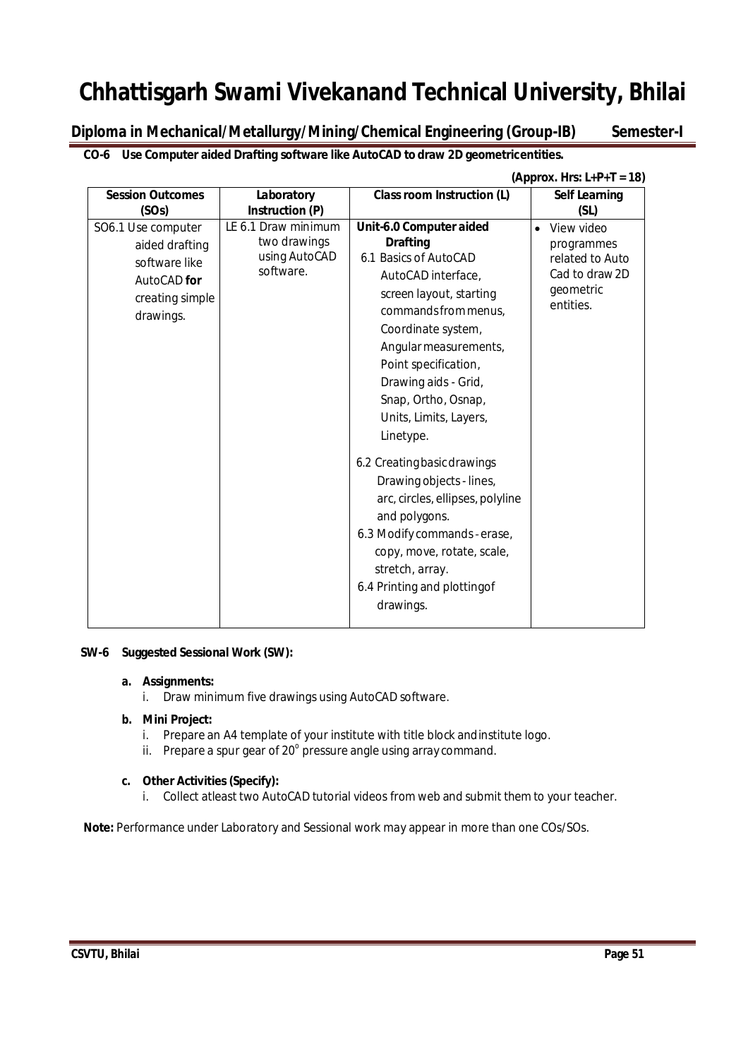# Chhattisgarh Swami Vivekanand Technical University, Bhilai

**Diploma in Mechanical/Metallurgy/Mining/Chemical Engineering (Group-IB) Semester-I**

**CO-6 Use Computer aided Drafting software like AutoCAD to draw 2D geometricentities.**

**(Approx. Hrs: L+P+T = 18)**

| Session Outcomes (SOs) | Laboratory Instruction (P) | Class room Instruction (L) | Self Learning (SL) |
|---|---|---|---|
| SO6.1 Use computer aided drafting software like AutoCAD **for** creating simple drawings. | LE 6.1 Draw minimum two drawings using AutoCAD software. | **Unit-6.0 Computer aided Drafting**<br>6.1 Basics of AutoCAD AutoCAD interface, screen layout, starting commandsfrommenus, Coordinate system, Angularmeasurements, Point specification, Drawing aids - Grid, Snap, Ortho, Osnap, Units, Limits, Layers, Linetype.<br>6.2 Creatingbasicdrawings Drawing objects - lines, arc, circles, ellipses, polyline and polygons.<br>6.3 Modify commands - erase, copy, move, rotate, scale, stretch, array.<br>6.4 Printing and plottingof drawings. | • View video programmes related to Auto Cad to draw 2D geometric entities. |

**SW-6 Suggested Sessional Work (SW):**

**a. Assignments:**

i. Draw minimum five drawings using AutoCAD software.

**b. Mini Project:**

i. Prepare an A4 template of your institute with title block andinstitute logo.

ii. Prepare a spur gear of $20^{o}$ pressure angle using array command.

**c. Other Activities (Specify):**

i. Collect atleast two AutoCAD tutorial videos from web and submit them to your teacher.

**Note:** Performance under Laboratory and Sessional work may appear in more than one COs/SOs.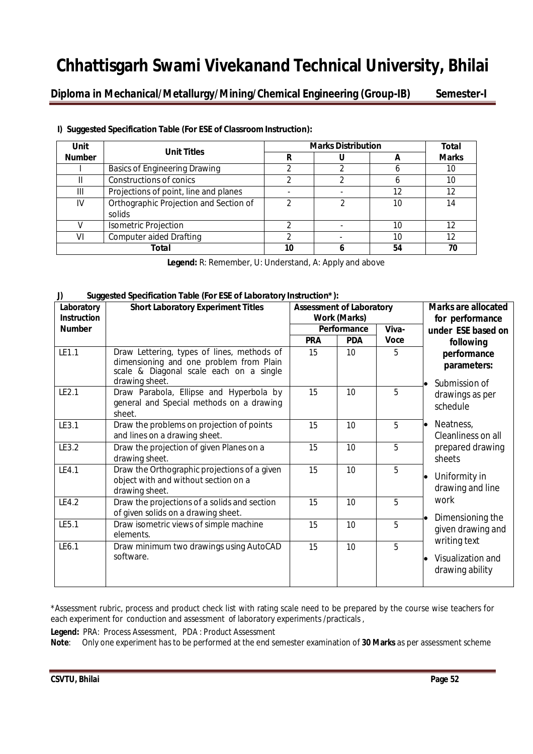# Chhattisgarh Swami Vivekanand Technical University, Bhilai

**Diploma in Mechanical/Metallurgy/Mining/Chemical Engineering (Group-IB) Semester-I**

**I) Suggested Specification Table (For ESE of Classroom Instruction):**

| Unit Number | Unit Titles | Marks Distribution | | | Total Marks |
|---|---|---|---|---|---|
| | | R | U | A | |
| I | Basics of Engineering Drawing | 2 | 2 | 6 | 10 |
| II | Constructions of conics | 2 | 2 | 6 | 10 |
| III | Projections of point, line and planes | - | - | 12 | 12 |
| IV | Orthographic Projection and Section of solids | 2 | 2 | 10 | 14 |
| V | Isometric Projection | 2 | - | 10 | 12 |
| VI | Computer aided Drafting | 2 | - | 10 | 12 |
| **Total** | | **10** | **6** | **54** | **70** |

**Legend:** R: Remember, U: Understand, A: Apply and above

**J) Suggested Specification Table (For ESE of Laboratory Instruction\*):**

| Laboratory Instruction Number | Short Laboratory Experiment Titles | Assessment of Laboratory Work (Marks) | | | Marks are allocated for performance under ESE based on following performance parameters: |
|---|---|---|---|---|---|
| | | Performance | | Viva-Voce | |
| | | PRA | PDA | | |
| LE1.1 | Draw Lettering, types of lines, methods of dimensioning and one problem from Plain scale & Diagonal scale each on a single drawing sheet. | 15 | 10 | 5 | • Submission of drawings as per schedule<br>• Neatness, Cleanliness on all prepared drawing sheets<br>• Uniformity in drawing and line work<br>• Dimensioning the given drawing and writing text<br>• Visualization and drawing ability |
| LE2.1 | Draw Parabola, Ellipse and Hyperbola by general and Special methods on a drawing sheet. | 15 | 10 | 5 | |
| LE3.1 | Draw the problems on projection of points and lines on a drawing sheet. | 15 | 10 | 5 | |
| LE3.2 | Draw the projection of given Planes on a drawing sheet. | 15 | 10 | 5 | |
| LE4.1 | Draw the Orthographic projections of a given object with and without section on a drawing sheet. | 15 | 10 | 5 | |
| LE4.2 | Draw the projections of a solids and section of given solids on a drawing sheet. | 15 | 10 | 5 | |
| LE5.1 | Draw isometric views of simple machine elements. | 15 | 10 | 5 | |
| LE6.1 | Draw minimum two drawings using AutoCAD software. | 15 | 10 | 5 | |

\*Assessment rubric, process and product check list with rating scale need to be prepared by the course wise teachers for each experiment for conduction and assessment of laboratory experiments /practicals ,

**Legend:** PRA: Process Assessment, PDA : Product Assessment

**Note**: Only one experiment has to be performed at the end semester examination of **30 Marks** as per assessment scheme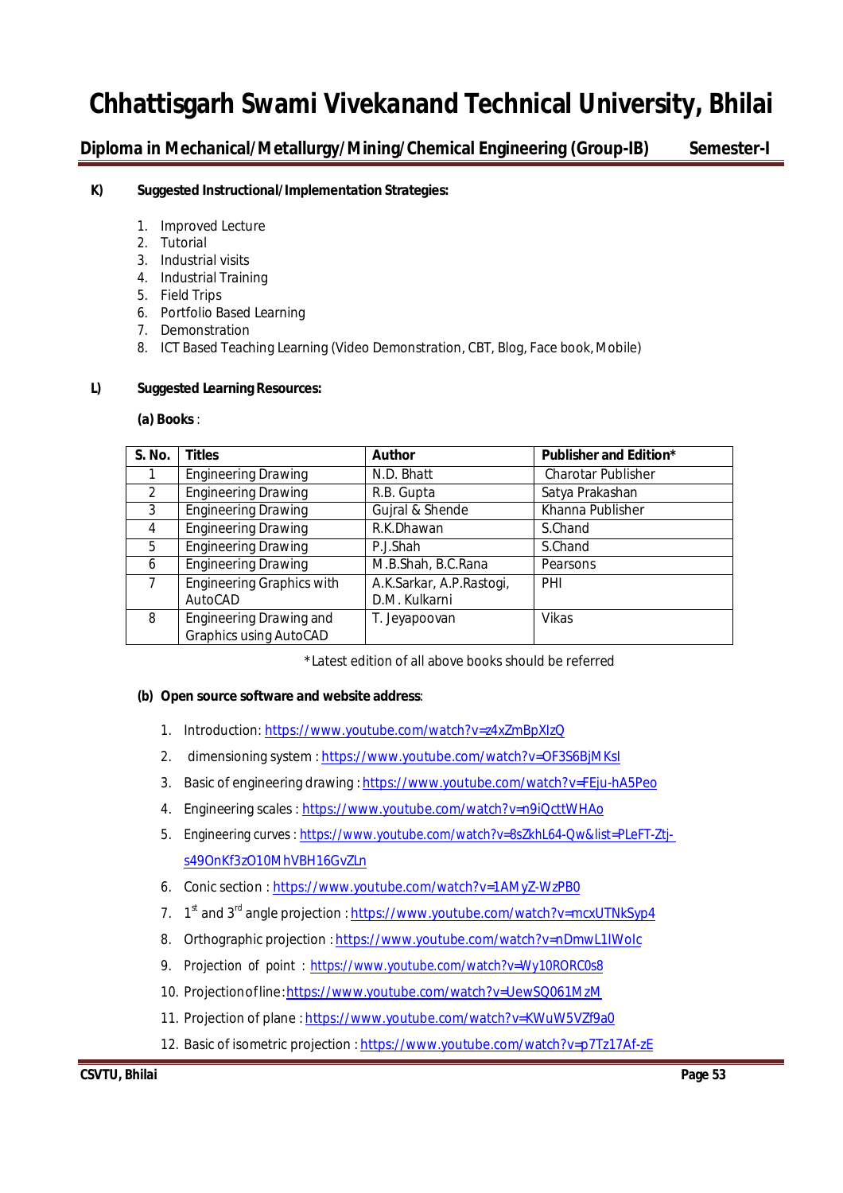**K) Suggested Instructional/Implementation Strategies:**

1. Improved Lecture
2. Tutorial
3. Industrial visits
4. Industrial Training
5. Field Trips
6. Portfolio Based Learning
7. Demonstration
8. ICT Based Teaching Learning (Video Demonstration, CBT, Blog, Face book, Mobile)

**L) Suggested Learning Resources:**

**(a) Books** :

| S. No. | Titles | Author | Publisher and Edition* |
|---|---|---|---|
| 1 | Engineering Drawing | N.D. Bhatt | Charotar Publisher |
| 2 | Engineering Drawing | R.B. Gupta | Satya Prakashan |
| 3 | Engineering Drawing | Gujral & Shende | Khanna Publisher |
| 4 | Engineering Drawing | R.K.Dhawan | S.Chand |
| 5 | Engineering Drawing | P.J.Shah | S.Chand |
| 6 | Engineering Drawing | M.B.Shah, B.C.Rana | Pearsons |
| 7 | Engineering Graphics with AutoCAD | A.K.Sarkar, A.P.Rastogi, D.M. Kulkarni | PHI |
| 8 | Engineering Drawing and Graphics using AutoCAD | T. Jeyapoovan | Vikas |

*Latest edition of all above books should be referred

**(b) Open source software and website address**:

1. Introduction: https://www.youtube.com/watch?v=z4xZmBpXIzQ
2. dimensioning system : https://www.youtube.com/watch?v=OF3S6BjMKsI
3. Basic of engineering drawing : https://www.youtube.com/watch?v=FEju-hA5Peo
4. Engineering scales : https://www.youtube.com/watch?v=n9iQcttWHAo
5. Engineering curves : https://www.youtube.com/watch?v=8sZkhL64-Qw&list=PLeFT-Ztj-s49OnKf3zO10MhVBH16GvZLn
6. Conic section : https://www.youtube.com/watch?v=1AMyZ-WzPB0
7. 1st and 3rd angle projection : https://www.youtube.com/watch?v=mcxUTNkSyp4
8. Orthographic projection : https://www.youtube.com/watch?v=nDmwL1IWoIc
9. Projection of point : https://www.youtube.com/watch?v=Wy10RORC0s8
10. Projection of line: https://www.youtube.com/watch?v=UewSQ061MzM
11. Projection of plane : https://www.youtube.com/watch?v=KWuW5VZf9a0
12. Basic of isometric projection : https://www.youtube.com/watch?v=p7Tz17Af-zE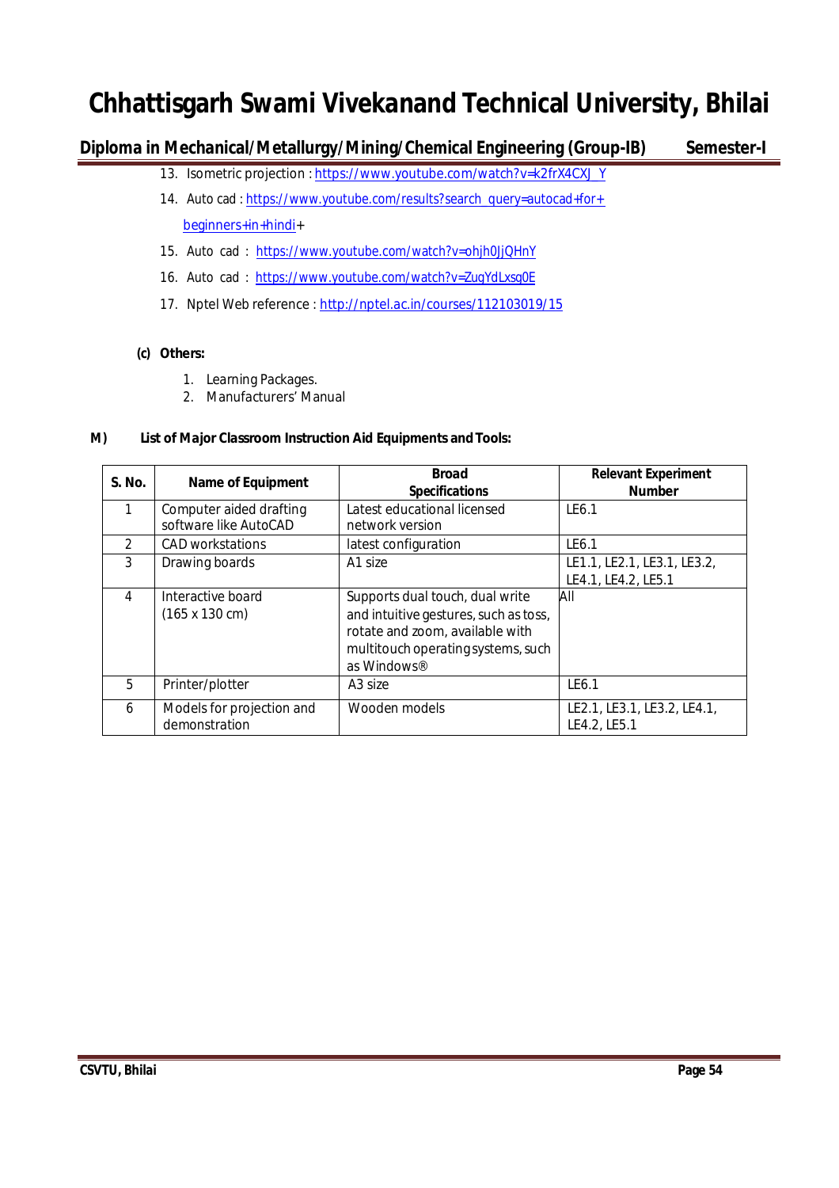13. Isometric projection : https://www.youtube.com/watch?v=k2frX4CXJ_Y
14. Auto cad : https://www.youtube.com/results?search_query=autocad+for+beginners+in+hindi+
15. Auto cad : https://www.youtube.com/watch?v=ohjh0JjQHnY
16. Auto cad : https://www.youtube.com/watch?v=ZuqYdLxsg0E
17. Nptel Web reference : http://nptel.ac.in/courses/112103019/15

**(c) Others:**

1. Learning Packages.
2. Manufacturers' Manual

**M) List of Major Classroom Instruction Aid Equipments and Tools:**

| S. No. | Name of Equipment | Broad Specifications | Relevant Experiment Number |
|---|---|---|---|
| 1 | Computer aided drafting software like AutoCAD | Latest educational licensed network version | LE6.1 |
| 2 | CAD workstations | latest configuration | LE6.1 |
| 3 | Drawing boards | A1 size | LE1.1, LE2.1, LE3.1, LE3.2, LE4.1, LE4.2, LE5.1 |
| 4 | Interactive board (165 x 130 cm) | Supports dual touch, dual write and intuitive gestures, such as toss, rotate and zoom, available with multitouch operating systems, such as Windows® | All |
| 5 | Printer/plotter | A3 size | LE6.1 |
| 6 | Models for projection and demonstration | Wooden models | LE2.1, LE3.1, LE3.2, LE4.1, LE4.2, LE5.1 |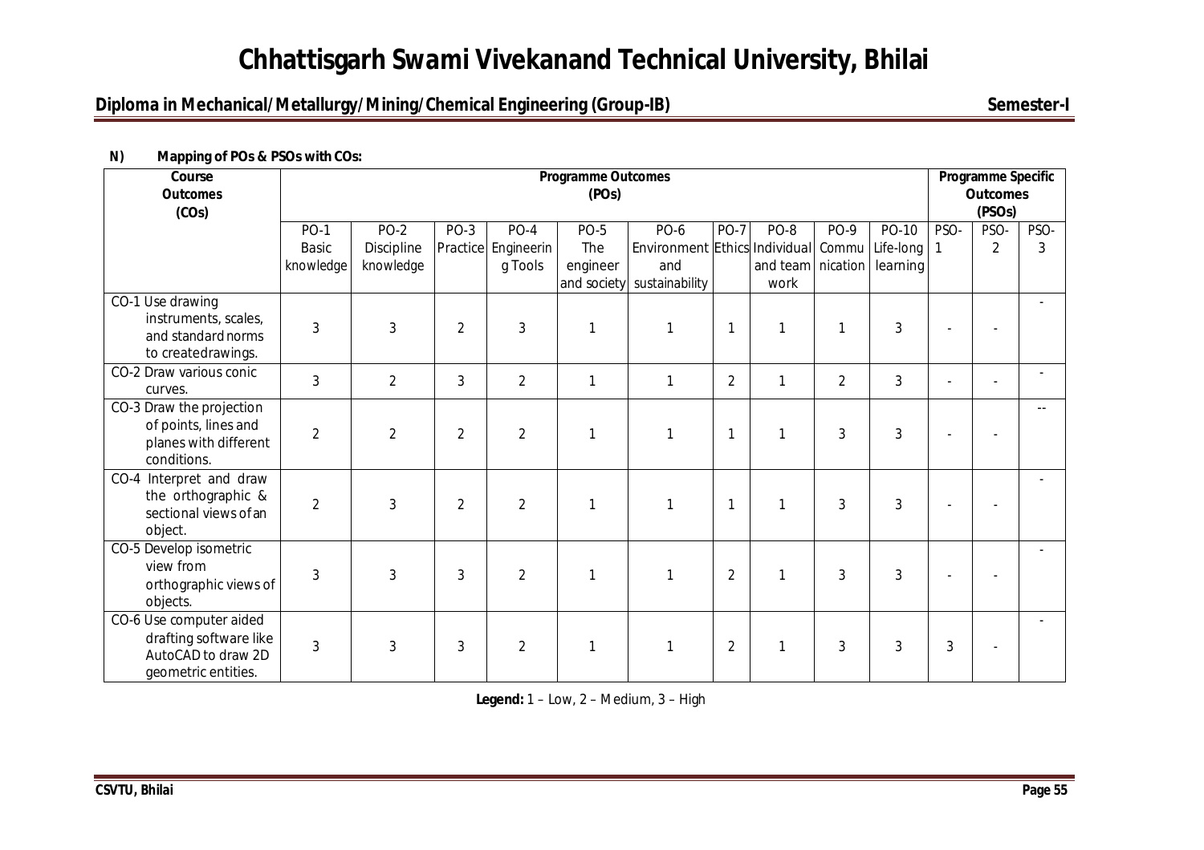# Chhattisgarh Swami Vivekanand Technical University, Bhilai

## Diploma in Mechanical/Metallurgy/Mining/Chemical Engineering (Group-IB) — Semester-I

**N) Mapping of POs & PSOs with COs:**

| Course Outcomes (COs) | Programme Outcomes (POs) | | | | | | | | | | Programme Specific Outcomes (PSOs) | | |
|---|---|---|---|---|---|---|---|---|---|---|---|---|---|
| | PO-1 Basic knowledge | PO-2 Discipline knowledge | PO-3 Practice | PO-4 Engineering Tools | PO-5 The engineer and society | PO-6 Environment and sustainability | PO-7 Ethics | PO-8 Individual and team work | PO-9 Communication | PO-10 Life-long learning | PSO-1 | PSO-2 | PSO-3 |
| CO-1 Use drawing instruments, scales, and standard norms to create drawings. | 3 | 3 | 2 | 3 | 1 | 1 | 1 | 1 | 1 | 3 | - | - | - |
| CO-2 Draw various conic curves. | 3 | 2 | 3 | 2 | 1 | 1 | 2 | 1 | 2 | 3 | - | - | - |
| CO-3 Draw the projection of points, lines and planes with different conditions. | 2 | 2 | 2 | 2 | 1 | 1 | 1 | 1 | 3 | 3 | - | - | -- |
| CO-4 Interpret and draw the orthographic & sectional views of an object. | 2 | 3 | 2 | 2 | 1 | 1 | 1 | 1 | 3 | 3 | - | - | - |
| CO-5 Develop isometric view from orthographic views of objects. | 3 | 3 | 3 | 2 | 1 | 1 | 2 | 1 | 3 | 3 | - | - | - |
| CO-6 Use computer aided drafting software like AutoCAD to draw 2D geometric entities. | 3 | 3 | 3 | 2 | 1 | 1 | 2 | 1 | 3 | 3 | 3 | - | - |

**Legend:** 1 – Low, 2 – Medium, 3 – High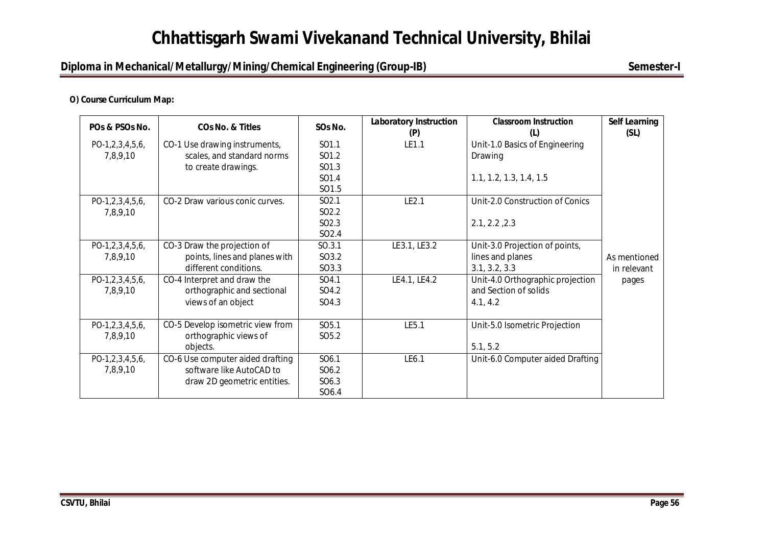**O) Course Curriculum Map:**

| POs & PSOs No. | COs No. & Titles | SOs No. | Laboratory Instruction (P) | Classroom Instruction (L) | Self Learning (SL) |
|---|---|---|---|---|---|
| PO-1,2,3,4,5,6, 7,8,9,10 | CO-1 Use drawing instruments, scales, and standard norms to create drawings. | SO1.1 SO1.2 SO1.3 SO1.4 SO1.5 | LE1.1 | Unit-1.0 Basics of Engineering Drawing 1.1, 1.2, 1.3, 1.4, 1.5 | As mentioned in relevant pages |
| PO-1,2,3,4,5,6, 7,8,9,10 | CO-2 Draw various conic curves. | SO2.1 SO2.2 SO2.3 SO2.4 | LE2.1 | Unit-2.0 Construction of Conics 2.1, 2.2 ,2.3 | |
| PO-1,2,3,4,5,6, 7,8,9,10 | CO-3 Draw the projection of points, lines and planes with different conditions. | SO.3.1 SO3.2 SO3.3 | LE3.1, LE3.2 | Unit-3.0 Projection of points, lines and planes 3.1, 3.2, 3.3 | |
| PO-1,2,3,4,5,6, 7,8,9,10 | CO-4 Interpret and draw the orthographic and sectional views of an object | SO4.1 SO4.2 SO4.3 | LE4.1, LE4.2 | Unit-4.0 Orthographic projection and Section of solids 4.1, 4.2 | |
| PO-1,2,3,4,5,6, 7,8,9,10 | CO-5 Develop isometric view from orthographic views of objects. | SO5.1 SO5.2 | LE5.1 | Unit-5.0 Isometric Projection 5.1, 5.2 | |
| PO-1,2,3,4,5,6, 7,8,9,10 | CO-6 Use computer aided drafting software like AutoCAD to draw 2D geometric entities. | SO6.1 SO6.2 SO6.3 SO6.4 | LE6.1 | Unit-6.0 Computer aided Drafting | |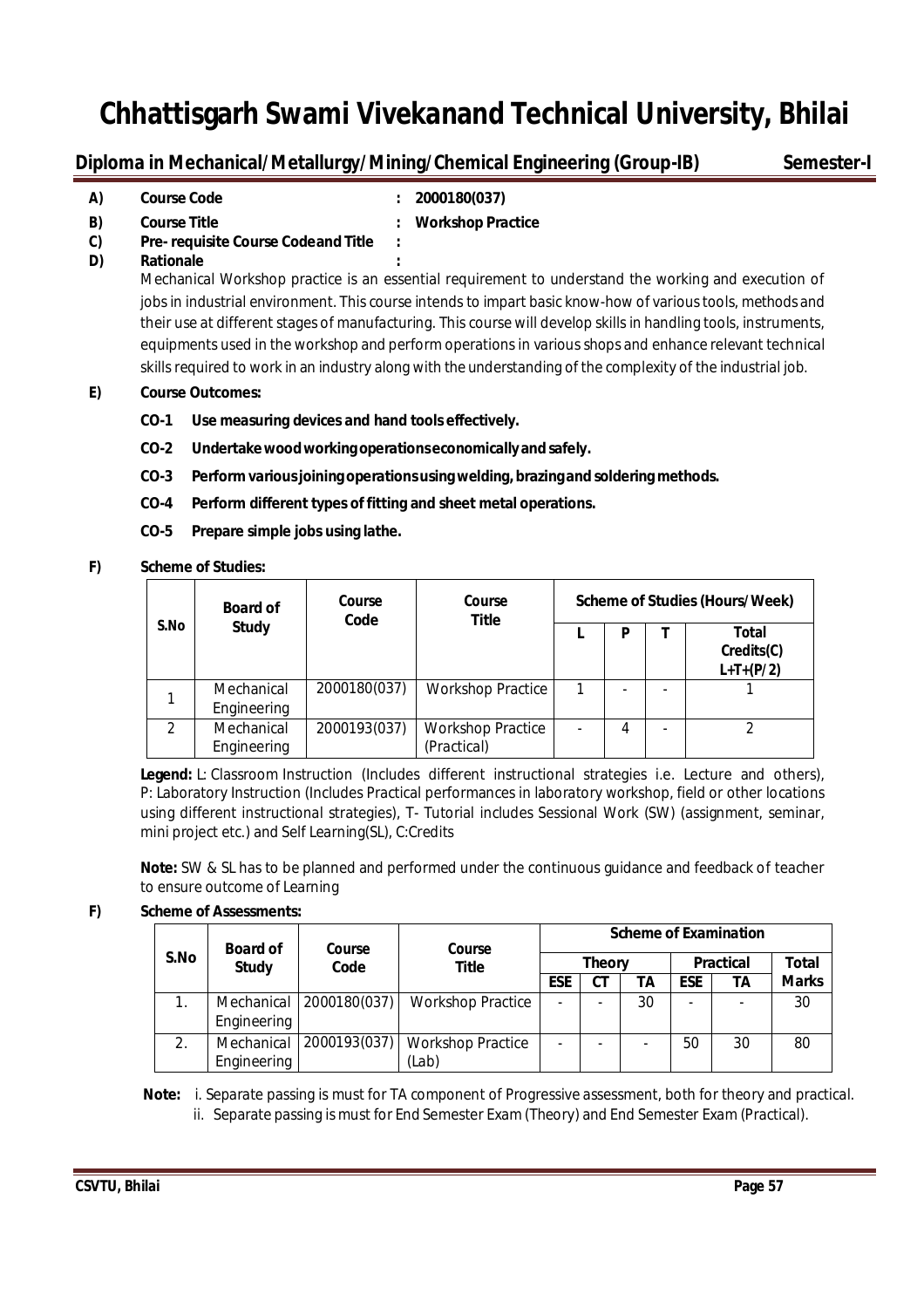# Chhattisgarh Swami Vivekanand Technical University, Bhilai

## Diploma in Mechanical/Metallurgy/Mining/Chemical Engineering (Group-IB) Semester-I

**A) Course Code :** 2000180(037)

**B) Course Title :** Workshop Practice

**C) Pre- requisite Course Code and Title :**

**D) Rationale :**

Mechanical Workshop practice is an essential requirement to understand the working and execution of jobs in industrial environment. This course intends to impart basic know-how of various tools, methods and their use at different stages of manufacturing. This course will develop skills in handling tools, instruments, equipments used in the workshop and perform operations in various shops and enhance relevant technical skills required to work in an industry along with the understanding of the complexity of the industrial job.

**E) Course Outcomes:**

- **CO-1 Use measuring devices and hand tools effectively.**
- **CO-2 Undertake wood working operations economically and safely.**
- **CO-3 Perform various joining operations using welding, brazing and soldering methods.**
- **CO-4 Perform different types of fitting and sheet metal operations.**
- **CO-5 Prepare simple jobs using lathe.**

**F) Scheme of Studies:**

| S.No | Board of Study | Course Code | Course Title | Scheme of Studies (Hours/Week) | | | |
|---|---|---|---|---|---|---|---|
| | | | | L | P | T | Total Credits(C) L+T+(P/2) |
| 1 | Mechanical Engineering | 2000180(037) | Workshop Practice | 1 | - | - | 1 |
| 2 | Mechanical Engineering | 2000193(037) | Workshop Practice (Practical) | - | 4 | - | 2 |

**Legend:** L: Classroom Instruction (Includes different instructional strategies i.e. Lecture and others), P: Laboratory Instruction (Includes Practical performances in laboratory workshop, field or other locations using different instructional strategies), T- Tutorial includes Sessional Work (SW) (assignment, seminar, mini project etc.) and Self Learning(SL), C:Credits

**Note:** SW & SL has to be planned and performed under the continuous guidance and feedback of teacher to ensure outcome of Learning

**F) Scheme of Assessments:**

| S.No | Board of Study | Course Code | Course Title | Scheme of Examination | | | | | |
|---|---|---|---|---|---|---|---|---|---|
| | | | | Theory | | | Practical | | Total Marks |
| | | | | ESE | CT | TA | ESE | TA | |
| 1. | Mechanical Engineering | 2000180(037) | Workshop Practice | - | - | 30 | - | - | 30 |
| 2. | Mechanical Engineering | 2000193(037) | Workshop Practice (Lab) | - | - | - | 50 | 30 | 80 |

**Note:** i. Separate passing is must for TA component of Progressive assessment, both for theory and practical.
ii. Separate passing is must for End Semester Exam (Theory) and End Semester Exam (Practical).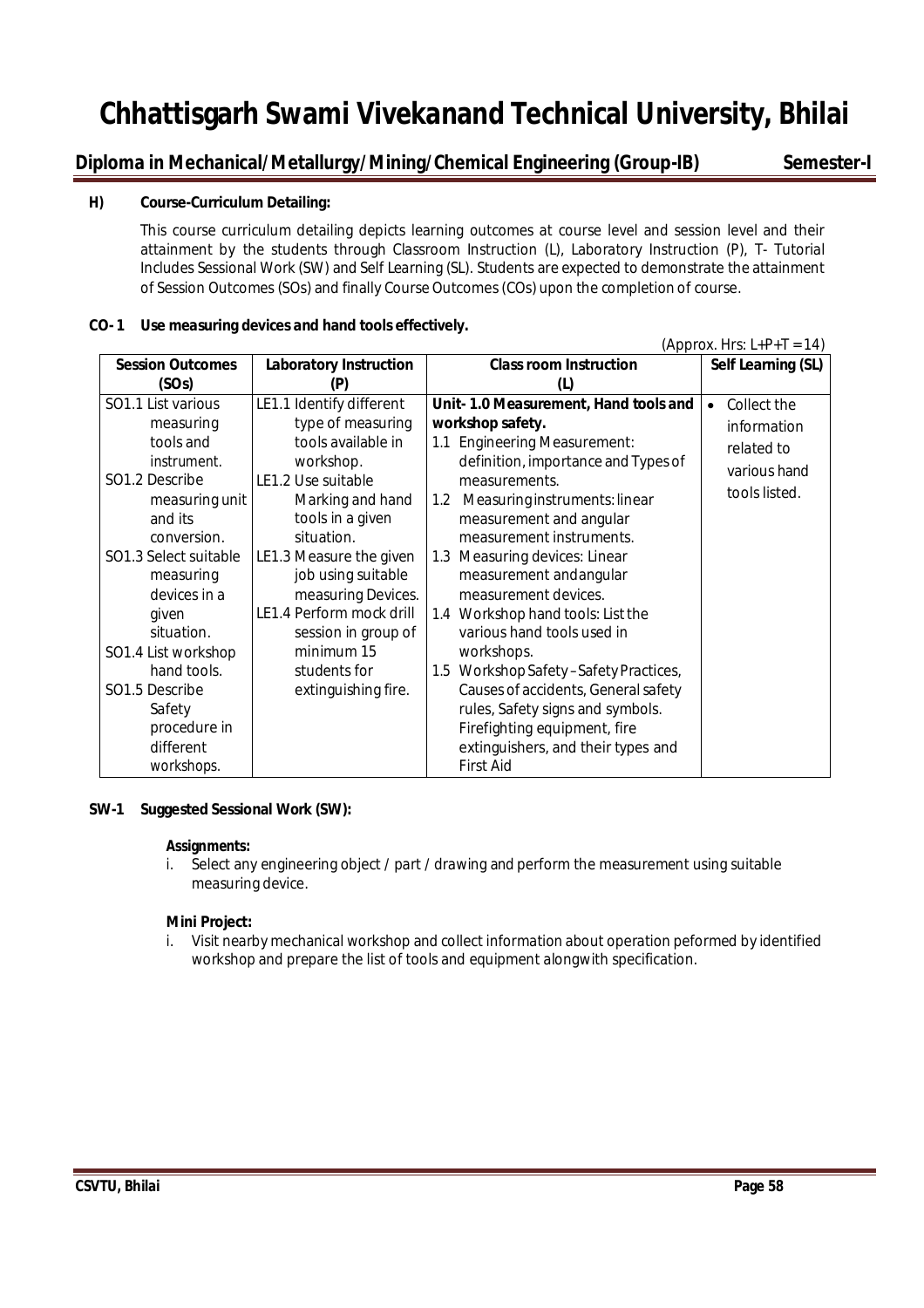**H) Course-Curriculum Detailing:**

This course curriculum detailing depicts learning outcomes at course level and session level and their attainment by the students through Classroom Instruction (L), Laboratory Instruction (P), T- Tutorial Includes Sessional Work (SW) and Self Learning (SL). Students are expected to demonstrate the attainment of Session Outcomes (SOs) and finally Course Outcomes (COs) upon the completion of course.

**CO- 1 Use measuring devices and hand tools effectively.**

(Approx. Hrs: L+P+T = 14)

| Session Outcomes (SOs) | Laboratory Instruction (P) | Class room Instruction (L) | Self Learning (SL) |
|---|---|---|---|
| SO1.1 List various measuring tools and instrument.<br>SO1.2 Describe measuring unit and its conversion.<br>SO1.3 Select suitable measuring devices in a given situation.<br>SO1.4 List workshop hand tools.<br>SO1.5 Describe Safety procedure in different workshops. | LE1.1 Identify different type of measuring tools available in workshop.<br>LE1.2 Use suitable Marking and hand tools in a given situation.<br>LE1.3 Measure the given job using suitable measuring Devices.<br>LE1.4 Perform mock drill session in group of minimum 15 students for extinguishing fire. | **Unit- 1.0 Measurement, Hand tools and workshop safety.**<br>1.1 Engineering Measurement: definition, importance and Types of measurements.<br>1.2 Measuring instruments: linear measurement and angular measurement instruments.<br>1.3 Measuring devices: Linear measurement andangular measurement devices.<br>1.4 Workshop hand tools: List the various hand tools used in workshops.<br>1.5 Workshop Safety – Safety Practices, Causes of accidents, General safety rules, Safety signs and symbols. Firefighting equipment, fire extinguishers, and their types and First Aid | • Collect the information related to various hand tools listed. |

**SW-1 Suggested Sessional Work (SW):**

**Assignments:**

i. Select any engineering object / part / drawing and perform the measurement using suitable measuring device.

**Mini Project:**

i. Visit nearby mechanical workshop and collect information about operation peformed by identified workshop and prepare the list of tools and equipment alongwith specification.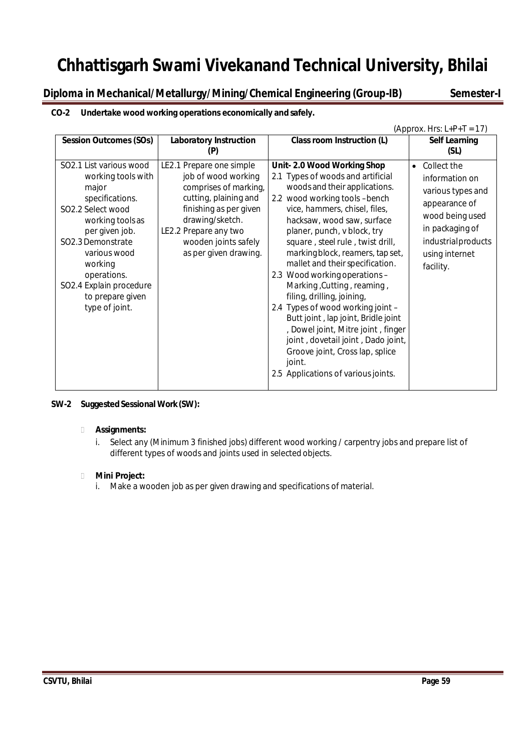# Chhattisgarh Swami Vivekanand Technical University, Bhilai

**Diploma in Mechanical/Metallurgy/Mining/Chemical Engineering (Group-IB) Semester-I**

**CO-2 Undertake wood working operations economically and safely.**

(Approx. Hrs: L+P+T = 17)

| Session Outcomes (SOs) | Laboratory Instruction (P) | Class room Instruction (L) | Self Learning (SL) |
|---|---|---|---|
| SO2.1 List various wood working tools with major specifications.<br>SO2.2 Select wood working tools as per given job.<br>SO2.3 Demonstrate various wood working operations.<br>SO2.4 Explain procedure to prepare given type of joint. | LE2.1 Prepare one simple job of wood working comprises of marking, cutting, plaining and finishing as per given drawing/sketch.<br>LE2.2 Prepare any two wooden joints safely as per given drawing. | **Unit- 2.0 Wood Working Shop**<br>2.1 Types of woods and artificial woods and their applications.<br>2.2 wood working tools –bench vice, hammers, chisel, files, hacksaw, wood saw, surface planer, punch, v block, try square , steel rule , twist drill, marking block, reamers, tap set, mallet and their specification.<br>2.3 Wood working operations – Marking ,Cutting , reaming , filing, drilling, joining,<br>2.4 Types of wood working joint – Butt joint , lap joint, Bridle joint , Dowel joint, Mitre joint , finger joint , dovetail joint , Dado joint, Groove joint, Cross lap, splice joint.<br>2.5 Applications of various joints. | • Collect the information on various types and appearance of wood being used in packaging of industrial products using internet facility. |

**SW-2 Suggested Sessional Work (SW):**

- **Assignments:**
  i. Select any (Minimum 3 finished jobs) different wood working / carpentry jobs and prepare list of different types of woods and joints used in selected objects.

- **Mini Project:**
  i. Make a wooden job as per given drawing and specifications of material.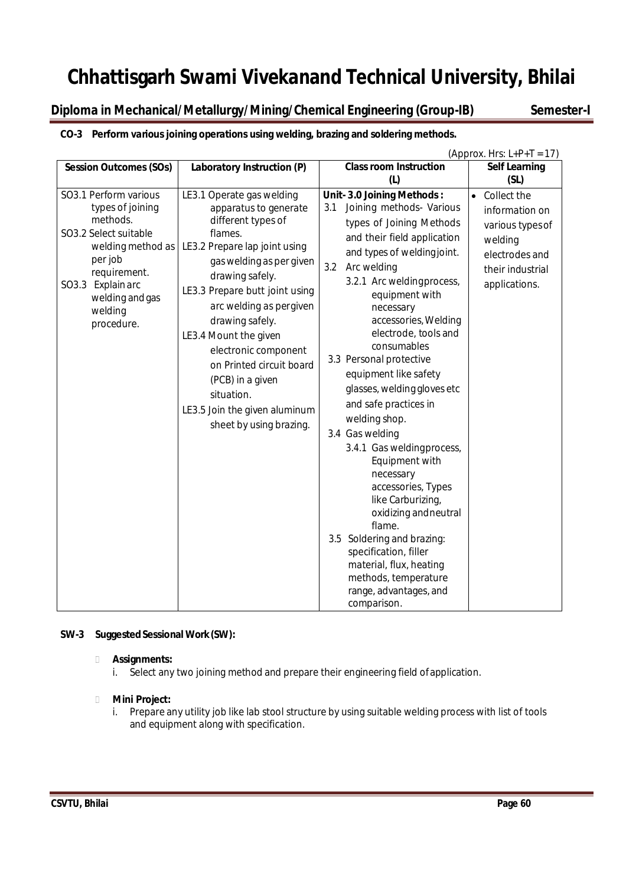# Chhattisgarh Swami Vivekanand Technical University, Bhilai

**Diploma in Mechanical/Metallurgy/Mining/Chemical Engineering (Group-IB) Semester-I**

**CO-3 Perform various joining operations using welding, brazing and soldering methods.**

(Approx. Hrs: L+P+T = 17)

| Session Outcomes (SOs) | Laboratory Instruction (P) | Class room Instruction (L) | Self Learning (SL) |
|---|---|---|---|
| SO3.1 Perform various types of joining methods.<br>SO3.2 Select suitable welding method as per job requirement.<br>SO3.3 Explain arc welding and gas welding procedure. | LE3.1 Operate gas welding apparatus to generate different types of flames.<br>LE3.2 Prepare lap joint using gas welding as per given drawing safely.<br>LE3.3 Prepare butt joint using arc welding as pergiven drawing safely.<br>LE3.4 Mount the given electronic component on Printed circuit board (PCB) in a given situation.<br>LE3.5 Join the given aluminum sheet by using brazing. | **Unit- 3.0 Joining Methods :**<br>3.1 Joining methods- Various types of Joining Methods and their field application and types of welding joint.<br>3.2 Arc welding<br>3.2.1 Arc welding process, equipment with necessary accessories, Welding electrode, tools and consumables<br>3.3 Personal protective equipment like safety glasses, welding gloves etc and safe practices in welding shop.<br>3.4 Gas welding<br>3.4.1 Gas welding process, Equipment with necessary accessories, Types like Carburizing, oxidizing and neutral flame.<br>3.5 Soldering and brazing: specification, filler material, flux, heating methods, temperature range, advantages, and comparison. | • Collect the information on various types of welding electrodes and their industrial applications. |

**SW-3 Suggested Sessional Work (SW):**

- **Assignments:**
  i. Select any two joining method and prepare their engineering field of application.

- **Mini Project:**
  i. Prepare any utility job like lab stool structure by using suitable welding process with list of tools and equipment along with specification.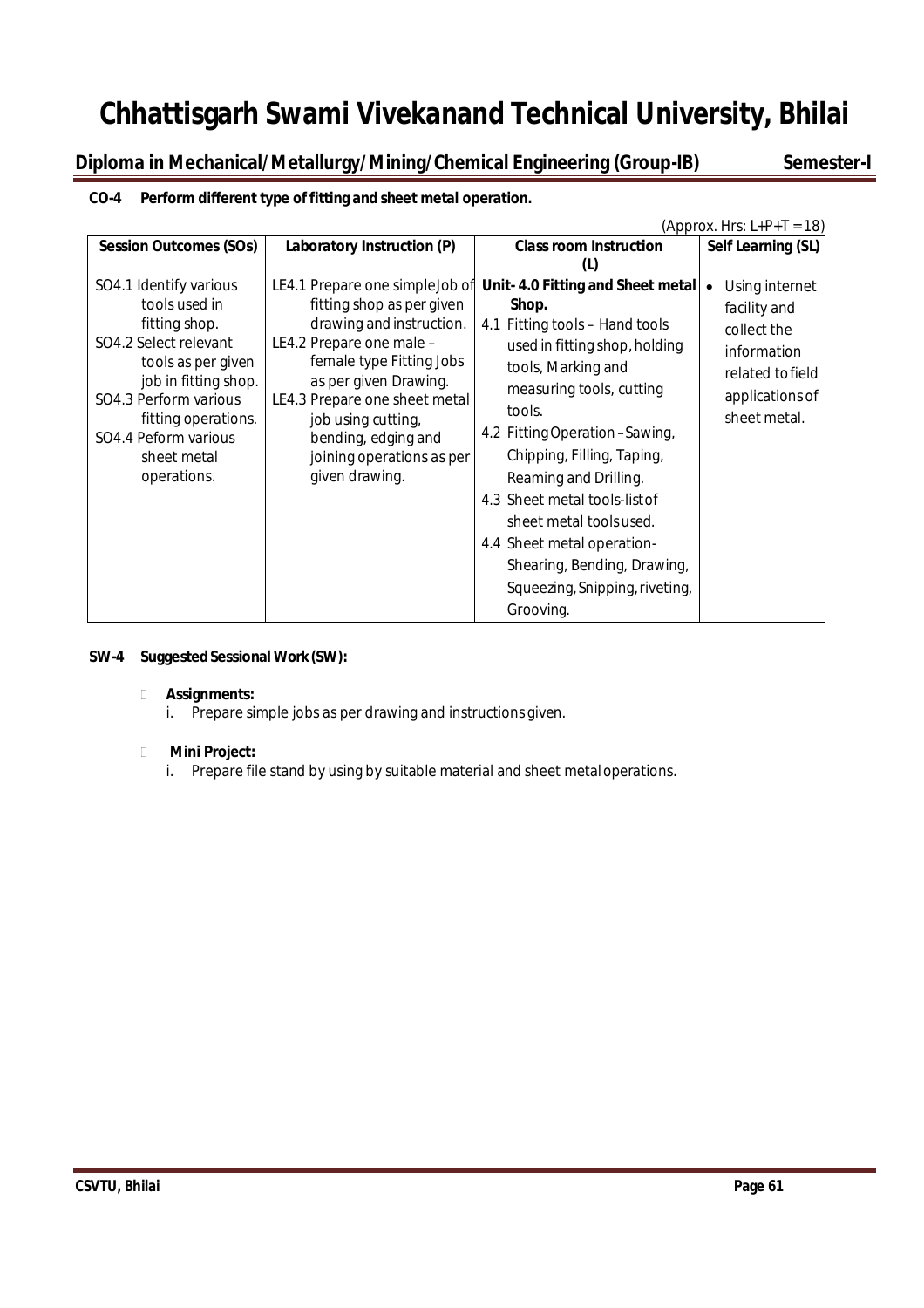# Chhattisgarh Swami Vivekanand Technical University, Bhilai

**Diploma in Mechanical/Metallurgy/Mining/Chemical Engineering (Group-IB) Semester-I**

**CO-4 Perform different type of fitting and sheet metal operation.**

(Approx. Hrs: L+P+T = 18)

| Session Outcomes (SOs) | Laboratory Instruction (P) | Class room Instruction (L) | Self Learning (SL) |
|---|---|---|---|
| SO4.1 Identify various tools used in fitting shop.<br>SO4.2 Select relevant tools as per given job in fitting shop.<br>SO4.3 Perform various fitting operations.<br>SO4.4 Peform various sheet metal operations. | LE4.1 Prepare one simple Job of fitting shop as per given drawing and instruction.<br>LE4.2 Prepare one male – female type Fitting Jobs as per given Drawing.<br>LE4.3 Prepare one sheet metal job using cutting, bending, edging and joining operations as per given drawing. | **Unit- 4.0 Fitting and Sheet metal Shop.**<br>4.1 Fitting tools – Hand tools used in fitting shop, holding tools, Marking and measuring tools, cutting tools.<br>4.2 Fitting Operation –Sawing, Chipping, Filling, Taping, Reaming and Drilling.<br>4.3 Sheet metal tools-list of sheet metal tools used.<br>4.4 Sheet metal operation- Shearing, Bending, Drawing, Squeezing, Snipping, riveting, Grooving. | • Using internet facility and collect the information related to field applications of sheet metal. |

**SW-4 Suggested Sessional Work (SW):**

- **Assignments:**
  i. Prepare simple jobs as per drawing and instructions given.

- **Mini Project:**
  i. Prepare file stand by using by suitable material and sheet metal operations.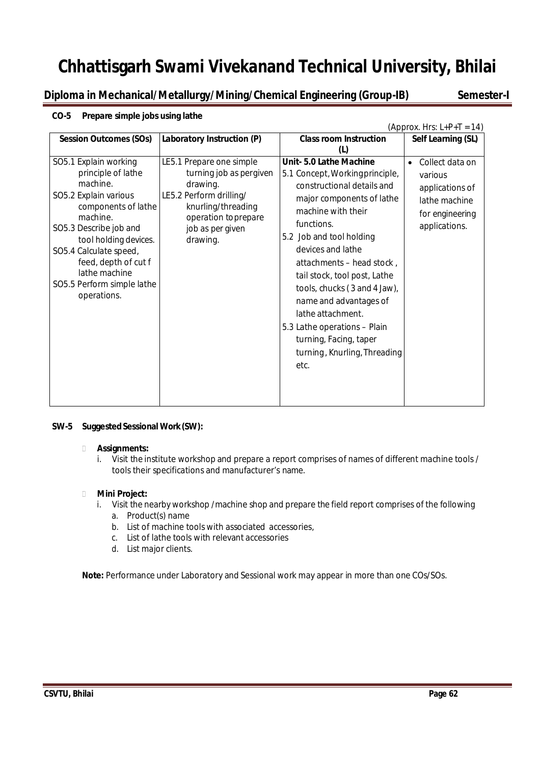# Chhattisgarh Swami Vivekanand Technical University, Bhilai

**Diploma in Mechanical/Metallurgy/Mining/Chemical Engineering (Group-IB) Semester-I**

**CO-5 Prepare simple jobs using lathe**

(Approx. Hrs: L+P+T = 14)

| Session Outcomes (SOs) | Laboratory Instruction (P) | Class room Instruction (L) | Self Learning (SL) |
|---|---|---|---|
| SO5.1 Explain working principle of lathe machine.<br>SO5.2 Explain various components of lathe machine.<br>SO5.3 Describe job and tool holding devices.<br>SO5.4 Calculate speed, feed, depth of cut f lathe machine<br>SO5.5 Perform simple lathe operations. | LE5.1 Prepare one simple turning job as pergiven drawing.<br>LE5.2 Perform drilling/ knurling/threading operation toprepare job as per given drawing. | **Unit- 5.0 Lathe Machine**<br>5.1 Concept, Workingprinciple, constructional details and major components of lathe machine with their functions.<br>5.2 Job and tool holding devices and lathe attachments – head stock , tail stock, tool post, Lathe tools, chucks ( 3 and 4 Jaw), name and advantages of lathe attachment.<br>5.3 Lathe operations – Plain turning, Facing, taper turning , Knurling, Threading etc. | • Collect data on various applications of lathe machine for engineering applications. |

**SW-5 Suggested Sessional Work (SW):**

- **Assignments:**
  i. Visit the institute workshop and prepare a report comprises of names of different machine tools / tools their specifications and manufacturer's name.

- **Mini Project:**
  i. Visit the nearby workshop /machine shop and prepare the field report comprises of the following
     a. Product(s) name
     b. List of machine tools with associated accessories,
     c. List of lathe tools with relevant accessories
     d. List major clients.

**Note:** Performance under Laboratory and Sessional work may appear in more than one COs/SOs.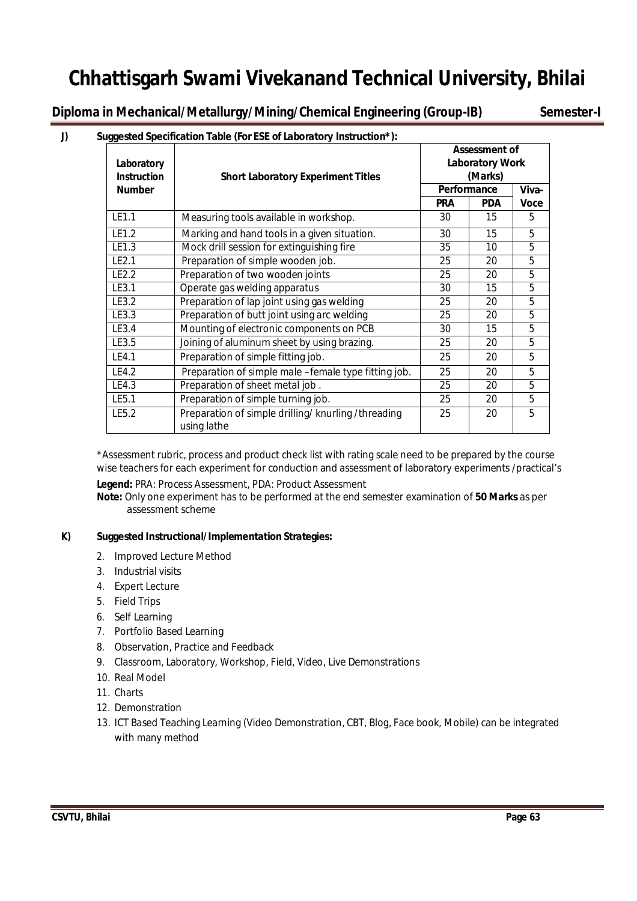# Chhattisgarh Swami Vivekanand Technical University, Bhilai

**Diploma in Mechanical/Metallurgy/Mining/Chemical Engineering (Group-IB) Semester-I**

**J) Suggested Specification Table (For ESE of Laboratory Instruction*):**

| Laboratory Instruction Number | Short Laboratory Experiment Titles | Assessment of Laboratory Work (Marks) | | |
|---|---|---|---|---|
| | | Performance | | Viva-Voce |
| | | PRA | PDA | |
| LE1.1 | Measuring tools available in workshop. | 30 | 15 | 5 |
| LE1.2 | Marking and hand tools in a given situation. | 30 | 15 | 5 |
| LE1.3 | Mock drill session for extinguishing fire | 35 | 10 | 5 |
| LE2.1 | Preparation of simple wooden job. | 25 | 20 | 5 |
| LE2.2 | Preparation of two wooden joints | 25 | 20 | 5 |
| LE3.1 | Operate gas welding apparatus | 30 | 15 | 5 |
| LE3.2 | Preparation of lap joint using gas welding | 25 | 20 | 5 |
| LE3.3 | Preparation of butt joint using arc welding | 25 | 20 | 5 |
| LE3.4 | Mounting of electronic components on PCB | 30 | 15 | 5 |
| LE3.5 | Joining of aluminum sheet by using brazing. | 25 | 20 | 5 |
| LE4.1 | Preparation of simple fitting job. | 25 | 20 | 5 |
| LE4.2 | Preparation of simple male –female type fitting job. | 25 | 20 | 5 |
| LE4.3 | Preparation of sheet metal job . | 25 | 20 | 5 |
| LE5.1 | Preparation of simple turning job. | 25 | 20 | 5 |
| LE5.2 | Preparation of simple drilling/ knurling /threading using lathe | 25 | 20 | 5 |

*Assessment rubric, process and product check list with rating scale need to be prepared by the course wise teachers for each experiment for conduction and assessment of laboratory experiments /practical's

**Legend:** PRA: Process Assessment, PDA: Product Assessment

**Note:** Only one experiment has to be performed at the end semester examination of **50 Marks** as per assessment scheme

**K) Suggested Instructional/Implementation Strategies:**

2. Improved Lecture Method
3. Industrial visits
4. Expert Lecture
5. Field Trips
6. Self Learning
7. Portfolio Based Learning
8. Observation, Practice and Feedback
9. Classroom, Laboratory, Workshop, Field, Video, Live Demonstrations
10. Real Model
11. Charts
12. Demonstration
13. ICT Based Teaching Learning (Video Demonstration, CBT, Blog, Face book, Mobile) can be integrated with many method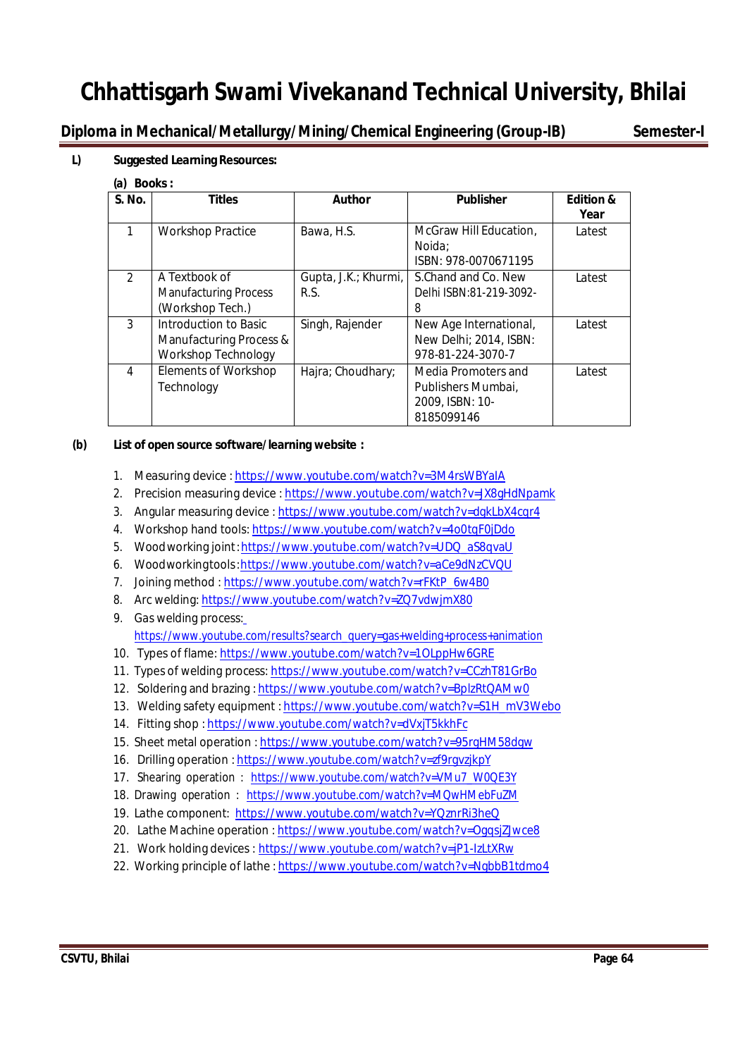# Chhattisgarh Swami Vivekanand Technical University, Bhilai

**Diploma in Mechanical/Metallurgy/Mining/Chemical Engineering (Group-IB)** **Semester-I**

**L) Suggested Learning Resources:**

**(a) Books :**

| S. No. | Titles | Author | Publisher | Edition & Year |
|---|---|---|---|---|
| 1 | Workshop Practice | Bawa, H.S. | McGraw Hill Education, Noida; ISBN: 978-0070671195 | Latest |
| 2 | A Textbook of Manufacturing Process (Workshop Tech.) | Gupta, J.K.; Khurmi, R.S. | S.Chand and Co. New Delhi ISBN:81-219-3092-8 | Latest |
| 3 | Introduction to Basic Manufacturing Process & Workshop Technology | Singh, Rajender | New Age International, New Delhi; 2014, ISBN: 978-81-224-3070-7 | Latest |
| 4 | Elements of Workshop Technology | Hajra; Choudhary; | Media Promoters and Publishers Mumbai, 2009, ISBN: 10-8185099146 | Latest |

**(b) List of open source software/learning website :**

1. Measuring device : https://www.youtube.com/watch?v=3M4rsWBYaIA
2. Precision measuring device : https://www.youtube.com/watch?v=JX8gHdNpamk
3. Angular measuring device : https://www.youtube.com/watch?v=dqkLbX4cqr4
4. Workshop hand tools: https://www.youtube.com/watch?v=4o0tqF0jDdo
5. Woodworking joint : https://www.youtube.com/watch?v=UDQ_aS8qvaU
6. Woodworkingtools : https://www.youtube.com/watch?v=aCe9dNzCVQU
7. Joining method : https://www.youtube.com/watch?v=rFKtP_6w4B0
8. Arc welding: https://www.youtube.com/watch?v=ZQ7vdwjmX80
9. Gas welding process: https://www.youtube.com/results?search_query=gas+welding+process+animation
10. Types of flame: https://www.youtube.com/watch?v=1OLppHw6GRE
11. Types of welding process: https://www.youtube.com/watch?v=CCzhT81GrBo
12. Soldering and brazing : https://www.youtube.com/watch?v=BplzRtQAMw0
13. Welding safety equipment : https://www.youtube.com/watch?v=S1H_mV3Webo
14. Fitting shop : https://www.youtube.com/watch?v=dVxjT5kkhFc
15. Sheet metal operation : https://www.youtube.com/watch?v=95rgHM58dgw
16. Drilling operation : https://www.youtube.com/watch?v=zf9rgvzjkpY
17. Shearing operation : https://www.youtube.com/watch?v=VMu7_W0QE3Y
18. Drawing operation : https://www.youtube.com/watch?v=MQwHMebFuZM
19. Lathe component: https://www.youtube.com/watch?v=YQznrRi3heQ
20. Lathe Machine operation : https://www.youtube.com/watch?v=OgqsjZJwce8
21. Work holding devices : https://www.youtube.com/watch?v=jP1-IzLtXRw
22. Working principle of lathe : https://www.youtube.com/watch?v=NgbbB1tdmo4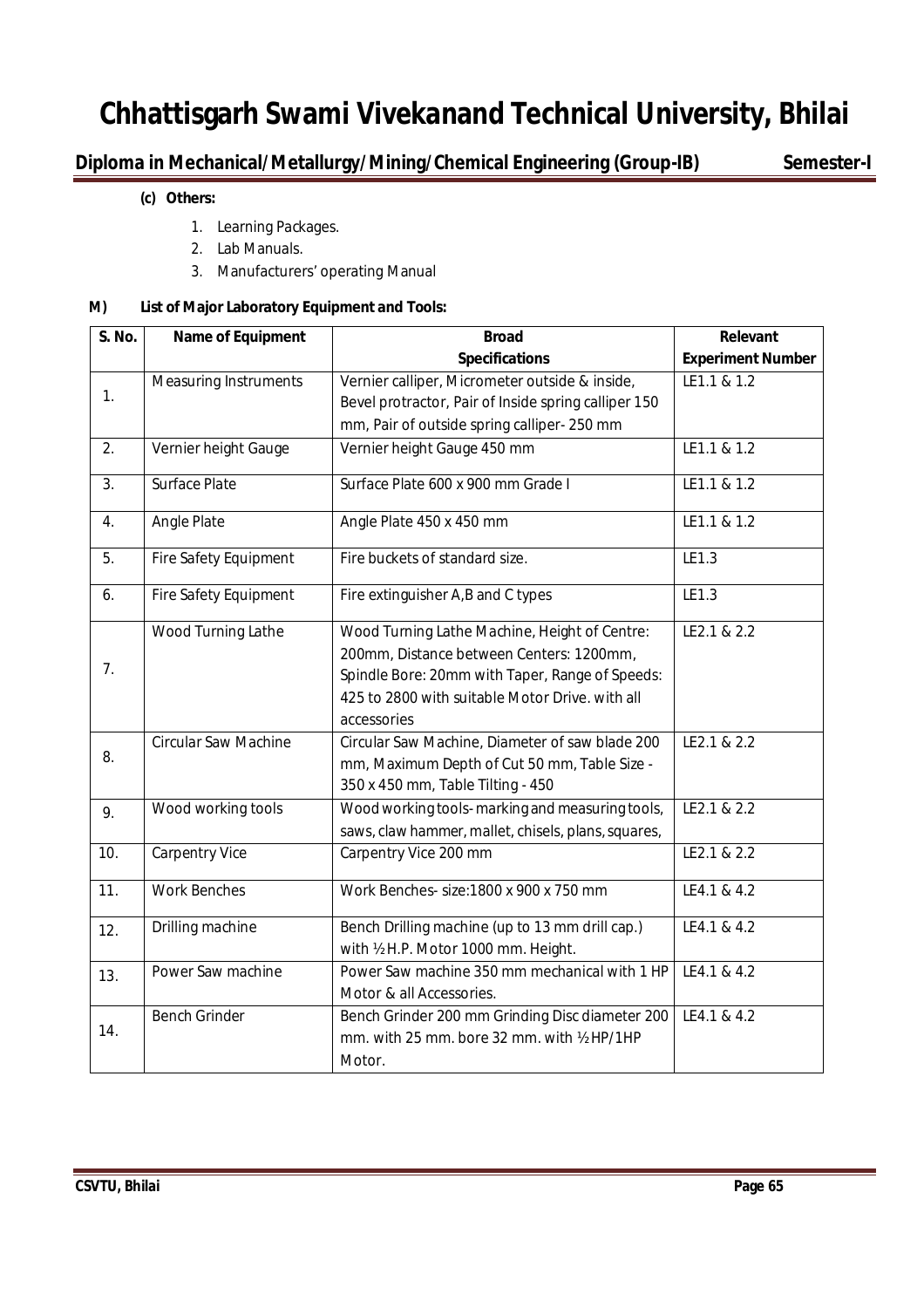**(c) Others:**

1. Learning Packages.
2. Lab Manuals.
3. Manufacturers' operating Manual

**M) List of Major Laboratory Equipment and Tools:**

| S. No. | Name of Equipment | Broad Specifications | Relevant Experiment Number |
|---|---|---|---|
| 1. | Measuring Instruments | Vernier calliper, Micrometer outside & inside, Bevel protractor, Pair of Inside spring calliper 150 mm, Pair of outside spring calliper- 250 mm | LE1.1 & 1.2 |
| 2. | Vernier height Gauge | Vernier height Gauge 450 mm | LE1.1 & 1.2 |
| 3. | Surface Plate | Surface Plate 600 x 900 mm Grade I | LE1.1 & 1.2 |
| 4. | Angle Plate | Angle Plate 450 x 450 mm | LE1.1 & 1.2 |
| 5. | Fire Safety Equipment | Fire buckets of standard size. | LE1.3 |
| 6. | Fire Safety Equipment | Fire extinguisher A,B and C types | LE1.3 |
| 7. | Wood Turning Lathe | Wood Turning Lathe Machine, Height of Centre: 200mm, Distance between Centers: 1200mm, Spindle Bore: 20mm with Taper, Range of Speeds: 425 to 2800 with suitable Motor Drive. with all accessories | LE2.1 & 2.2 |
| 8. | Circular Saw Machine | Circular Saw Machine, Diameter of saw blade 200 mm, Maximum Depth of Cut 50 mm, Table Size - 350 x 450 mm, Table Tilting - 450 | LE2.1 & 2.2 |
| 9. | Wood working tools | Wood working tools- marking and measuring tools, saws, claw hammer, mallet, chisels, plans, squares, | LE2.1 & 2.2 |
| 10. | Carpentry Vice | Carpentry Vice 200 mm | LE2.1 & 2.2 |
| 11. | Work Benches | Work Benches- size:1800 x 900 x 750 mm | LE4.1 & 4.2 |
| 12. | Drilling machine | Bench Drilling machine (up to 13 mm drill cap.) with ½ H.P. Motor 1000 mm. Height. | LE4.1 & 4.2 |
| 13. | Power Saw machine | Power Saw machine 350 mm mechanical with 1 HP Motor & all Accessories. | LE4.1 & 4.2 |
| 14. | Bench Grinder | Bench Grinder 200 mm Grinding Disc diameter 200 mm. with 25 mm. bore 32 mm. with ½ HP/1HP Motor. | LE4.1 & 4.2 |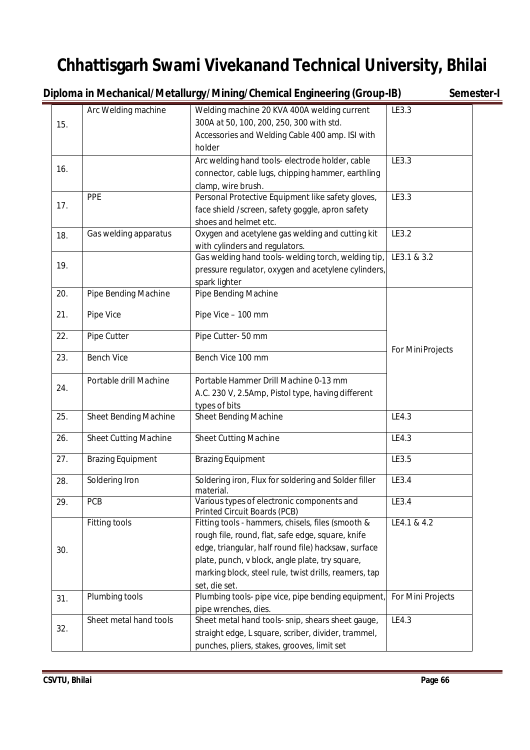# Chhattisgarh Swami Vivekanand Technical University, Bhilai

**Diploma in Mechanical/Metallurgy/Mining/Chemical Engineering (Group-IB) Semester-I**

| | | | |
|---|---|---|---|
| 15. | Arc Welding machine | Welding machine 20 KVA 400A welding current 300A at 50, 100, 200, 250, 300 with std. Accessories and Welding Cable 400 amp. ISI with holder | LE3.3 |
| 16. | | Arc welding hand tools- electrode holder, cable connector, cable lugs, chipping hammer, earthling clamp, wire brush. | LE3.3 |
| 17. | PPE | Personal Protective Equipment like safety gloves, face shield /screen, safety goggle, apron safety shoes and helmet etc. | LE3.3 |
| 18. | Gas welding apparatus | Oxygen and acetylene gas welding and cutting kit with cylinders and regulators. | LE3.2 |
| 19. | | Gas welding hand tools- welding torch, welding tip, pressure regulator, oxygen and acetylene cylinders, spark lighter | LE3.1 & 3.2 |
| 20. | Pipe Bending Machine | Pipe Bending Machine | For MiniProjects |
| 21. | Pipe Vice | Pipe Vice – 100 mm | |
| 22. | Pipe Cutter | Pipe Cutter- 50 mm | |
| 23. | Bench Vice | Bench Vice 100 mm | |
| 24. | Portable drill Machine | Portable Hammer Drill Machine 0-13 mm A.C. 230 V, 2.5Amp, Pistol type, having different types of bits | |
| 25. | Sheet Bending Machine | Sheet Bending Machine | LE4.3 |
| 26. | Sheet Cutting Machine | Sheet Cutting Machine | LE4.3 |
| 27. | Brazing Equipment | Brazing Equipment | LE3.5 |
| 28. | Soldering Iron | Soldering iron, Flux for soldering and Solder filler material. | LE3.4 |
| 29. | PCB | Various types of electronic components and Printed Circuit Boards (PCB) | LE3.4 |
| 30. | Fitting tools | Fitting tools - hammers, chisels, files (smooth & rough file, round, flat, safe edge, square, knife edge, triangular, half round file) hacksaw, surface plate, punch, v block, angle plate, try square, marking block, steel rule, twist drills, reamers, tap set, die set. | LE4.1 & 4.2 |
| 31. | Plumbing tools | Plumbing tools- pipe vice, pipe bending equipment, pipe wrenches, dies. | For Mini Projects |
| 32. | Sheet metal hand tools | Sheet metal hand tools- snip, shears sheet gauge, straight edge, L square, scriber, divider, trammel, punches, pliers, stakes, grooves, limit set | LE4.3 |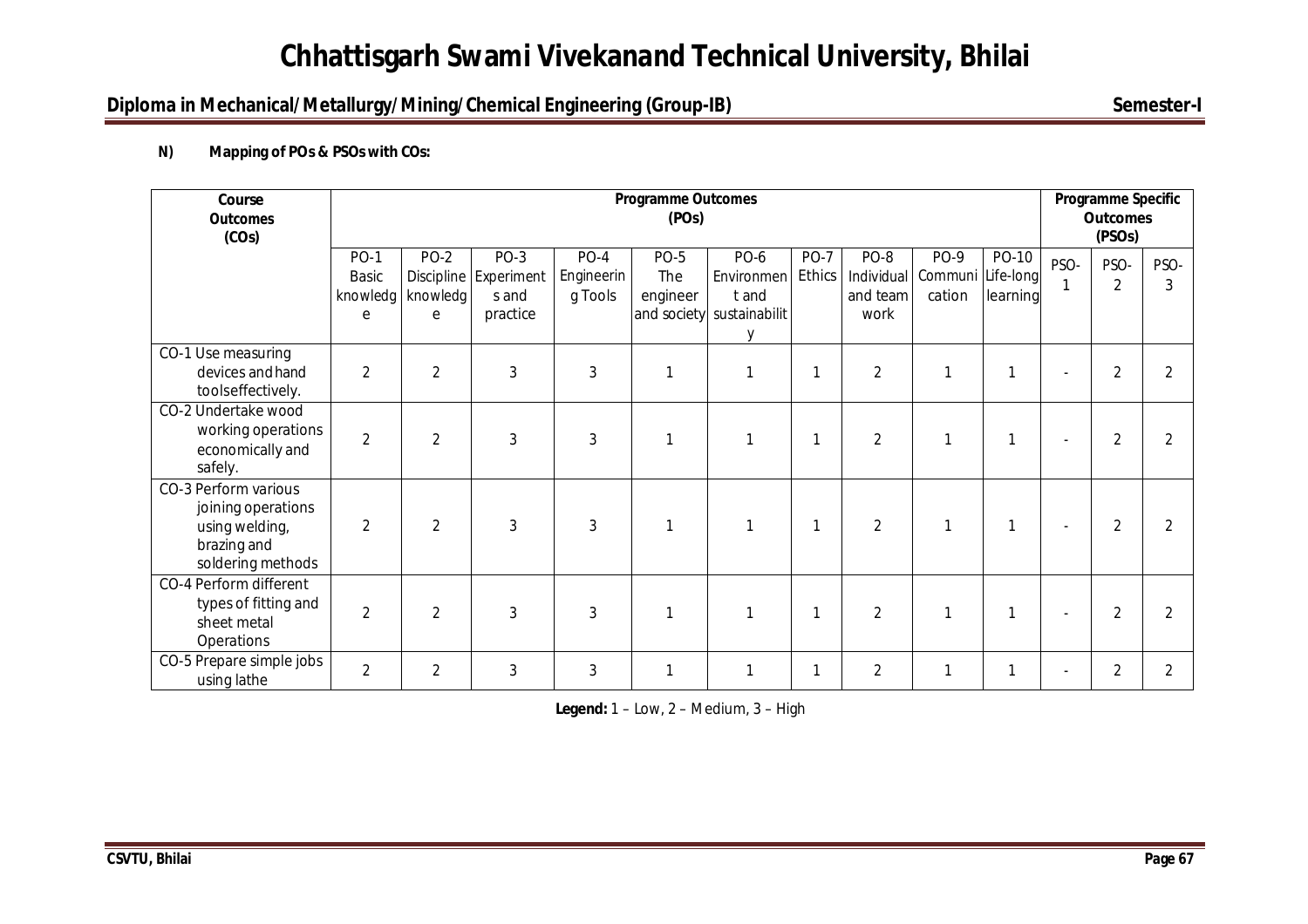# Chhattisgarh Swami Vivekanand Technical University, Bhilai

## Diploma in Mechanical/Metallurgy/Mining/Chemical Engineering (Group-IB) — Semester-I

**N) Mapping of POs & PSOs with COs:**

| Course Outcomes (COs) | Programme Outcomes (POs) | | | | | | | | | | Programme Specific Outcomes (PSOs) | | |
|---|---|---|---|---|---|---|---|---|---|---|---|---|---|
| | PO-1 Basic knowledge | PO-2 Discipline knowledge | PO-3 Experiments and practice | PO-4 Engineering Tools | PO-5 The engineer and society | PO-6 Environment and sustainability | PO-7 Ethics | PO-8 Individual and team work | PO-9 Communication | PO-10 Life-long learning | PSO-1 | PSO-2 | PSO-3 |
| CO-1 Use measuring devices and hand toolseffectively. | 2 | 2 | 3 | 3 | 1 | 1 | 1 | 2 | 1 | 1 | - | 2 | 2 |
| CO-2 Undertake wood working operations economically and safely. | 2 | 2 | 3 | 3 | 1 | 1 | 1 | 2 | 1 | 1 | - | 2 | 2 |
| CO-3 Perform various joining operations using welding, brazing and soldering methods | 2 | 2 | 3 | 3 | 1 | 1 | 1 | 2 | 1 | 1 | - | 2 | 2 |
| CO-4 Perform different types of fitting and sheet metal Operations | 2 | 2 | 3 | 3 | 1 | 1 | 1 | 2 | 1 | 1 | - | 2 | 2 |
| CO-5 Prepare simple jobs using lathe | 2 | 2 | 3 | 3 | 1 | 1 | 1 | 2 | 1 | 1 | - | 2 | 2 |

**Legend:** 1 – Low, 2 – Medium, 3 – High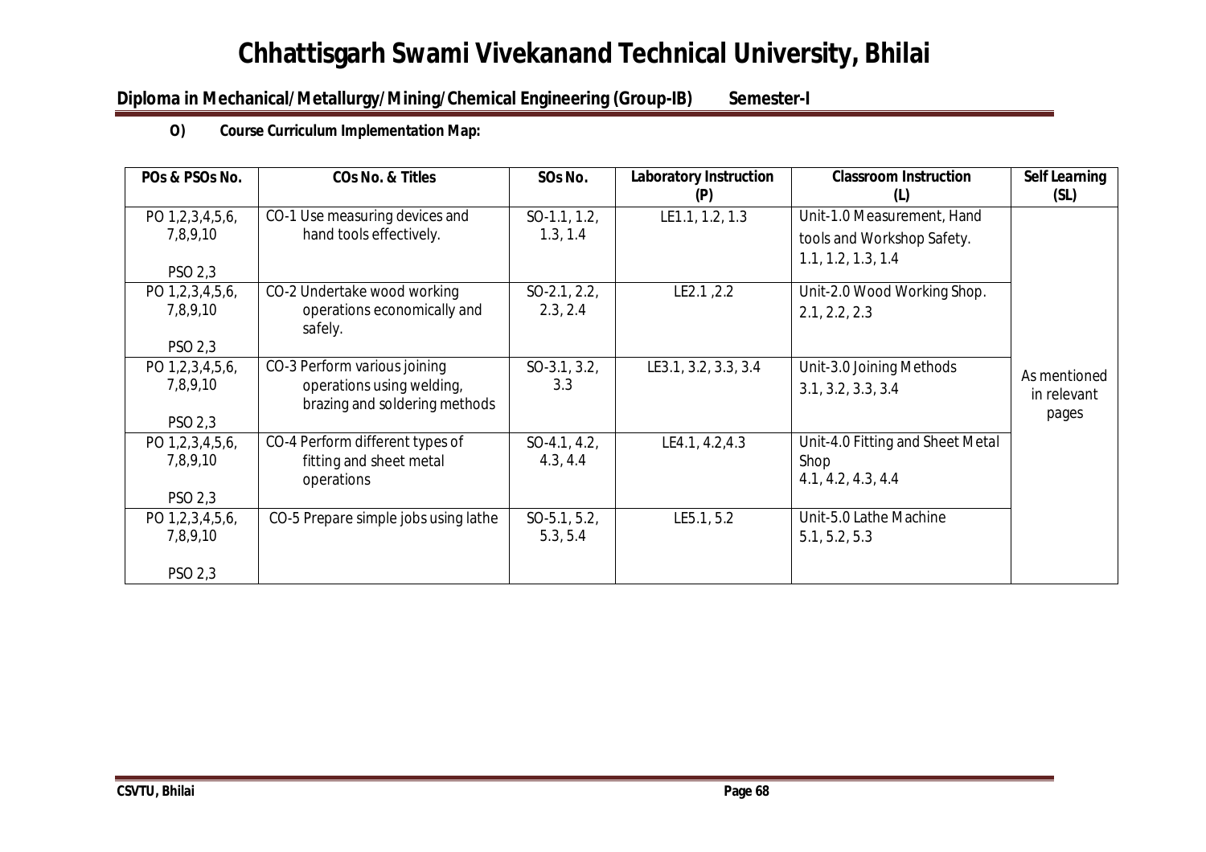**O) Course Curriculum Implementation Map:**

| POs & PSOs No. | COs No. & Titles | SOs No. | Laboratory Instruction (P) | Classroom Instruction (L) | Self Learning (SL) |
|---|---|---|---|---|---|
| PO 1,2,3,4,5,6, 7,8,9,10<br><br>PSO 2,3 | CO-1 Use measuring devices and hand tools effectively. | SO-1.1, 1.2, 1.3, 1.4 | LE1.1, 1.2, 1.3 | Unit-1.0 Measurement, Hand tools and Workshop Safety.<br>1.1, 1.2, 1.3, 1.4 | As mentioned in relevant pages |
| PO 1,2,3,4,5,6, 7,8,9,10<br><br>PSO 2,3 | CO-2 Undertake wood working operations economically and safely. | SO-2.1, 2.2, 2.3, 2.4 | LE2.1 ,2.2 | Unit-2.0 Wood Working Shop.<br>2.1, 2.2, 2.3 | |
| PO 1,2,3,4,5,6, 7,8,9,10<br><br>PSO 2,3 | CO-3 Perform various joining operations using welding, brazing and soldering methods | SO-3.1, 3.2, 3.3 | LE3.1, 3.2, 3.3, 3.4 | Unit-3.0 Joining Methods<br>3.1, 3.2, 3.3, 3.4 | |
| PO 1,2,3,4,5,6, 7,8,9,10<br><br>PSO 2,3 | CO-4 Perform different types of fitting and sheet metal operations | SO-4.1, 4.2, 4.3, 4.4 | LE4.1, 4.2,4.3 | Unit-4.0 Fitting and Sheet Metal Shop<br>4.1, 4.2, 4.3, 4.4 | |
| PO 1,2,3,4,5,6, 7,8,9,10<br><br>PSO 2,3 | CO-5 Prepare simple jobs using lathe | SO-5.1, 5.2, 5.3, 5.4 | LE5.1, 5.2 | Unit-5.0 Lathe Machine<br>5.1, 5.2, 5.3 | |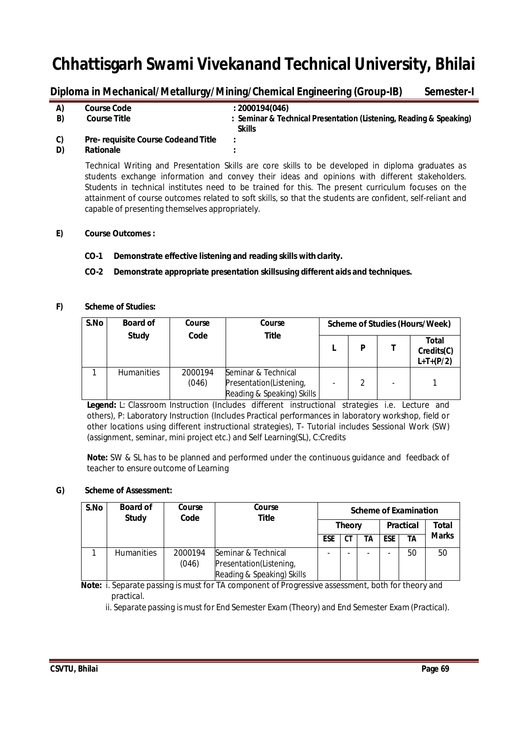# Chhattisgarh Swami Vivekanand Technical University, Bhilai

## Diploma in Mechanical/Metallurgy/Mining/Chemical Engineering (Group-IB) Semester-I

| | | |
|---|---|---|
| **A)** | **Course Code** | **: 2000194(046)** |
| **B)** | **Course Title** | **: Seminar & Technical Presentation (Listening, Reading & Speaking) Skills** |
| **C)** | **Pre- requisite Course Codeand Title** | **:** |
| **D)** | **Rationale** | **:** |

Technical Writing and Presentation Skills are core skills to be developed in diploma graduates as students exchange information and convey their ideas and opinions with different stakeholders. Students in technical institutes need to be trained for this. The present curriculum focuses on the attainment of course outcomes related to soft skills, so that the students are confident, self-reliant and capable of presenting themselves appropriately.

**E) Course Outcomes :**

- **CO-1 Demonstrate effective listening and reading skills with clarity.**
- **CO-2 Demonstrate appropriate presentation skillsusing different aids and techniques.**

**F) Scheme of Studies:**

| S.No | Board of Study | Course Code | Course Title | Scheme of Studies (Hours/Week) | | | |
|---|---|---|---|---|---|---|---|
| | | | | L | P | T | Total Credits(C) L+T+(P/2) |
| 1 | Humanities | 2000194 (046) | Seminar & Technical Presentation(Listening, Reading & Speaking) Skills | - | 2 | - | 1 |

**Legend:** L: Classroom Instruction (Includes different instructional strategies i.e. Lecture and others), P: Laboratory Instruction (Includes Practical performances in laboratory workshop, field or other locations using different instructional strategies), T- Tutorial includes Sessional Work (SW) (assignment, seminar, mini project etc.) and Self Learning(SL), C:Credits

**Note:** SW & SL has to be planned and performed under the continuous guidance and feedback of teacher to ensure outcome of Learning

**G) Scheme of Assessment:**

| S.No | Board of Study | Course Code | Course Title | Scheme of Examination | | | | | |
|---|---|---|---|---|---|---|---|---|---|
| | | | | Theory | | | Practical | | Total Marks |
| | | | | ESE | CT | TA | ESE | TA | |
| 1 | Humanities | 2000194 (046) | Seminar & Technical Presentation(Listening, Reading & Speaking) Skills | - | - | - | - | 50 | 50 |

**Note:** i. Separate passing is must for TA component of Progressive assessment, both for theory and practical.

ii. Separate passing is must for End Semester Exam (Theory) and End Semester Exam (Practical).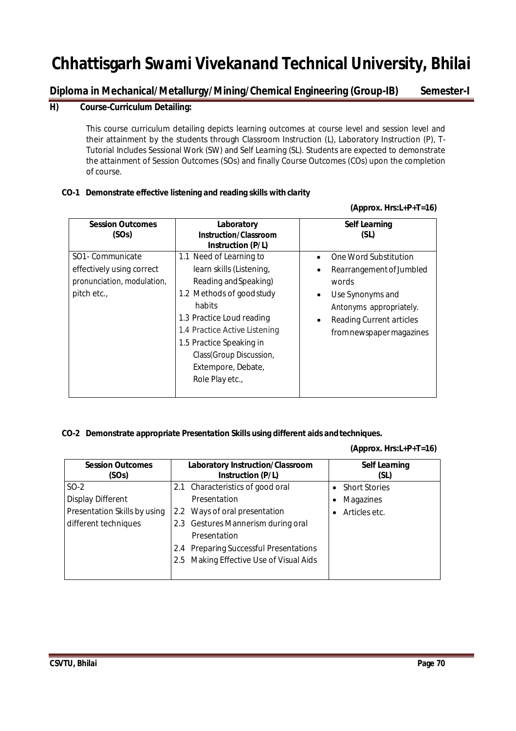# Chhattisgarh Swami Vivekanand Technical University, Bhilai

**Diploma in Mechanical/Metallurgy/Mining/Chemical Engineering (Group-IB) Semester-I**

## H) Course-Curriculum Detailing:

This course curriculum detailing depicts learning outcomes at course level and session level and their attainment by the students through Classroom Instruction (L), Laboratory Instruction (P), T-Tutorial Includes Sessional Work (SW) and Self Learning (SL). Students are expected to demonstrate the attainment of Session Outcomes (SOs) and finally Course Outcomes (COs) upon the completion of course.

**CO-1 Demonstrate effective listening and reading skills with clarity**

**(Approx. Hrs:L+P+T=16)**

| Session Outcomes (SOs) | Laboratory Instruction/Classroom Instruction (P/L) | Self Learning (SL) |
|---|---|---|
| SO1- Communicate effectively using correct pronunciation, modulation, pitch etc., | 1.1 Need of Learning to learn skills (Listening, Reading and Speaking)<br>1.2 Methods of good study habits<br>1.3 Practice Loud reading<br>1.4 Practice Active Listening<br>1.5 Practice Speaking in Class(Group Discussion, Extempore, Debate, Role Play etc., | • One Word Substitution<br>• Rearrangement of Jumbled words<br>• Use Synonyms and Antonyms appropriately.<br>• Reading Current articles from newspaper magazines |

**CO-2 Demonstrate appropriate Presentation Skills using different aids and techniques.**

**(Approx. Hrs:L+P+T=16)**

| Session Outcomes (SOs) | Laboratory Instruction/Classroom Instruction (P/L) | Self Learning (SL) |
|---|---|---|
| SO-2 Display Different Presentation Skills by using different techniques | 2.1 Characteristics of good oral Presentation<br>2.2 Ways of oral presentation<br>2.3 Gestures Mannerism during oral Presentation<br>2.4 Preparing Successful Presentations<br>2.5 Making Effective Use of Visual Aids | • Short Stories<br>• Magazines<br>• Articles etc. |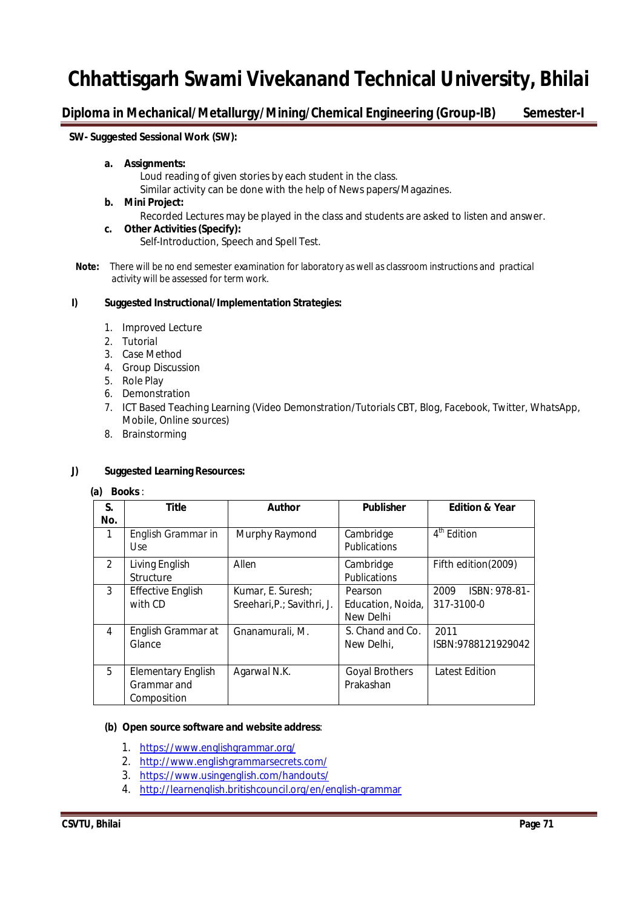**SW- Suggested Sessional Work (SW):**

a. **Assignments:**
   Loud reading of given stories by each student in the class.
   Similar activity can be done with the help of News papers/Magazines.

b. **Mini Project:**
   Recorded Lectures may be played in the class and students are asked to listen and answer.

c. **Other Activities (Specify):**
   Self-Introduction, Speech and Spell Test.

**Note:** There will be no end semester examination for laboratory as well as classroom instructions and practical activity will be assessed for term work.

**I) Suggested Instructional/Implementation Strategies:**

1. Improved Lecture
2. Tutorial
3. Case Method
4. Group Discussion
5. Role Play
6. Demonstration
7. ICT Based Teaching Learning (Video Demonstration/Tutorials CBT, Blog, Facebook, Twitter, WhatsApp, Mobile, Online sources)
8. Brainstorming

**J) Suggested Learning Resources:**

**(a) Books** :

| S. No. | Title | Author | Publisher | Edition & Year |
|---|---|---|---|---|
| 1 | English Grammar in Use | Murphy Raymond | Cambridge Publications | 4th Edition |
| 2 | Living English Structure | Allen | Cambridge Publications | Fifth edition(2009) |
| 3 | Effective English with CD | Kumar, E. Suresh; Sreehari,P.; Savithri, J. | Pearson Education, Noida, New Delhi | 2009 ISBN: 978-81-317-3100-0 |
| 4 | English Grammar at Glance | Gnanamurali, M. | S. Chand and Co. New Delhi, | 2011 ISBN:9788121929042 |
| 5 | Elementary English Grammar and Composition | Agarwal N.K. | Goyal Brothers Prakashan | Latest Edition |

**(b) Open source software and website address**:

1. https://www.englishgrammar.org/
2. http://www.englishgrammarsecrets.com/
3. https://www.usingenglish.com/handouts/
4. http://learnenglish.britishcouncil.org/en/english-grammar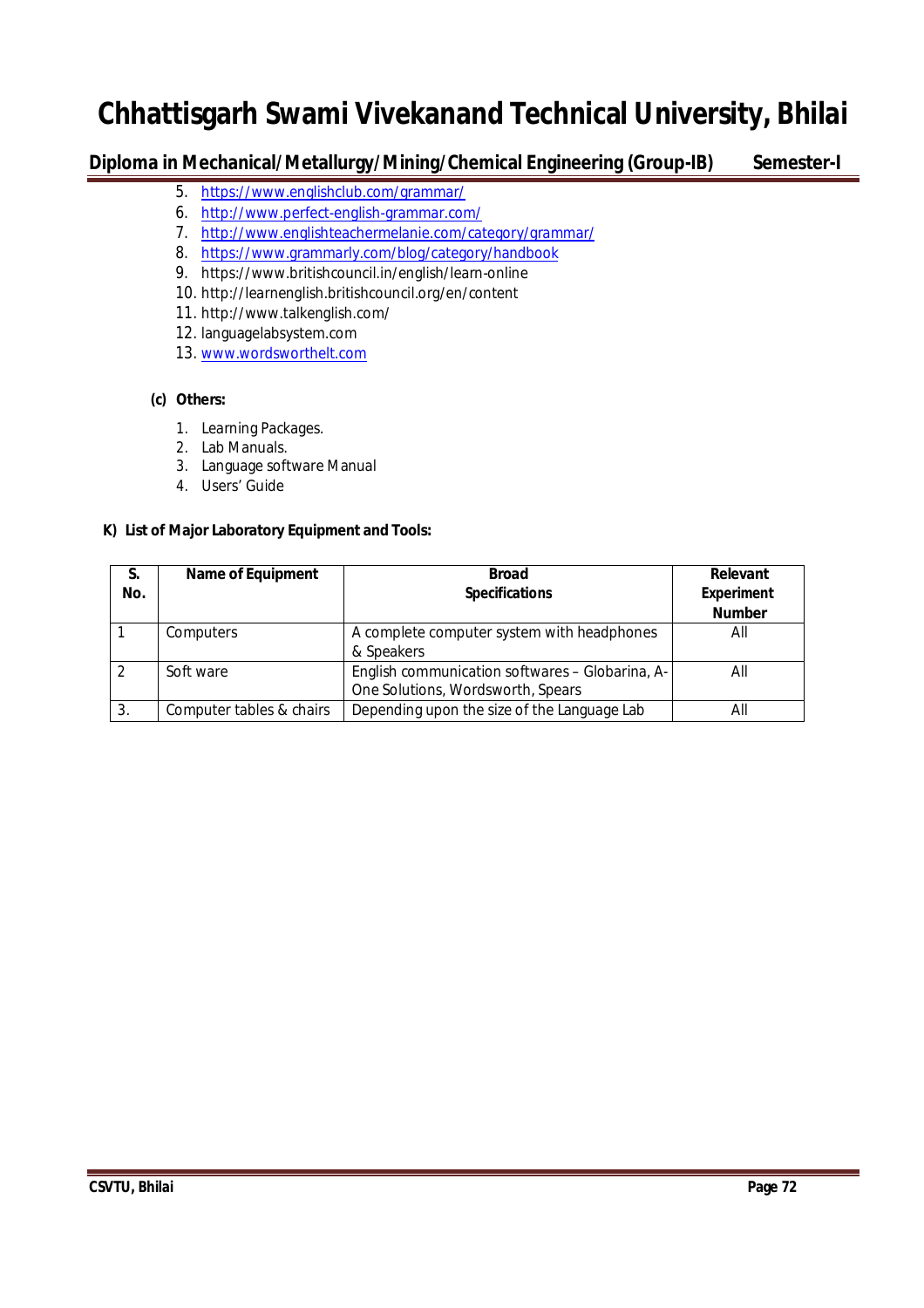5. https://www.englishclub.com/grammar/
6. http://www.perfect-english-grammar.com/
7. http://www.englishteachermelanie.com/category/grammar/
8. https://www.grammarly.com/blog/category/handbook
9. https://www.britishcouncil.in/english/learn-online
10. http://learnenglish.britishcouncil.org/en/content
11. http://www.talkenglish.com/
12. languagelabsystem.com
13. www.wordsworthelt.com

**(c) Others:**

1. Learning Packages.
2. Lab Manuals.
3. Language software Manual
4. Users' Guide

**K) List of Major Laboratory Equipment and Tools:**

| S. No. | Name of Equipment | Broad Specifications | Relevant Experiment Number |
|---|---|---|---|
| 1 | Computers | A complete computer system with headphones & Speakers | All |
| 2 | Soft ware | English communication softwares – Globarina, A-One Solutions, Wordsworth, Spears | All |
| 3. | Computer tables & chairs | Depending upon the size of the Language Lab | All |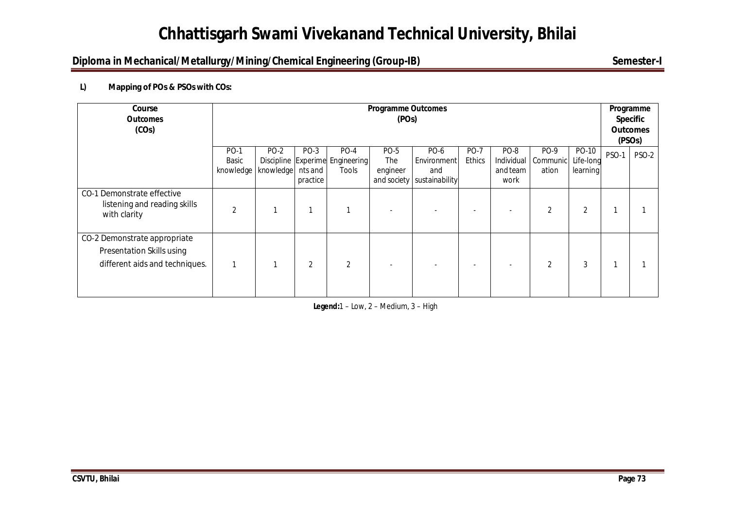**L) Mapping of POs & PSOs with COs:**

| Course Outcomes (COs) | Programme Outcomes (POs) | | | | | | | | | | Programme Specific Outcomes (PSOs) | |
|---|---|---|---|---|---|---|---|---|---|---|---|---|
| | PO-1 Basic knowledge | PO-2 Discipline knowledge | PO-3 Experiments and practice | PO-4 Engineering Tools | PO-5 The engineer and society | PO-6 Environment and sustainability | PO-7 Ethics | PO-8 Individual and team work | PO-9 Communication | PO-10 Life-long learning | PSO-1 | PSO-2 |
| CO-1 Demonstrate effective listening and reading skills with clarity | 2 | 1 | 1 | 1 | - | - | - | - | 2 | 2 | 1 | 1 |
| CO-2 Demonstrate appropriate Presentation Skills using different aids and techniques. | 1 | 1 | 2 | 2 | - | - | - | - | 2 | 3 | 1 | 1 |

**Legend:** 1 – Low, 2 – Medium, 3 – High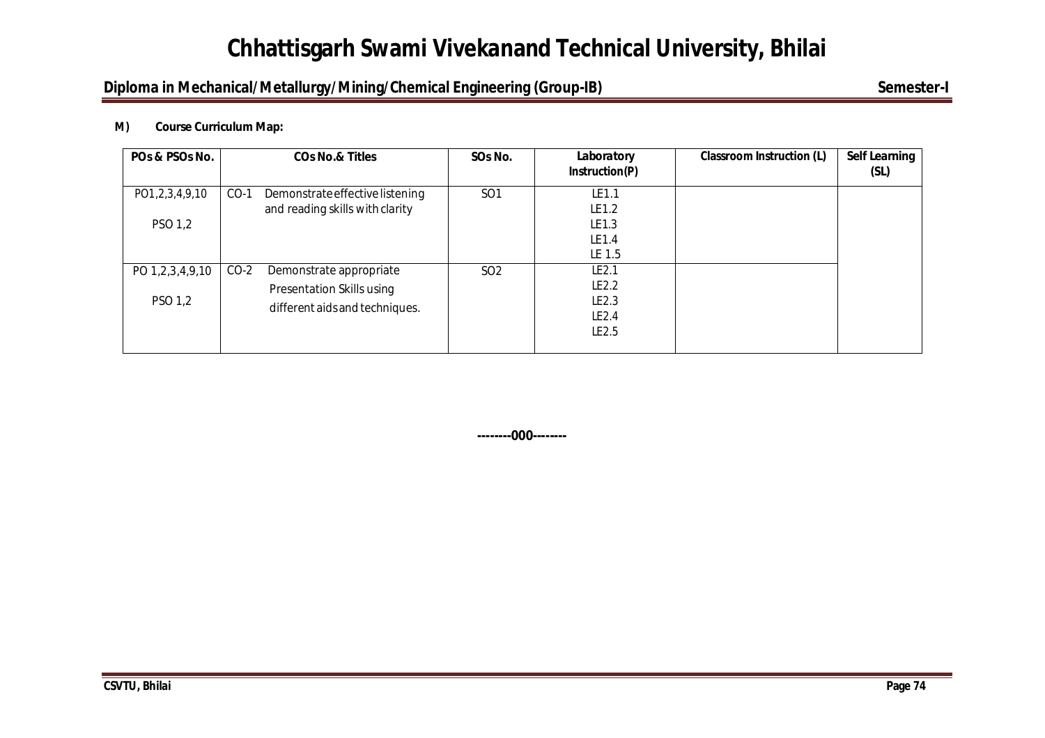**M) Course Curriculum Map:**

| POs & PSOs No. | COs No.& Titles | SOs No. | Laboratory Instruction(P) | Classroom Instruction (L) | Self Learning (SL) |
|---|---|---|---|---|---|
| PO1,2,3,4,9,10<br>PSO 1,2 | CO-1 Demonstrate effective listening and reading skills with clarity | SO1 | LE1.1<br>LE1.2<br>LE1.3<br>LE1.4<br>LE 1.5 | | |
| PO 1,2,3,4,9,10<br>PSO 1,2 | CO-2 Demonstrate appropriate Presentation Skills using different aids and techniques. | SO2 | LE2.1<br>LE2.2<br>LE2.3<br>LE2.4<br>LE2.5 | | |

**--------000--------**